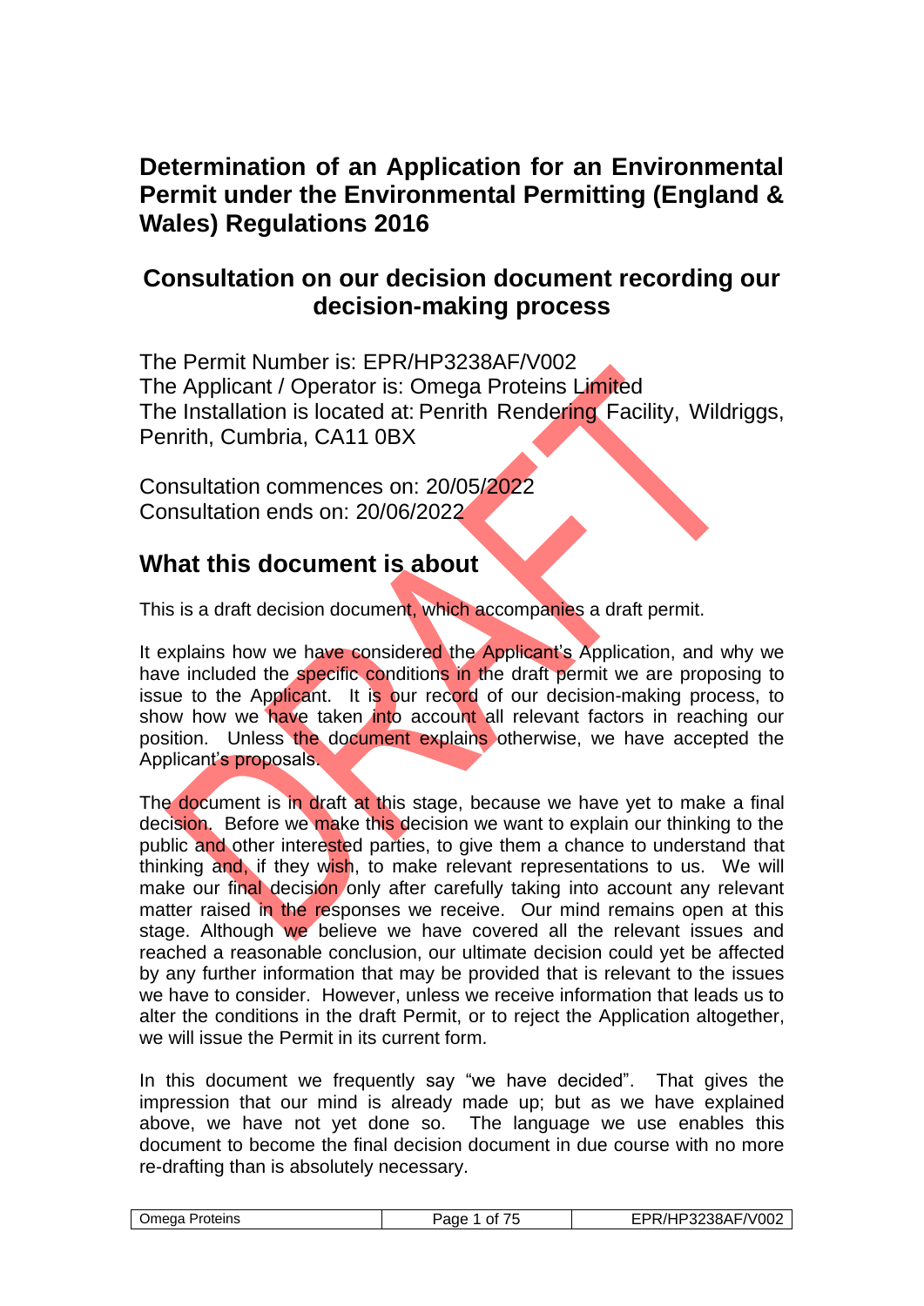# Determination of an Application for an Environmental Permit under the Environmental Permitting (England & Wales) Regulations 2016

## Consultation on our decision document recording our decision-making process

The Permit Number is: EPR/HP3238AF/V002
The Applicant / Operator is: Omega Proteins Limited
The Installation is located at: Penrith Rendering Facility, Wildriggs, Penrith, Cumbria, CA11 0BX

Consultation commences on: 20/05/2022
Consultation ends on: 20/06/2022

## What this document is about

This is a draft decision document, which accompanies a draft permit.

It explains how we have considered the Applicant's Application, and why we have included the specific conditions in the draft permit we are proposing to issue to the Applicant. It is our record of our decision-making process, to show how we have taken into account all relevant factors in reaching our position. Unless the document explains otherwise, we have accepted the Applicant's proposals.

The document is in draft at this stage, because we have yet to make a final decision. Before we make this decision we want to explain our thinking to the public and other interested parties, to give them a chance to understand that thinking and, if they wish, to make relevant representations to us. We will make our final decision only after carefully taking into account any relevant matter raised in the responses we receive. Our mind remains open at this stage. Although we believe we have covered all the relevant issues and reached a reasonable conclusion, our ultimate decision could yet be affected by any further information that may be provided that is relevant to the issues we have to consider. However, unless we receive information that leads us to alter the conditions in the draft Permit, or to reject the Application altogether, we will issue the Permit in its current form.

In this document we frequently say "we have decided". That gives the impression that our mind is already made up; but as we have explained above, we have not yet done so. The language we use enables this document to become the final decision document in due course with no more re-drafting than is absolutely necessary.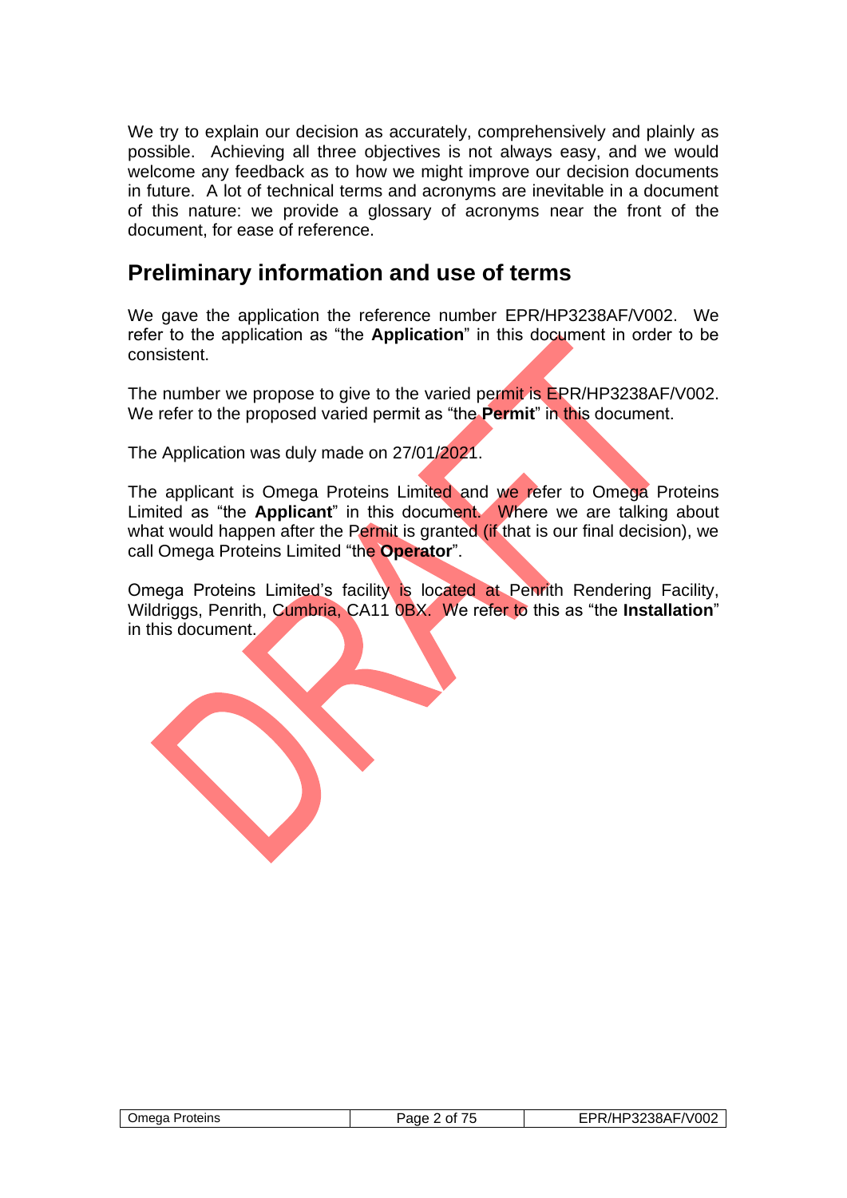We try to explain our decision as accurately, comprehensively and plainly as possible. Achieving all three objectives is not always easy, and we would welcome any feedback as to how we might improve our decision documents in future. A lot of technical terms and acronyms are inevitable in a document of this nature: we provide a glossary of acronyms near the front of the document, for ease of reference.

## Preliminary information and use of terms

We gave the application the reference number EPR/HP3238AF/V002. We refer to the application as "the **Application**" in this document in order to be consistent.

The number we propose to give to the varied permit is EPR/HP3238AF/V002. We refer to the proposed varied permit as "the **Permit**" in this document.

The Application was duly made on 27/01/2021.

The applicant is Omega Proteins Limited and we refer to Omega Proteins Limited as "the **Applicant**" in this document. Where we are talking about what would happen after the Permit is granted (if that is our final decision), we call Omega Proteins Limited "the **Operator**".

Omega Proteins Limited's facility is located at Penrith Rendering Facility, Wildriggs, Penrith, Cumbria, CA11 0BX. We refer to this as "the **Installation**" in this document.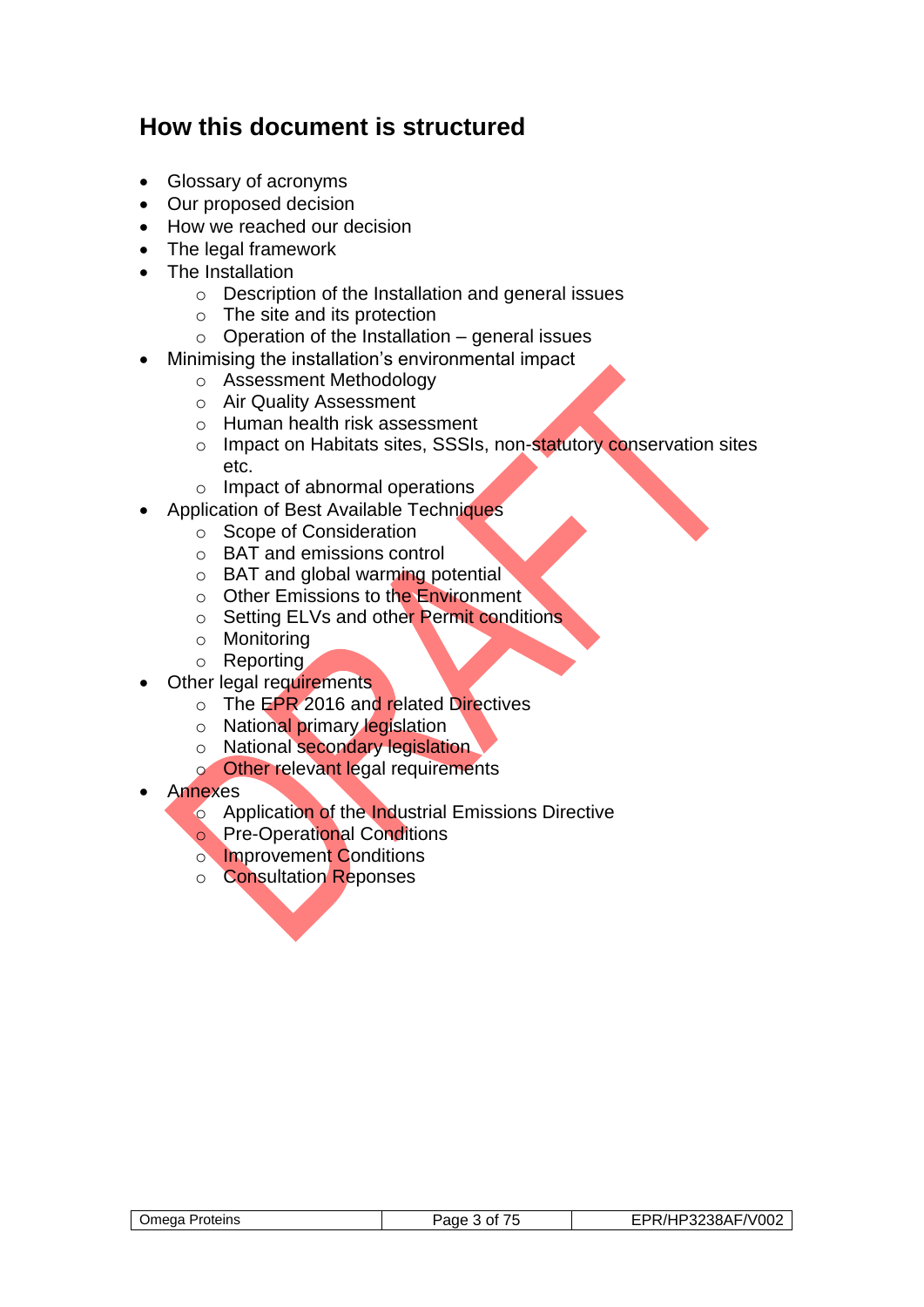## How this document is structured

- Glossary of acronyms
- Our proposed decision
- How we reached our decision
- The legal framework
- The Installation
    - Description of the Installation and general issues
    - The site and its protection
    - Operation of the Installation – general issues
- Minimising the installation's environmental impact
    - Assessment Methodology
    - Air Quality Assessment
    - Human health risk assessment
    - Impact on Habitats sites, SSSIs, non-statutory conservation sites etc.
    - Impact of abnormal operations
- Application of Best Available Techniques
    - Scope of Consideration
    - BAT and emissions control
    - BAT and global warming potential
    - Other Emissions to the Environment
    - Setting ELVs and other Permit conditions
    - Monitoring
    - Reporting
- Other legal requirements
    - The EPR 2016 and related Directives
    - National primary legislation
    - National secondary legislation
    - Other relevant legal requirements
- Annexes
    - Application of the Industrial Emissions Directive
    - Pre-Operational Conditions
    - Improvement Conditions
    - Consultation Reponses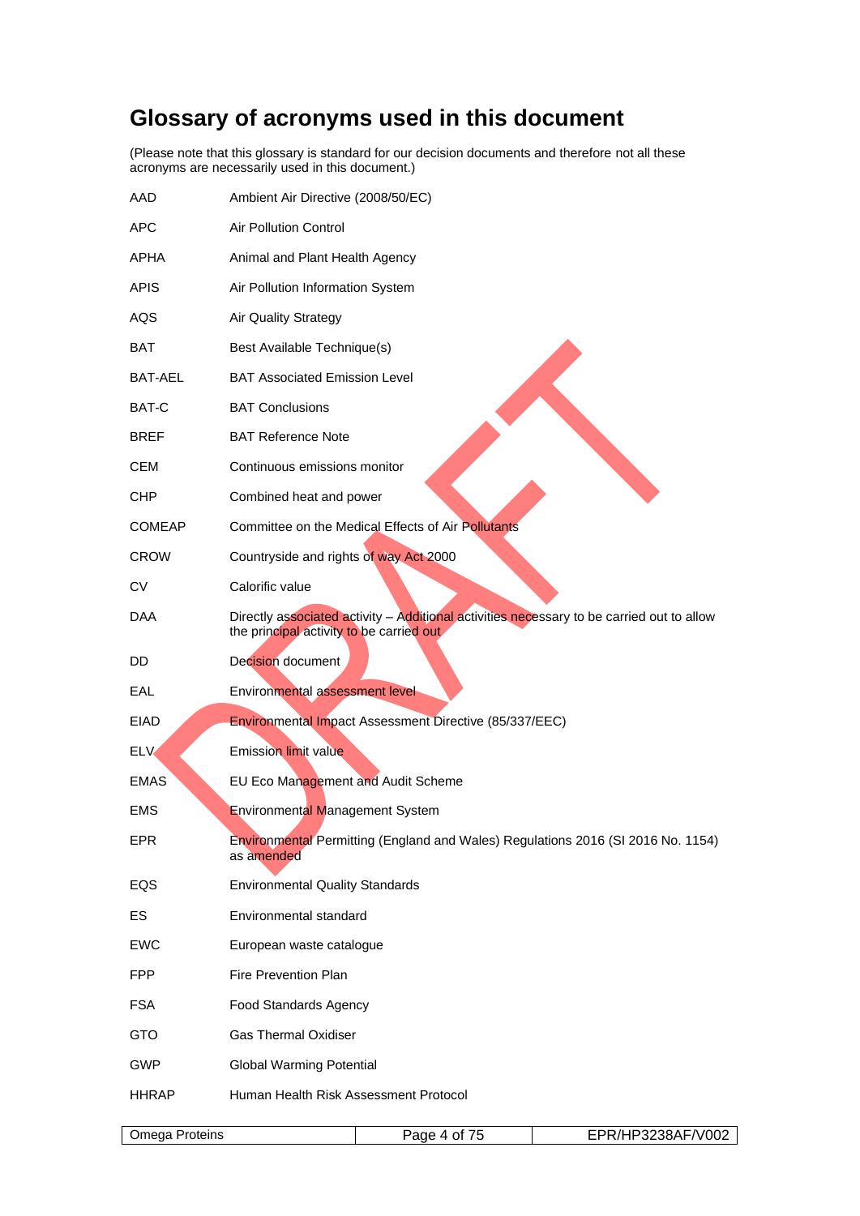# Glossary of acronyms used in this document

(Please note that this glossary is standard for our decision documents and therefore not all these acronyms are necessarily used in this document.)

| | |
|---|---|
| AAD | Ambient Air Directive (2008/50/EC) |
| APC | Air Pollution Control |
| APHA | Animal and Plant Health Agency |
| APIS | Air Pollution Information System |
| AQS | Air Quality Strategy |
| BAT | Best Available Technique(s) |
| BAT-AEL | BAT Associated Emission Level |
| BAT-C | BAT Conclusions |
| BREF | BAT Reference Note |
| CEM | Continuous emissions monitor |
| CHP | Combined heat and power |
| COMEAP | Committee on the Medical Effects of Air Pollutants |
| CROW | Countryside and rights of way Act 2000 |
| CV | Calorific value |
| DAA | Directly associated activity – Additional activities necessary to be carried out to allow the principal activity to be carried out |
| DD | Decision document |
| EAL | Environmental assessment level |
| EIAD | Environmental Impact Assessment Directive (85/337/EEC) |
| ELV | Emission limit value |
| EMAS | EU Eco Management and Audit Scheme |
| EMS | Environmental Management System |
| EPR | Environmental Permitting (England and Wales) Regulations 2016 (SI 2016 No. 1154) as amended |
| EQS | Environmental Quality Standards |
| ES | Environmental standard |
| EWC | European waste catalogue |
| FPP | Fire Prevention Plan |
| FSA | Food Standards Agency |
| GTO | Gas Thermal Oxidiser |
| GWP | Global Warming Potential |
| HHRAP | Human Health Risk Assessment Protocol |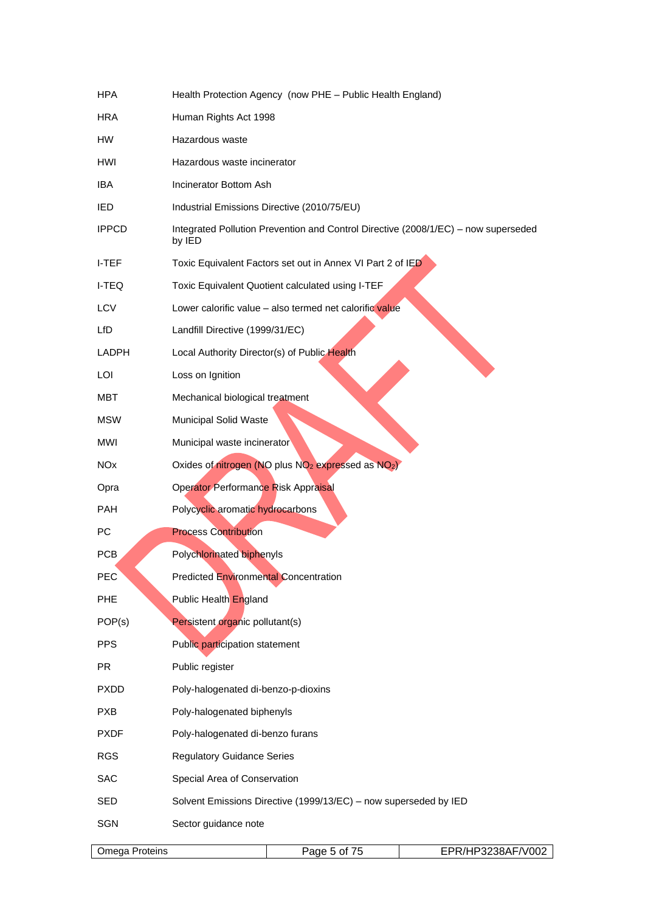| | |
|---|---|
| HPA | Health Protection Agency (now PHE – Public Health England) |
| HRA | Human Rights Act 1998 |
| HW | Hazardous waste |
| HWI | Hazardous waste incinerator |
| IBA | Incinerator Bottom Ash |
| IED | Industrial Emissions Directive (2010/75/EU) |
| IPPCD | Integrated Pollution Prevention and Control Directive (2008/1/EC) – now superseded by IED |
| I-TEF | Toxic Equivalent Factors set out in Annex VI Part 2 of IED |
| I-TEQ | Toxic Equivalent Quotient calculated using I-TEF |
| LCV | Lower calorific value – also termed net calorific value |
| LfD | Landfill Directive (1999/31/EC) |
| LADPH | Local Authority Director(s) of Public Health |
| LOI | Loss on Ignition |
| MBT | Mechanical biological treatment |
| MSW | Municipal Solid Waste |
| MWI | Municipal waste incinerator |
| NOx | Oxides of nitrogen (NO plus $NO_2$ expressed as $NO_2$) |
| Opra | Operator Performance Risk Appraisal |
| PAH | Polycyclic aromatic hydrocarbons |
| PC | Process Contribution |
| PCB | Polychlorinated biphenyls |
| PEC | Predicted Environmental Concentration |
| PHE | Public Health England |
| POP(s) | Persistent organic pollutant(s) |
| PPS | Public participation statement |
| PR | Public register |
| PXDD | Poly-halogenated di-benzo-p-dioxins |
| PXB | Poly-halogenated biphenyls |
| PXDF | Poly-halogenated di-benzo furans |
| RGS | Regulatory Guidance Series |
| SAC | Special Area of Conservation |
| SED | Solvent Emissions Directive (1999/13/EC) – now superseded by IED |
| SGN | Sector guidance note |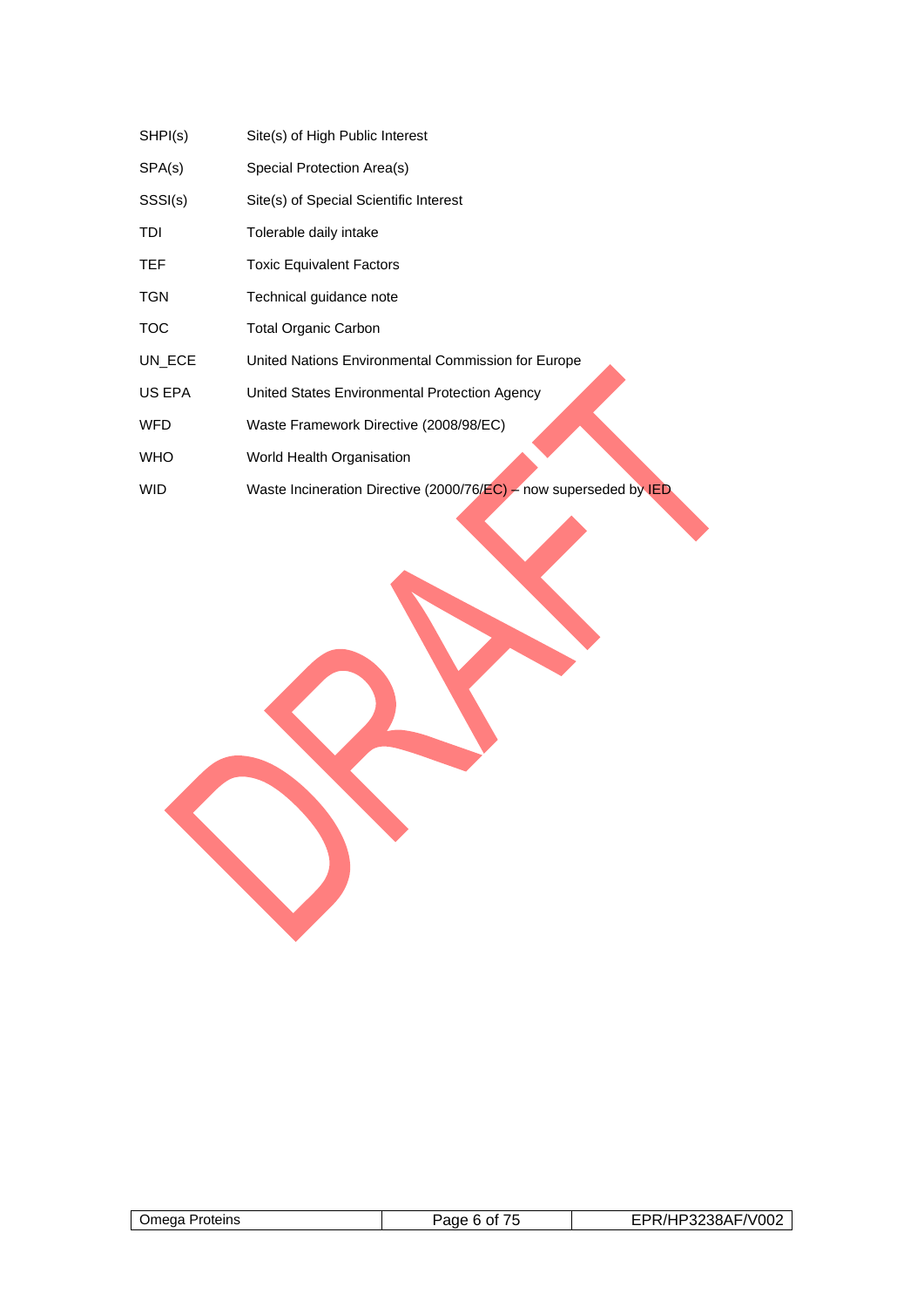| | |
|---|---|
| SHPI(s) | Site(s) of High Public Interest |
| SPA(s) | Special Protection Area(s) |
| SSSI(s) | Site(s) of Special Scientific Interest |
| TDI | Tolerable daily intake |
| TEF | Toxic Equivalent Factors |
| TGN | Technical guidance note |
| TOC | Total Organic Carbon |
| UN_ECE | United Nations Environmental Commission for Europe |
| US EPA | United States Environmental Protection Agency |
| WFD | Waste Framework Directive (2008/98/EC) |
| WHO | World Health Organisation |
| WID | Waste Incineration Directive (2000/76/EC) – now superseded by IED |

DRAFT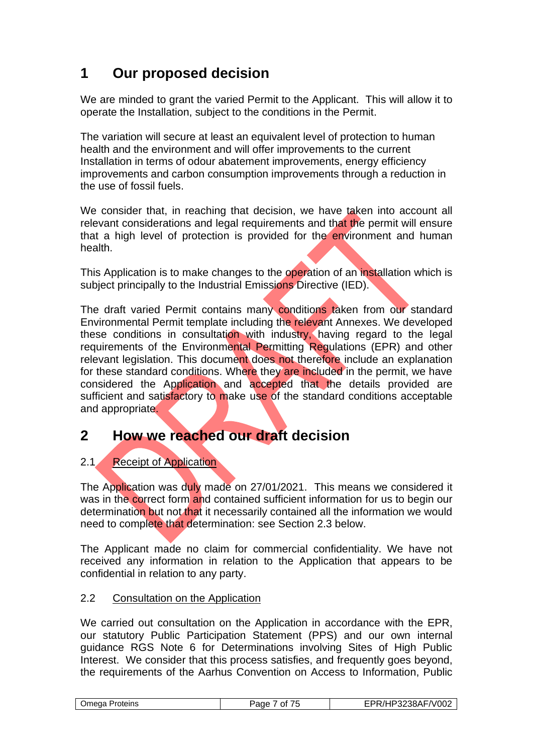# 1 Our proposed decision

We are minded to grant the varied Permit to the Applicant. This will allow it to operate the Installation, subject to the conditions in the Permit.

The variation will secure at least an equivalent level of protection to human health and the environment and will offer improvements to the current Installation in terms of odour abatement improvements, energy efficiency improvements and carbon consumption improvements through a reduction in the use of fossil fuels.

We consider that, in reaching that decision, we have taken into account all relevant considerations and legal requirements and that the permit will ensure that a high level of protection is provided for the environment and human health.

This Application is to make changes to the operation of an installation which is subject principally to the Industrial Emissions Directive (IED).

The draft varied Permit contains many conditions taken from our standard Environmental Permit template including the relevant Annexes. We developed these conditions in consultation with industry, having regard to the legal requirements of the Environmental Permitting Regulations (EPR) and other relevant legislation. This document does not therefore include an explanation for these standard conditions. Where they are included in the permit, we have considered the Application and accepted that the details provided are sufficient and satisfactory to make use of the standard conditions acceptable and appropriate.

# 2 How we reached our draft decision

## 2.1 Receipt of Application

The Application was duly made on 27/01/2021. This means we considered it was in the correct form and contained sufficient information for us to begin our determination but not that it necessarily contained all the information we would need to complete that determination: see Section 2.3 below.

The Applicant made no claim for commercial confidentiality. We have not received any information in relation to the Application that appears to be confidential in relation to any party.

## 2.2 Consultation on the Application

We carried out consultation on the Application in accordance with the EPR, our statutory Public Participation Statement (PPS) and our own internal guidance RGS Note 6 for Determinations involving Sites of High Public Interest. We consider that this process satisfies, and frequently goes beyond, the requirements of the Aarhus Convention on Access to Information, Public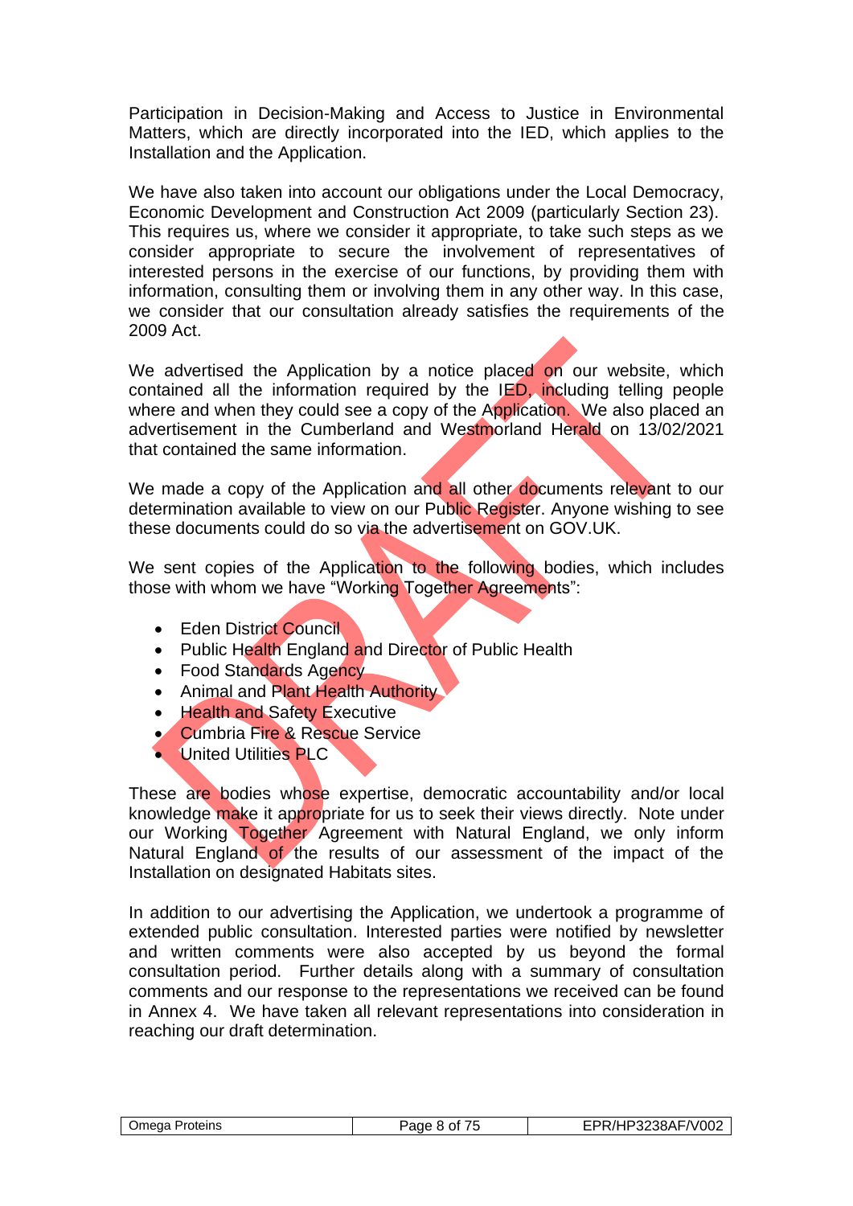Participation in Decision-Making and Access to Justice in Environmental Matters, which are directly incorporated into the IED, which applies to the Installation and the Application.

We have also taken into account our obligations under the Local Democracy, Economic Development and Construction Act 2009 (particularly Section 23). This requires us, where we consider it appropriate, to take such steps as we consider appropriate to secure the involvement of representatives of interested persons in the exercise of our functions, by providing them with information, consulting them or involving them in any other way. In this case, we consider that our consultation already satisfies the requirements of the 2009 Act.

We advertised the Application by a notice placed on our website, which contained all the information required by the IED, including telling people where and when they could see a copy of the Application. We also placed an advertisement in the Cumberland and Westmorland Herald on 13/02/2021 that contained the same information.

We made a copy of the Application and all other documents relevant to our determination available to view on our Public Register. Anyone wishing to see these documents could do so via the advertisement on GOV.UK.

We sent copies of the Application to the following bodies, which includes those with whom we have "Working Together Agreements":

- Eden District Council
- Public Health England and Director of Public Health
- Food Standards Agency
- Animal and Plant Health Authority
- Health and Safety Executive
- Cumbria Fire & Rescue Service
- United Utilities PLC

These are bodies whose expertise, democratic accountability and/or local knowledge make it appropriate for us to seek their views directly. Note under our Working Together Agreement with Natural England, we only inform Natural England of the results of our assessment of the impact of the Installation on designated Habitats sites.

In addition to our advertising the Application, we undertook a programme of extended public consultation. Interested parties were notified by newsletter and written comments were also accepted by us beyond the formal consultation period. Further details along with a summary of consultation comments and our response to the representations we received can be found in Annex 4. We have taken all relevant representations into consideration in reaching our draft determination.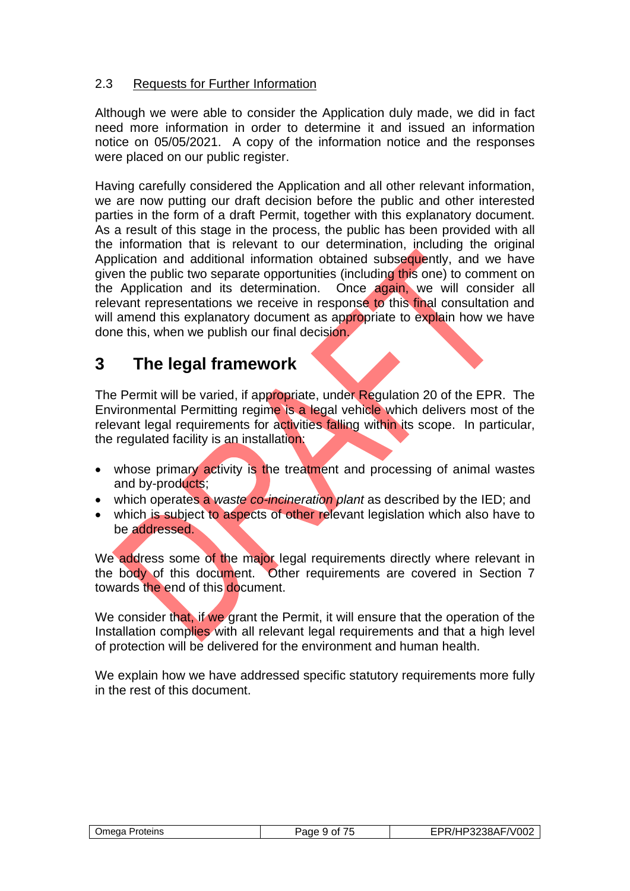### 2.3 Requests for Further Information

Although we were able to consider the Application duly made, we did in fact need more information in order to determine it and issued an information notice on 05/05/2021. A copy of the information notice and the responses were placed on our public register.

Having carefully considered the Application and all other relevant information, we are now putting our draft decision before the public and other interested parties in the form of a draft Permit, together with this explanatory document. As a result of this stage in the process, the public has been provided with all the information that is relevant to our determination, including the original Application and additional information obtained subsequently, and we have given the public two separate opportunities (including this one) to comment on the Application and its determination. Once again, we will consider all relevant representations we receive in response to this final consultation and will amend this explanatory document as appropriate to explain how we have done this, when we publish our final decision.

# 3 The legal framework

The Permit will be varied, if appropriate, under Regulation 20 of the EPR. The Environmental Permitting regime is a legal vehicle which delivers most of the relevant legal requirements for activities falling within its scope. In particular, the regulated facility is an installation:

- whose primary activity is the treatment and processing of animal wastes and by-products;
- which operates a *waste co-incineration plant* as described by the IED; and
- which is subject to aspects of other relevant legislation which also have to be addressed.

We address some of the major legal requirements directly where relevant in the body of this document. Other requirements are covered in Section 7 towards the end of this document.

We consider that, if we grant the Permit, it will ensure that the operation of the Installation complies with all relevant legal requirements and that a high level of protection will be delivered for the environment and human health.

We explain how we have addressed specific statutory requirements more fully in the rest of this document.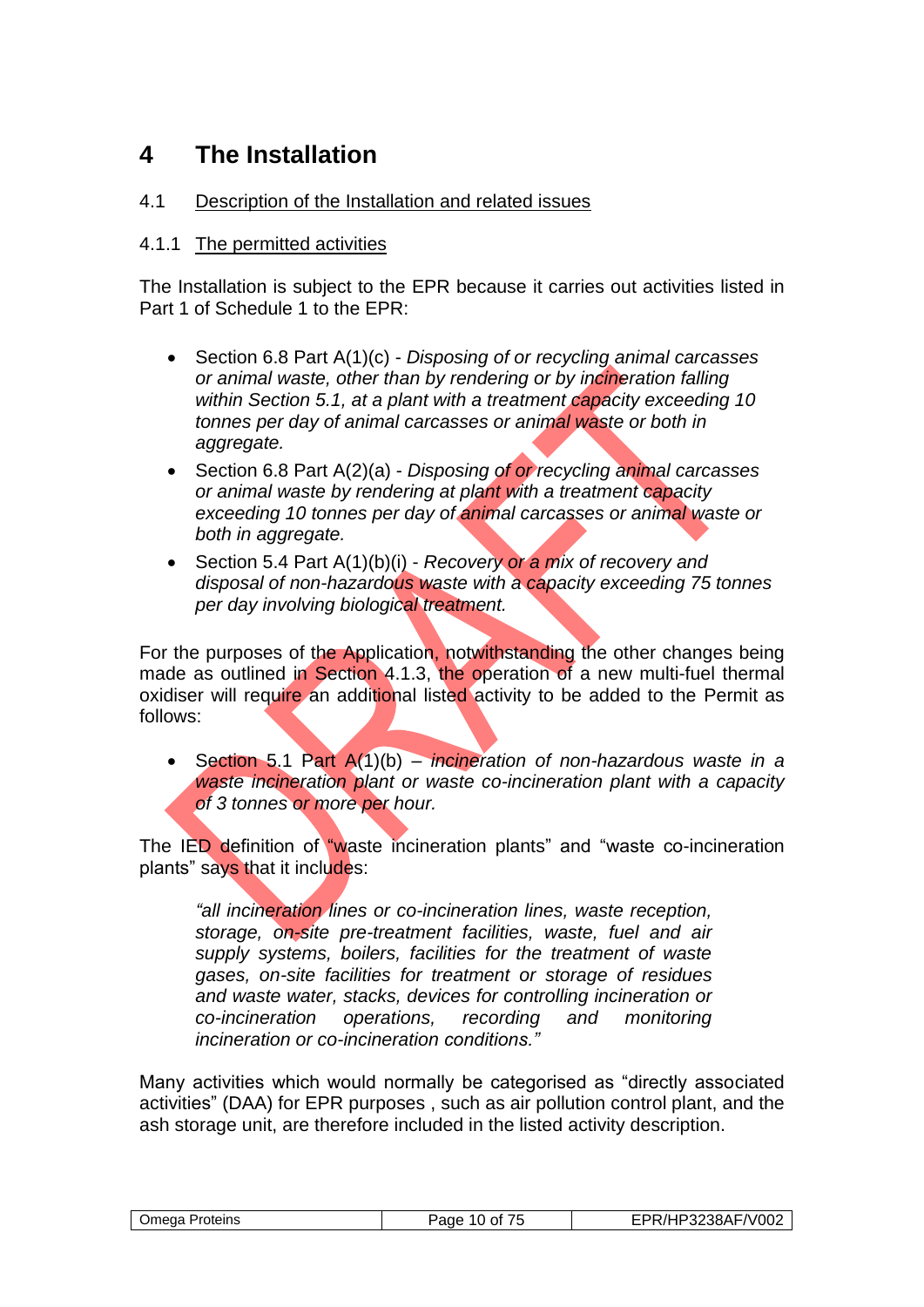# 4 The Installation

## 4.1 Description of the Installation and related issues

### 4.1.1 The permitted activities

The Installation is subject to the EPR because it carries out activities listed in Part 1 of Schedule 1 to the EPR:

- Section 6.8 Part A(1)(c) - *Disposing of or recycling animal carcasses or animal waste, other than by rendering or by incineration falling within Section 5.1, at a plant with a treatment capacity exceeding 10 tonnes per day of animal carcasses or animal waste or both in aggregate.*
- Section 6.8 Part A(2)(a) - *Disposing of or recycling animal carcasses or animal waste by rendering at plant with a treatment capacity exceeding 10 tonnes per day of animal carcasses or animal waste or both in aggregate.*
- Section 5.4 Part A(1)(b)(i) - *Recovery or a mix of recovery and disposal of non-hazardous waste with a capacity exceeding 75 tonnes per day involving biological treatment.*

For the purposes of the Application, notwithstanding the other changes being made as outlined in Section 4.1.3, the operation of a new multi-fuel thermal oxidiser will require an additional listed activity to be added to the Permit as follows:

- Section 5.1 Part A(1)(b) – *incineration of non-hazardous waste in a waste incineration plant or waste co-incineration plant with a capacity of 3 tonnes or more per hour.*

The IED definition of "waste incineration plants" and "waste co-incineration plants" says that it includes:

> *"all incineration lines or co-incineration lines, waste reception, storage, on-site pre-treatment facilities, waste, fuel and air supply systems, boilers, facilities for the treatment of waste gases, on-site facilities for treatment or storage of residues and waste water, stacks, devices for controlling incineration or co-incineration operations, recording and monitoring incineration or co-incineration conditions."*

Many activities which would normally be categorised as "directly associated activities" (DAA) for EPR purposes , such as air pollution control plant, and the ash storage unit, are therefore included in the listed activity description.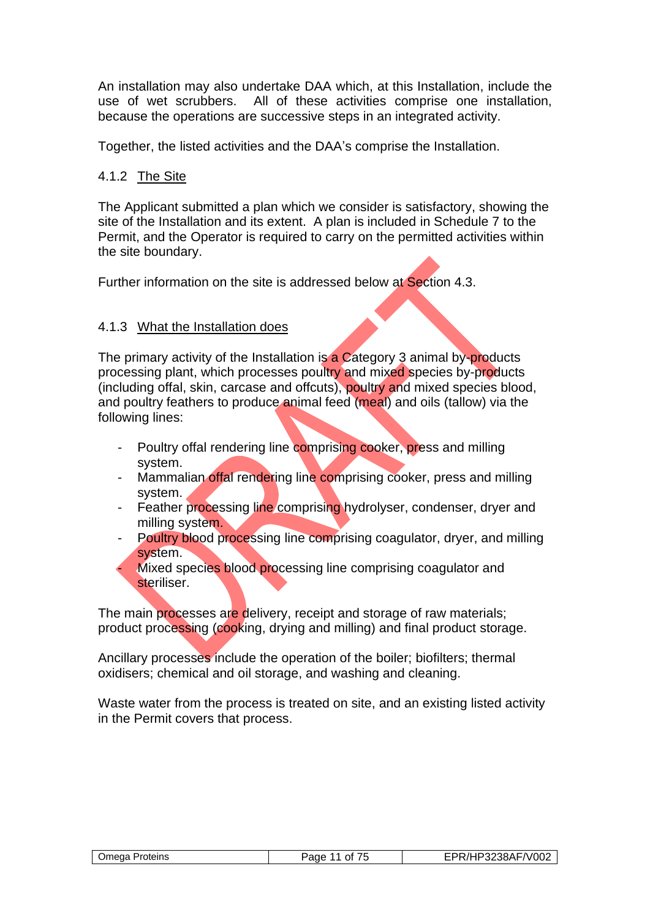An installation may also undertake DAA which, at this Installation, include the use of wet scrubbers. All of these activities comprise one installation, because the operations are successive steps in an integrated activity.

Together, the listed activities and the DAA's comprise the Installation.

### 4.1.2 The Site

The Applicant submitted a plan which we consider is satisfactory, showing the site of the Installation and its extent. A plan is included in Schedule 7 to the Permit, and the Operator is required to carry on the permitted activities within the site boundary.

Further information on the site is addressed below at Section 4.3.

### 4.1.3 What the Installation does

The primary activity of the Installation is a Category 3 animal by-products processing plant, which processes poultry and mixed species by-products (including offal, skin, carcase and offcuts), poultry and mixed species blood, and poultry feathers to produce animal feed (meal) and oils (tallow) via the following lines:

- Poultry offal rendering line comprising cooker, press and milling system.
- Mammalian offal rendering line comprising cooker, press and milling system.
- Feather processing line comprising hydrolyser, condenser, dryer and milling system.
- Poultry blood processing line comprising coagulator, dryer, and milling system.
- Mixed species blood processing line comprising coagulator and steriliser.

The main processes are delivery, receipt and storage of raw materials; product processing (cooking, drying and milling) and final product storage.

Ancillary processes include the operation of the boiler; biofilters; thermal oxidisers; chemical and oil storage, and washing and cleaning.

Waste water from the process is treated on site, and an existing listed activity in the Permit covers that process.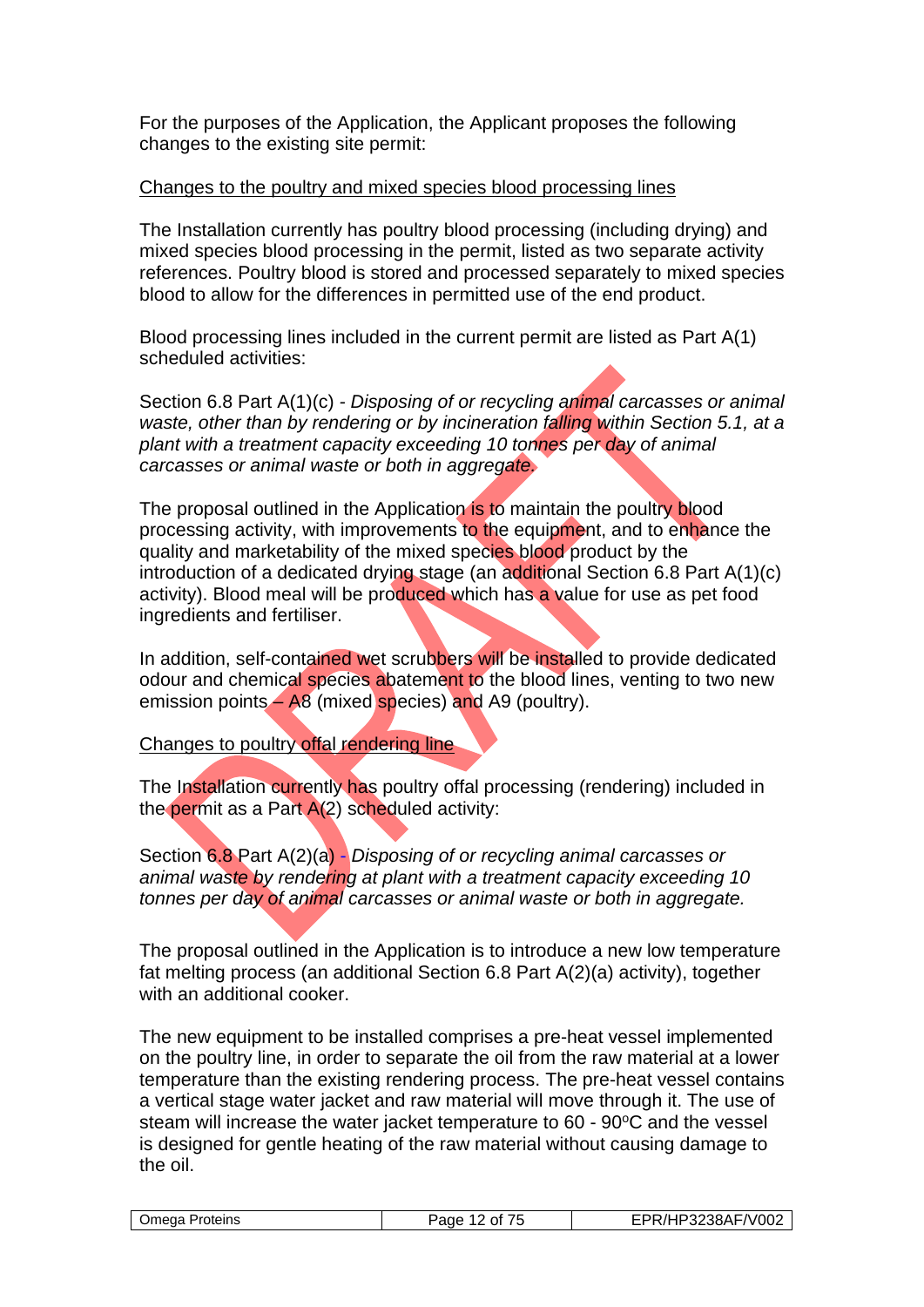For the purposes of the Application, the Applicant proposes the following changes to the existing site permit:

Changes to the poultry and mixed species blood processing lines

The Installation currently has poultry blood processing (including drying) and mixed species blood processing in the permit, listed as two separate activity references. Poultry blood is stored and processed separately to mixed species blood to allow for the differences in permitted use of the end product.

Blood processing lines included in the current permit are listed as Part A(1) scheduled activities:

Section 6.8 Part A(1)(c) - *Disposing of or recycling animal carcasses or animal waste, other than by rendering or by incineration falling within Section 5.1, at a plant with a treatment capacity exceeding 10 tonnes per day of animal carcasses or animal waste or both in aggregate.*

The proposal outlined in the Application is to maintain the poultry blood processing activity, with improvements to the equipment, and to enhance the quality and marketability of the mixed species blood product by the introduction of a dedicated drying stage (an additional Section 6.8 Part A(1)(c) activity). Blood meal will be produced which has a value for use as pet food ingredients and fertiliser.

In addition, self-contained wet scrubbers will be installed to provide dedicated odour and chemical species abatement to the blood lines, venting to two new emission points – A8 (mixed species) and A9 (poultry).

Changes to poultry offal rendering line

The Installation currently has poultry offal processing (rendering) included in the permit as a Part A(2) scheduled activity:

Section 6.8 Part A(2)(a) - *Disposing of or recycling animal carcasses or animal waste by rendering at plant with a treatment capacity exceeding 10 tonnes per day of animal carcasses or animal waste or both in aggregate.*

The proposal outlined in the Application is to introduce a new low temperature fat melting process (an additional Section 6.8 Part A(2)(a) activity), together with an additional cooker.

The new equipment to be installed comprises a pre-heat vessel implemented on the poultry line, in order to separate the oil from the raw material at a lower temperature than the existing rendering process. The pre-heat vessel contains a vertical stage water jacket and raw material will move through it. The use of steam will increase the water jacket temperature to 60 - 90°C and the vessel is designed for gentle heating of the raw material without causing damage to the oil.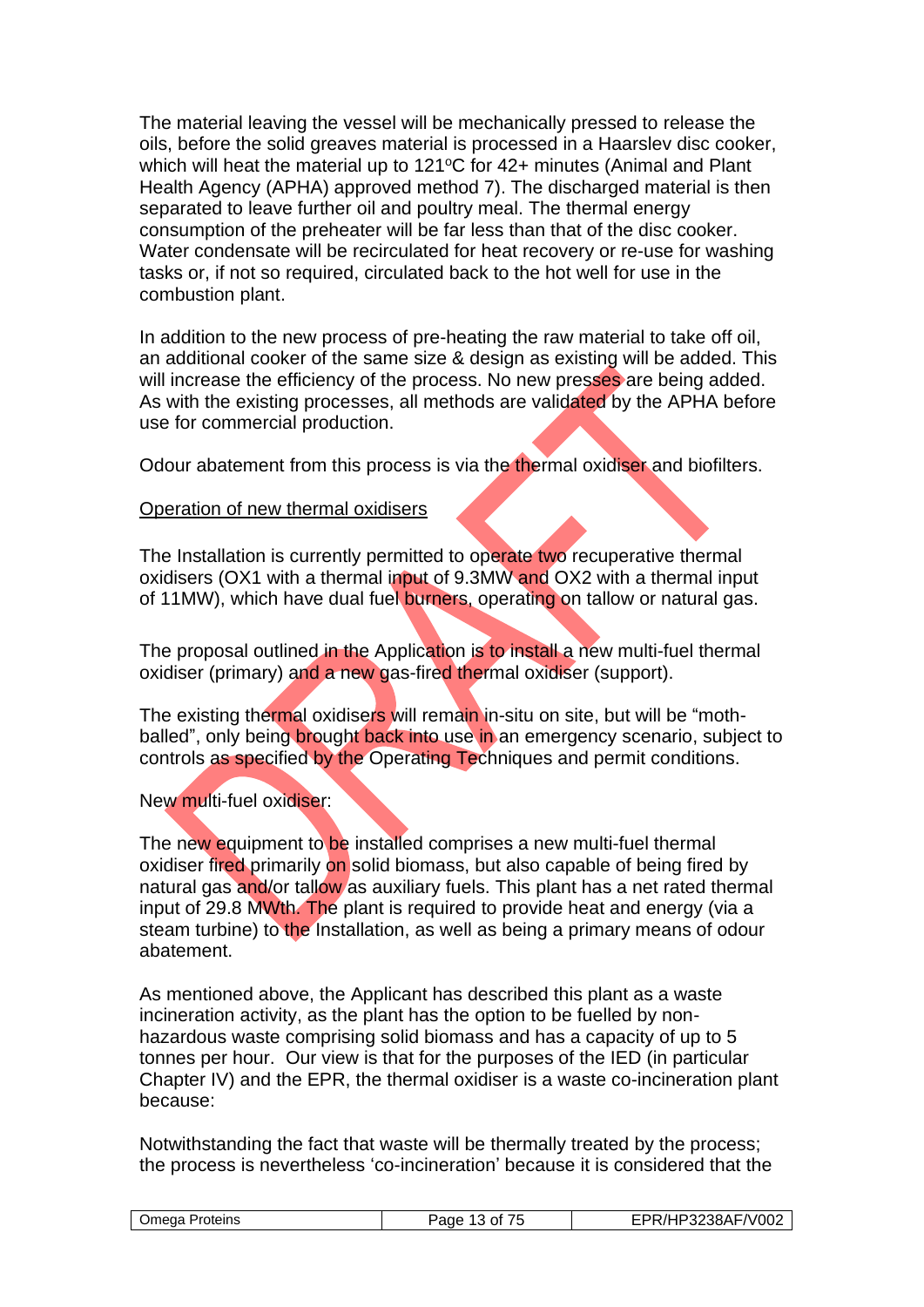The material leaving the vessel will be mechanically pressed to release the oils, before the solid greaves material is processed in a Haarslev disc cooker, which will heat the material up to 121°C for 42+ minutes (Animal and Plant Health Agency (APHA) approved method 7). The discharged material is then separated to leave further oil and poultry meal. The thermal energy consumption of the preheater will be far less than that of the disc cooker. Water condensate will be recirculated for heat recovery or re-use for washing tasks or, if not so required, circulated back to the hot well for use in the combustion plant.

In addition to the new process of pre-heating the raw material to take off oil, an additional cooker of the same size & design as existing will be added. This will increase the efficiency of the process. No new presses are being added. As with the existing processes, all methods are validated by the APHA before use for commercial production.

Odour abatement from this process is via the thermal oxidiser and biofilters.

<u>Operation of new thermal oxidisers</u>

The Installation is currently permitted to operate two recuperative thermal oxidisers (OX1 with a thermal input of 9.3MW and OX2 with a thermal input of 11MW), which have dual fuel burners, operating on tallow or natural gas.

The proposal outlined in the Application is to install a new multi-fuel thermal oxidiser (primary) and a new gas-fired thermal oxidiser (support).

The existing thermal oxidisers will remain in-situ on site, but will be "moth-balled", only being brought back into use in an emergency scenario, subject to controls as specified by the Operating Techniques and permit conditions.

New multi-fuel oxidiser:

The new equipment to be installed comprises a new multi-fuel thermal oxidiser fired primarily on solid biomass, but also capable of being fired by natural gas and/or tallow as auxiliary fuels. This plant has a net rated thermal input of 29.8 MWth. The plant is required to provide heat and energy (via a steam turbine) to the Installation, as well as being a primary means of odour abatement.

As mentioned above, the Applicant has described this plant as a waste incineration activity, as the plant has the option to be fuelled by non-hazardous waste comprising solid biomass and has a capacity of up to 5 tonnes per hour. Our view is that for the purposes of the IED (in particular Chapter IV) and the EPR, the thermal oxidiser is a waste co-incineration plant because:

Notwithstanding the fact that waste will be thermally treated by the process; the process is nevertheless 'co-incineration' because it is considered that the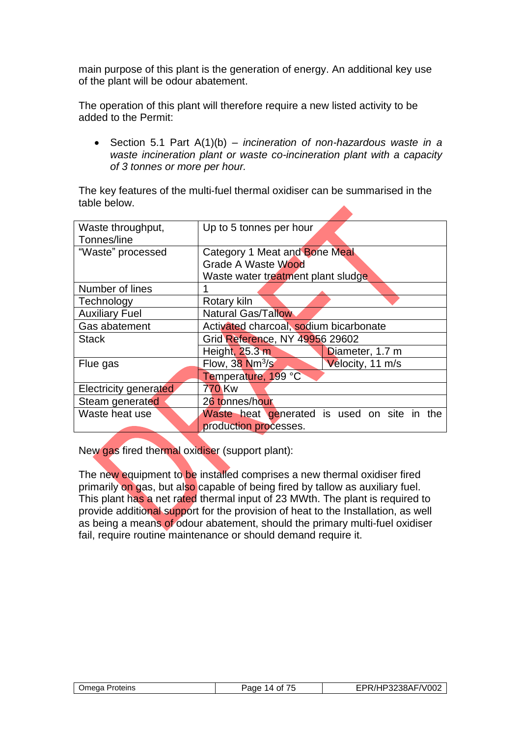main purpose of this plant is the generation of energy. An additional key use of the plant will be odour abatement.

The operation of this plant will therefore require a new listed activity to be added to the Permit:

- Section 5.1 Part A(1)(b) – *incineration of non-hazardous waste in a waste incineration plant or waste co-incineration plant with a capacity of 3 tonnes or more per hour.*

The key features of the multi-fuel thermal oxidiser can be summarised in the table below.

| | | |
|---|---|---|
| Waste throughput, Tonnes/line | Up to 5 tonnes per hour | |
| "Waste" processed | Category 1 Meat and Bone Meal<br>Grade A Waste Wood<br>Waste water treatment plant sludge | |
| Number of lines | 1 | |
| Technology | Rotary kiln | |
| Auxiliary Fuel | Natural Gas/Tallow | |
| Gas abatement | Activated charcoal, sodium bicarbonate | |
| Stack | Grid Reference, NY 49956 29602 | |
| | Height, 25.3 m | Diameter, 1.7 m |
| Flue gas | Flow, 38 $Nm^3/s$ | Velocity, 11 m/s |
| | Temperature, 199 °C | |
| Electricity generated | 770 Kw | |
| Steam generated | 26 tonnes/hour | |
| Waste heat use | Waste heat generated is used on site in the production processes. | |

New gas fired thermal oxidiser (support plant):

The new equipment to be installed comprises a new thermal oxidiser fired primarily on gas, but also capable of being fired by tallow as auxiliary fuel. This plant has a net rated thermal input of 23 MWth. The plant is required to provide additional support for the provision of heat to the Installation, as well as being a means of odour abatement, should the primary multi-fuel oxidiser fail, require routine maintenance or should demand require it.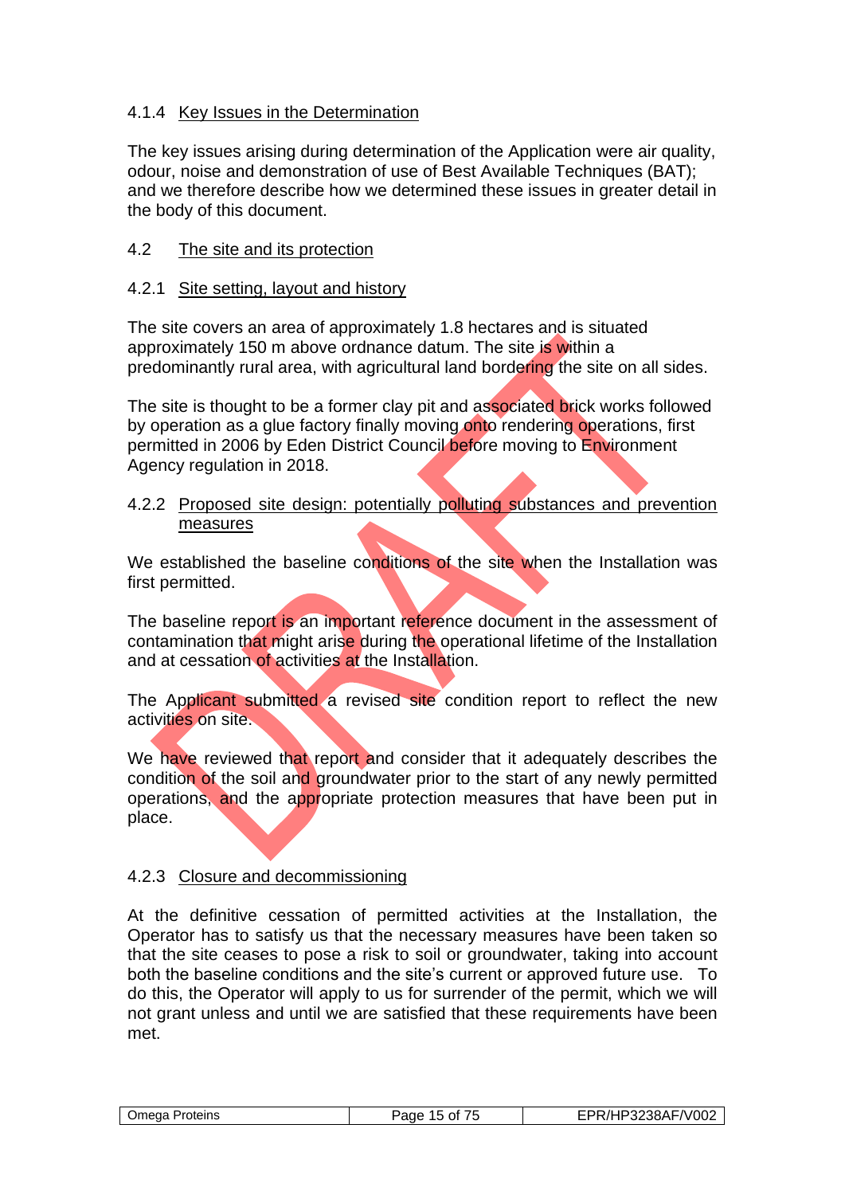#### 4.1.4 Key Issues in the Determination

The key issues arising during determination of the Application were air quality, odour, noise and demonstration of use of Best Available Techniques (BAT); and we therefore describe how we determined these issues in greater detail in the body of this document.

### 4.2 The site and its protection

#### 4.2.1 Site setting, layout and history

The site covers an area of approximately 1.8 hectares and is situated approximately 150 m above ordnance datum. The site is within a predominantly rural area, with agricultural land bordering the site on all sides.

The site is thought to be a former clay pit and associated brick works followed by operation as a glue factory finally moving onto rendering operations, first permitted in 2006 by Eden District Council before moving to Environment Agency regulation in 2018.

#### 4.2.2 Proposed site design: potentially polluting substances and prevention measures

We established the baseline conditions of the site when the Installation was first permitted.

The baseline report is an important reference document in the assessment of contamination that might arise during the operational lifetime of the Installation and at cessation of activities at the Installation.

The Applicant submitted a revised site condition report to reflect the new activities on site.

We have reviewed that report and consider that it adequately describes the condition of the soil and groundwater prior to the start of any newly permitted operations, and the appropriate protection measures that have been put in place.

#### 4.2.3 Closure and decommissioning

At the definitive cessation of permitted activities at the Installation, the Operator has to satisfy us that the necessary measures have been taken so that the site ceases to pose a risk to soil or groundwater, taking into account both the baseline conditions and the site's current or approved future use. To do this, the Operator will apply to us for surrender of the permit, which we will not grant unless and until we are satisfied that these requirements have been met.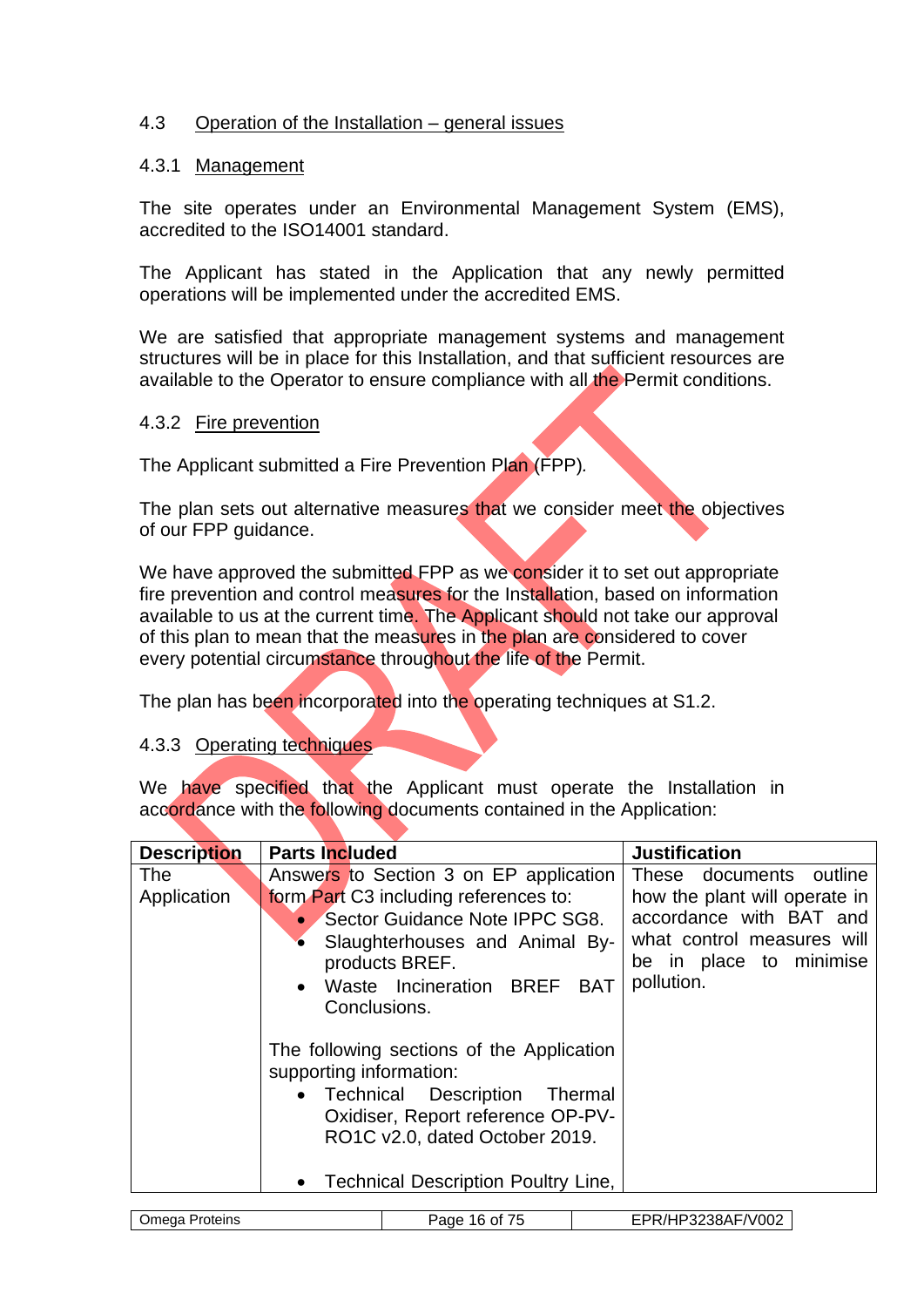### 4.3 Operation of the Installation – general issues

#### 4.3.1 Management

The site operates under an Environmental Management System (EMS), accredited to the ISO14001 standard.

The Applicant has stated in the Application that any newly permitted operations will be implemented under the accredited EMS.

We are satisfied that appropriate management systems and management structures will be in place for this Installation, and that sufficient resources are available to the Operator to ensure compliance with all the Permit conditions.

#### 4.3.2 Fire prevention

The Applicant submitted a Fire Prevention Plan (FPP).

The plan sets out alternative measures that we consider meet the objectives of our FPP guidance.

We have approved the submitted FPP as we consider it to set out appropriate fire prevention and control measures for the Installation, based on information available to us at the current time. The Applicant should not take our approval of this plan to mean that the measures in the plan are considered to cover every potential circumstance throughout the life of the Permit.

The plan has been incorporated into the operating techniques at S1.2.

#### 4.3.3 Operating techniques

We have specified that the Applicant must operate the Installation in accordance with the following documents contained in the Application:

| Description | Parts Included | Justification |
|---|---|---|
| The Application | Answers to Section 3 on EP application form Part C3 including references to:<br>• Sector Guidance Note IPPC SG8.<br>• Slaughterhouses and Animal By-products BREF.<br>• Waste Incineration BREF BAT Conclusions.<br><br>The following sections of the Application supporting information:<br>• Technical Description Thermal Oxidiser, Report reference OP-PV-RO1C v2.0, dated October 2019.<br><br>• Technical Description Poultry Line, | These documents outline how the plant will operate in accordance with BAT and what control measures will be in place to minimise pollution. |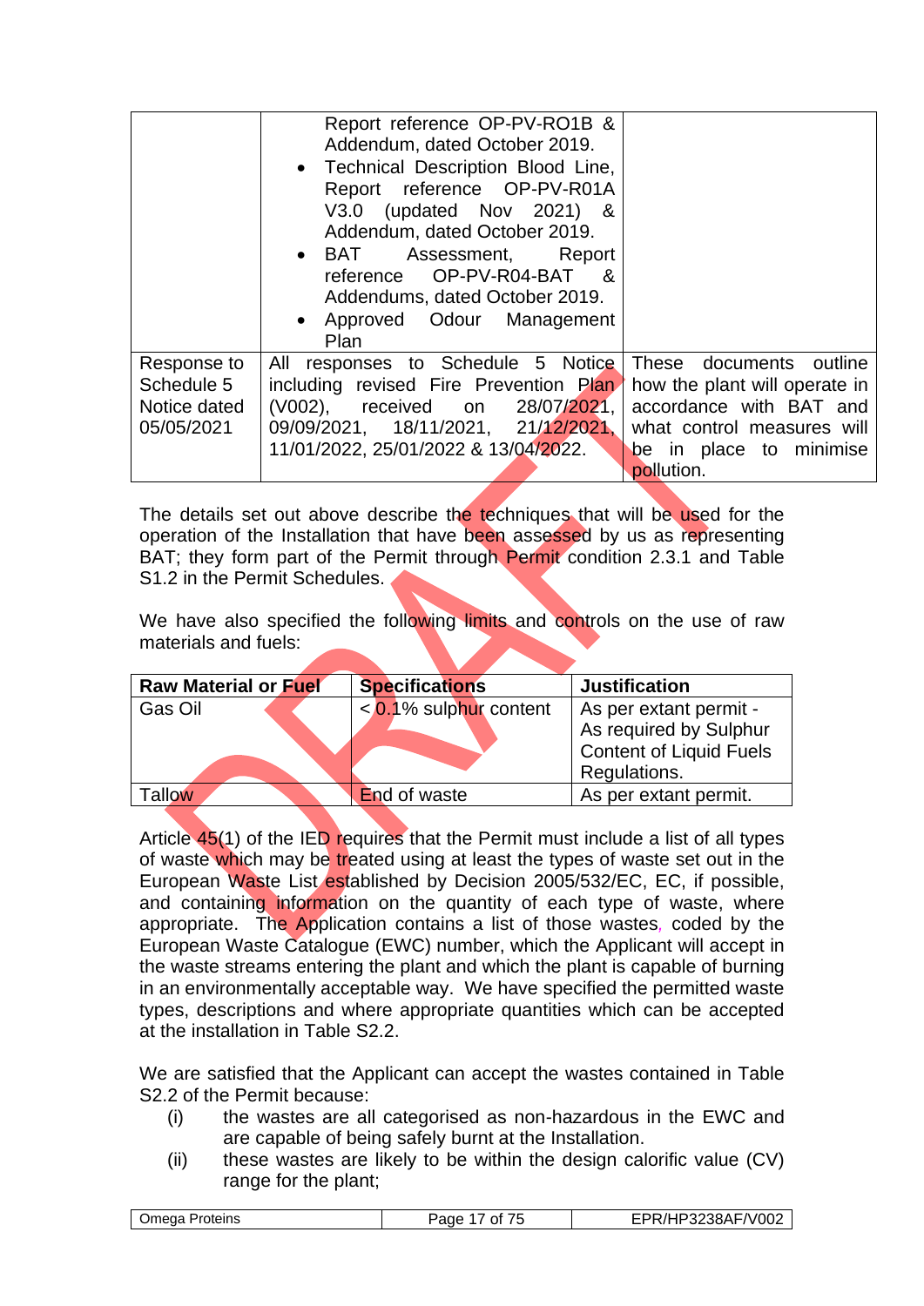| | • Report reference OP-PV-RO1B & Addendum, dated October 2019.<br>• Technical Description Blood Line, Report reference OP-PV-R01A V3.0 (updated Nov 2021) & Addendum, dated October 2019.<br>• BAT Assessment, Report reference OP-PV-R04-BAT & Addendums, dated October 2019.<br>• Approved Odour Management Plan | |
|---|---|---|
| Response to Schedule 5 Notice dated 05/05/2021 | All responses to Schedule 5 Notice including revised Fire Prevention Plan (V002), received on 28/07/2021, 09/09/2021, 18/11/2021, 21/12/2021, 11/01/2022, 25/01/2022 & 13/04/2022. | These documents outline how the plant will operate in accordance with BAT and what control measures will be in place to minimise pollution. |

The details set out above describe the techniques that will be used for the operation of the Installation that have been assessed by us as representing BAT; they form part of the Permit through Permit condition 2.3.1 and Table S1.2 in the Permit Schedules.

We have also specified the following limits and controls on the use of raw materials and fuels:

| Raw Material or Fuel | Specifications | Justification |
|---|---|---|
| Gas Oil | < 0.1% sulphur content | As per extant permit - As required by Sulphur Content of Liquid Fuels Regulations. |
| Tallow | End of waste | As per extant permit. |

Article 45(1) of the IED requires that the Permit must include a list of all types of waste which may be treated using at least the types of waste set out in the European Waste List established by Decision 2005/532/EC, EC, if possible, and containing information on the quantity of each type of waste, where appropriate. The Application contains a list of those wastes, coded by the European Waste Catalogue (EWC) number, which the Applicant will accept in the waste streams entering the plant and which the plant is capable of burning in an environmentally acceptable way. We have specified the permitted waste types, descriptions and where appropriate quantities which can be accepted at the installation in Table S2.2.

We are satisfied that the Applicant can accept the wastes contained in Table S2.2 of the Permit because:

(i) the wastes are all categorised as non-hazardous in the EWC and are capable of being safely burnt at the Installation.

(ii) these wastes are likely to be within the design calorific value (CV) range for the plant;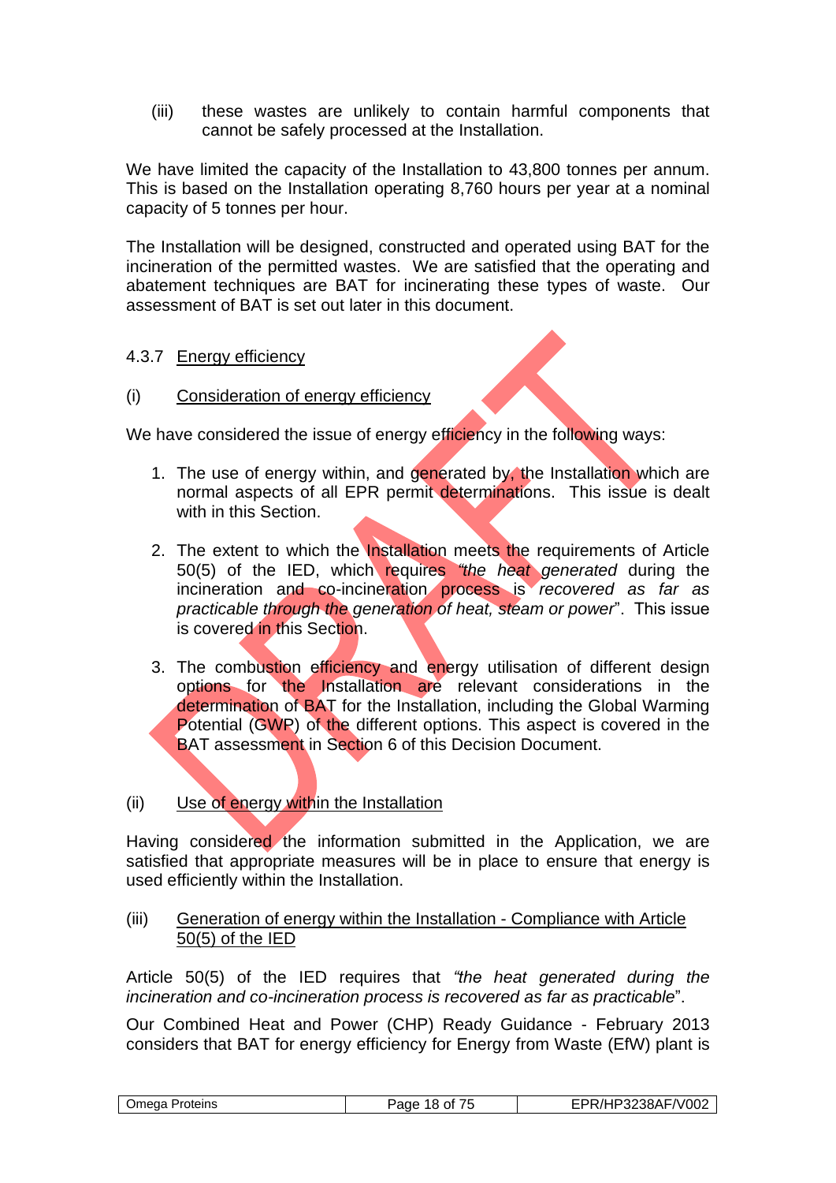(iii) these wastes are unlikely to contain harmful components that cannot be safely processed at the Installation.

We have limited the capacity of the Installation to 43,800 tonnes per annum. This is based on the Installation operating 8,760 hours per year at a nominal capacity of 5 tonnes per hour.

The Installation will be designed, constructed and operated using BAT for the incineration of the permitted wastes. We are satisfied that the operating and abatement techniques are BAT for incinerating these types of waste. Our assessment of BAT is set out later in this document.

4.3.7 Energy efficiency

(i) Consideration of energy efficiency

We have considered the issue of energy efficiency in the following ways:

1. The use of energy within, and generated by, the Installation which are normal aspects of all EPR permit determinations. This issue is dealt with in this Section.

2. The extent to which the Installation meets the requirements of Article 50(5) of the IED, which requires *"the heat generated during the incineration and co-incineration process is recovered as far as practicable through the generation of heat, steam or power"*. This issue is covered in this Section.

3. The combustion efficiency and energy utilisation of different design options for the Installation are relevant considerations in the determination of BAT for the Installation, including the Global Warming Potential (GWP) of the different options. This aspect is covered in the BAT assessment in Section 6 of this Decision Document.

(ii) Use of energy within the Installation

Having considered the information submitted in the Application, we are satisfied that appropriate measures will be in place to ensure that energy is used efficiently within the Installation.

(iii) Generation of energy within the Installation - Compliance with Article 50(5) of the IED

Article 50(5) of the IED requires that *"the heat generated during the incineration and co-incineration process is recovered as far as practicable"*.

Our Combined Heat and Power (CHP) Ready Guidance - February 2013 considers that BAT for energy efficiency for Energy from Waste (EfW) plant is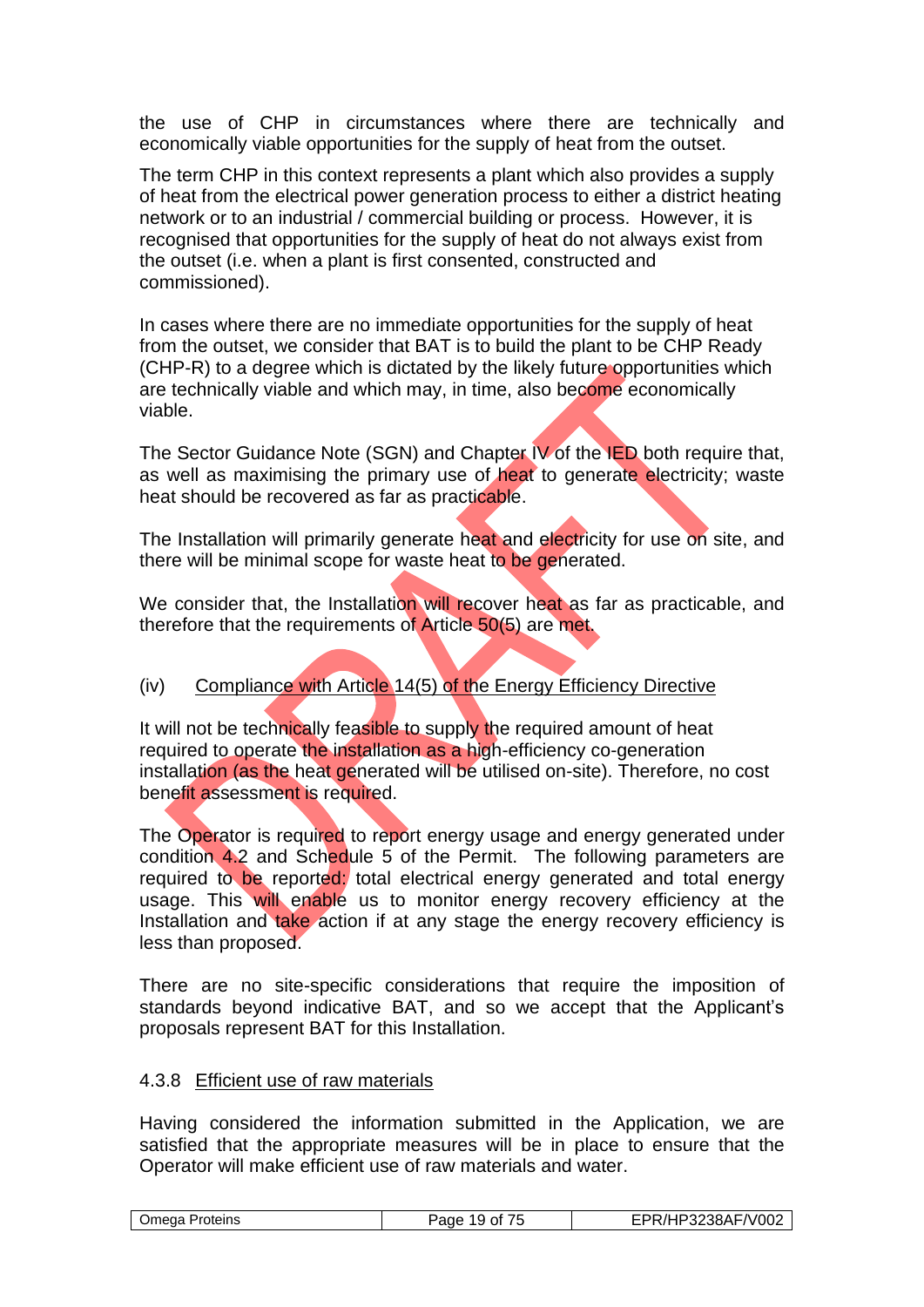the use of CHP in circumstances where there are technically and economically viable opportunities for the supply of heat from the outset.

The term CHP in this context represents a plant which also provides a supply of heat from the electrical power generation process to either a district heating network or to an industrial / commercial building or process. However, it is recognised that opportunities for the supply of heat do not always exist from the outset (i.e. when a plant is first consented, constructed and commissioned).

In cases where there are no immediate opportunities for the supply of heat from the outset, we consider that BAT is to build the plant to be CHP Ready (CHP-R) to a degree which is dictated by the likely future opportunities which are technically viable and which may, in time, also become economically viable.

The Sector Guidance Note (SGN) and Chapter IV of the IED both require that, as well as maximising the primary use of heat to generate electricity; waste heat should be recovered as far as practicable.

The Installation will primarily generate heat and electricity for use on site, and there will be minimal scope for waste heat to be generated.

We consider that, the Installation will recover heat as far as practicable, and therefore that the requirements of Article 50(5) are met.

(iv) Compliance with Article 14(5) of the Energy Efficiency Directive

It will not be technically feasible to supply the required amount of heat required to operate the installation as a high-efficiency co-generation installation (as the heat generated will be utilised on-site). Therefore, no cost benefit assessment is required.

The Operator is required to report energy usage and energy generated under condition 4.2 and Schedule 5 of the Permit. The following parameters are required to be reported: total electrical energy generated and total energy usage. This will enable us to monitor energy recovery efficiency at the Installation and take action if at any stage the energy recovery efficiency is less than proposed.

There are no site-specific considerations that require the imposition of standards beyond indicative BAT, and so we accept that the Applicant's proposals represent BAT for this Installation.

### 4.3.8 Efficient use of raw materials

Having considered the information submitted in the Application, we are satisfied that the appropriate measures will be in place to ensure that the Operator will make efficient use of raw materials and water.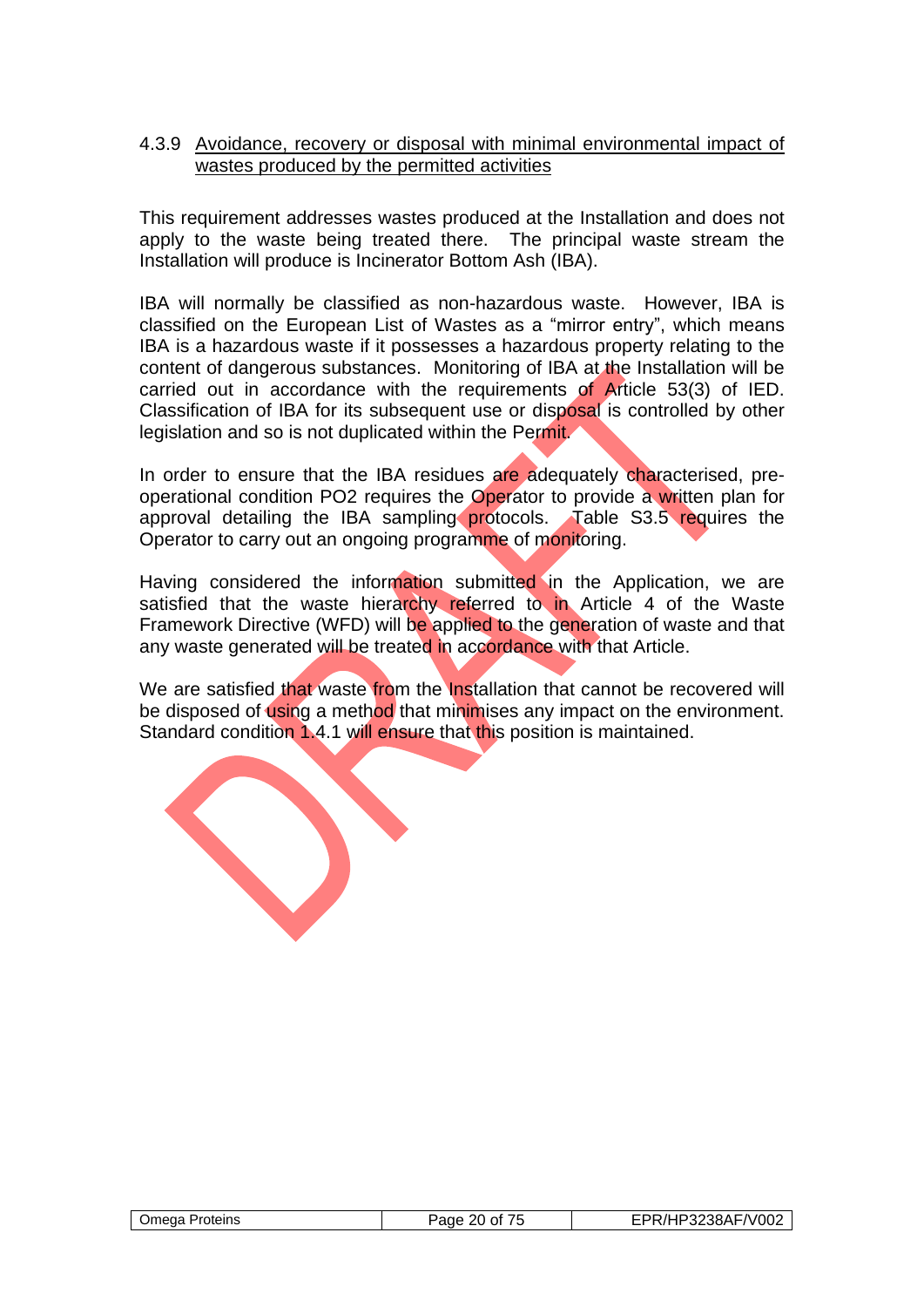#### 4.3.9 Avoidance, recovery or disposal with minimal environmental impact of wastes produced by the permitted activities

This requirement addresses wastes produced at the Installation and does not apply to the waste being treated there. The principal waste stream the Installation will produce is Incinerator Bottom Ash (IBA).

IBA will normally be classified as non-hazardous waste. However, IBA is classified on the European List of Wastes as a "mirror entry", which means IBA is a hazardous waste if it possesses a hazardous property relating to the content of dangerous substances. Monitoring of IBA at the Installation will be carried out in accordance with the requirements of Article 53(3) of IED. Classification of IBA for its subsequent use or disposal is controlled by other legislation and so is not duplicated within the Permit.

In order to ensure that the IBA residues are adequately characterised, pre-operational condition PO2 requires the Operator to provide a written plan for approval detailing the IBA sampling protocols. Table S3.5 requires the Operator to carry out an ongoing programme of monitoring.

Having considered the information submitted in the Application, we are satisfied that the waste hierarchy referred to in Article 4 of the Waste Framework Directive (WFD) will be applied to the generation of waste and that any waste generated will be treated in accordance with that Article.

We are satisfied that waste from the Installation that cannot be recovered will be disposed of using a method that minimises any impact on the environment. Standard condition 1.4.1 will ensure that this position is maintained.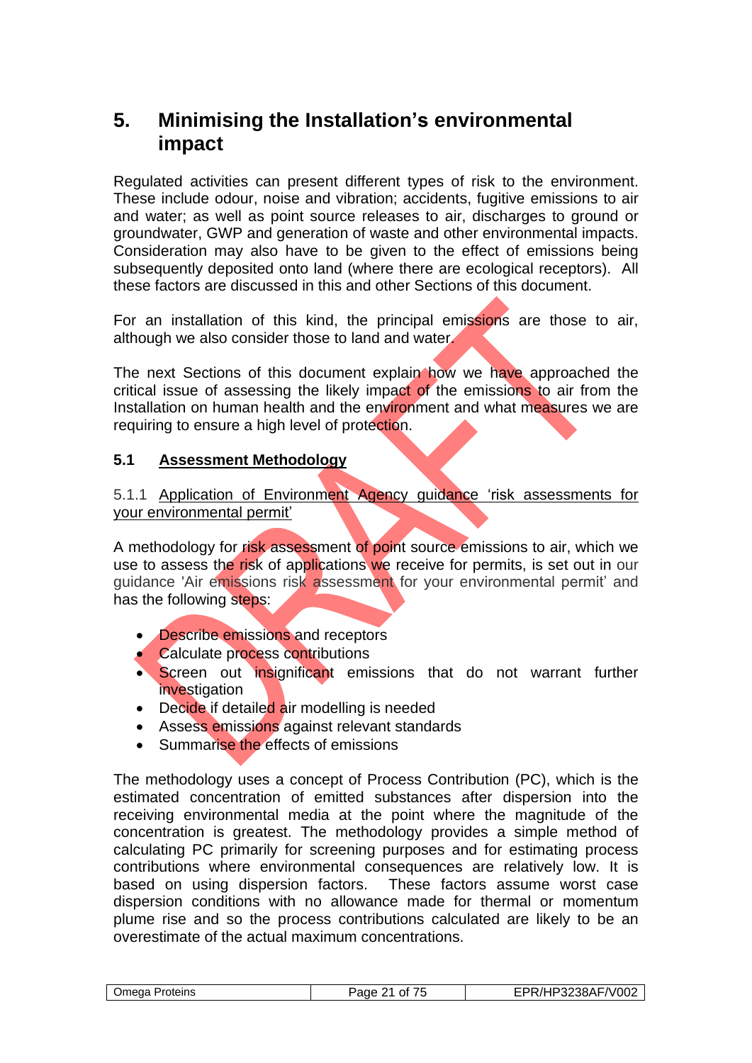# 5. Minimising the Installation's environmental impact

Regulated activities can present different types of risk to the environment. These include odour, noise and vibration; accidents, fugitive emissions to air and water; as well as point source releases to air, discharges to ground or groundwater, GWP and generation of waste and other environmental impacts. Consideration may also have to be given to the effect of emissions being subsequently deposited onto land (where there are ecological receptors). All these factors are discussed in this and other Sections of this document.

For an installation of this kind, the principal emissions are those to air, although we also consider those to land and water.

The next Sections of this document explain how we have approached the critical issue of assessing the likely impact of the emissions to air from the Installation on human health and the environment and what measures we are requiring to ensure a high level of protection.

## 5.1 <u>Assessment Methodology</u>

### 5.1.1 <u>Application of Environment Agency guidance 'risk assessments for your environmental permit'</u>

A methodology for risk assessment of point source emissions to air, which we use to assess the risk of applications we receive for permits, is set out in our guidance 'Air emissions risk assessment for your environmental permit' and has the following steps:

- Describe emissions and receptors
- Calculate process contributions
- Screen out insignificant emissions that do not warrant further investigation
- Decide if detailed air modelling is needed
- Assess emissions against relevant standards
- Summarise the effects of emissions

The methodology uses a concept of Process Contribution (PC), which is the estimated concentration of emitted substances after dispersion into the receiving environmental media at the point where the magnitude of the concentration is greatest. The methodology provides a simple method of calculating PC primarily for screening purposes and for estimating process contributions where environmental consequences are relatively low. It is based on using dispersion factors. These factors assume worst case dispersion conditions with no allowance made for thermal or momentum plume rise and so the process contributions calculated are likely to be an overestimate of the actual maximum concentrations.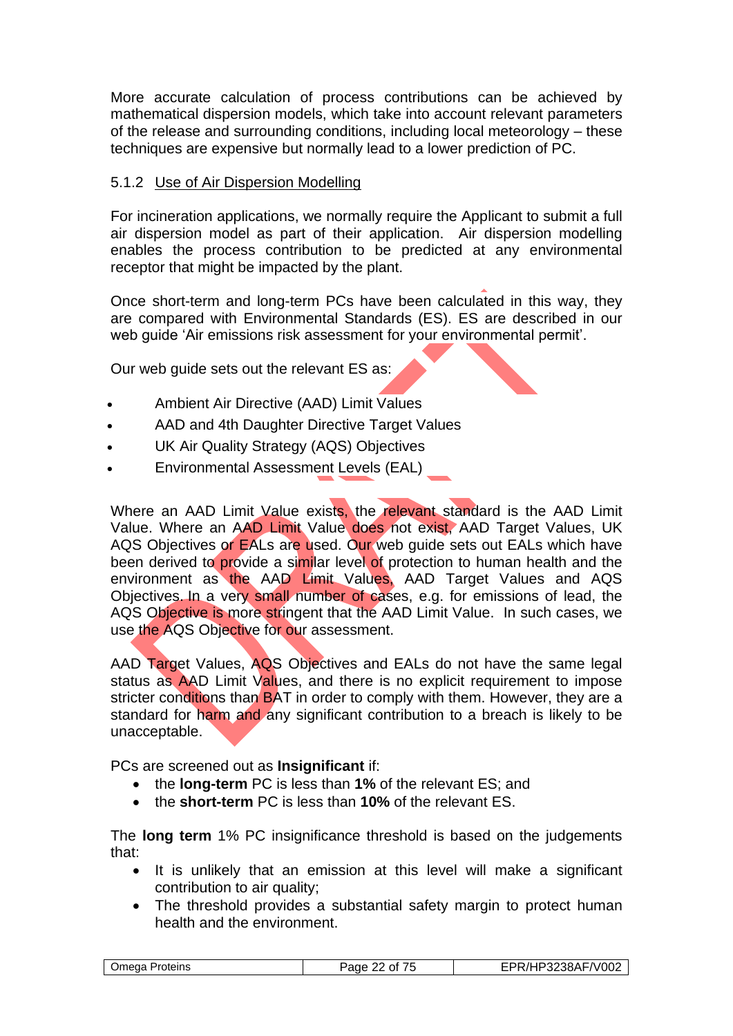More accurate calculation of process contributions can be achieved by mathematical dispersion models, which take into account relevant parameters of the release and surrounding conditions, including local meteorology – these techniques are expensive but normally lead to a lower prediction of PC.

### 5.1.2 Use of Air Dispersion Modelling

For incineration applications, we normally require the Applicant to submit a full air dispersion model as part of their application. Air dispersion modelling enables the process contribution to be predicted at any environmental receptor that might be impacted by the plant.

Once short-term and long-term PCs have been calculated in this way, they are compared with Environmental Standards (ES). ES are described in our web guide 'Air emissions risk assessment for your environmental permit'.

Our web guide sets out the relevant ES as:

- Ambient Air Directive (AAD) Limit Values
- AAD and 4th Daughter Directive Target Values
- UK Air Quality Strategy (AQS) Objectives
- Environmental Assessment Levels (EAL)

Where an AAD Limit Value exists, the relevant standard is the AAD Limit Value. Where an AAD Limit Value does not exist, AAD Target Values, UK AQS Objectives or EALs are used. Our web guide sets out EALs which have been derived to provide a similar level of protection to human health and the environment as the AAD Limit Values, AAD Target Values and AQS Objectives. In a very small number of cases, e.g. for emissions of lead, the AQS Objective is more stringent that the AAD Limit Value. In such cases, we use the AQS Objective for our assessment.

AAD Target Values, AQS Objectives and EALs do not have the same legal status as AAD Limit Values, and there is no explicit requirement to impose stricter conditions than BAT in order to comply with them. However, they are a standard for harm and any significant contribution to a breach is likely to be unacceptable.

PCs are screened out as **Insignificant** if:

- the **long-term** PC is less than **1%** of the relevant ES; and
- the **short-term** PC is less than **10%** of the relevant ES.

The **long term** 1% PC insignificance threshold is based on the judgements that:

- It is unlikely that an emission at this level will make a significant contribution to air quality;
- The threshold provides a substantial safety margin to protect human health and the environment.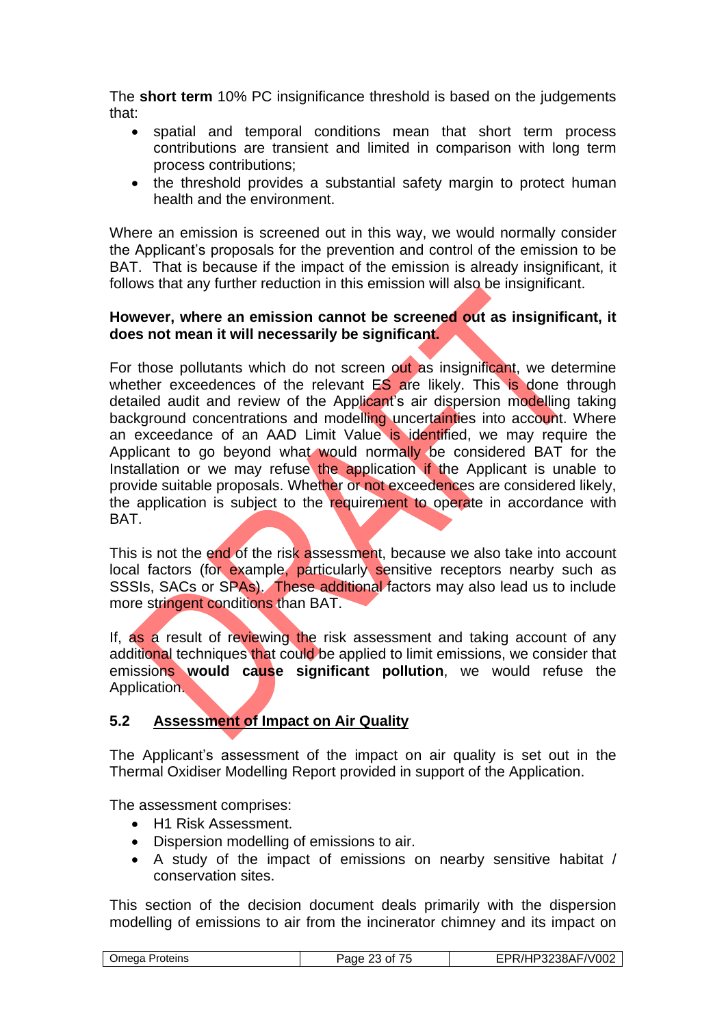The **short term** 10% PC insignificance threshold is based on the judgements that:

- spatial and temporal conditions mean that short term process contributions are transient and limited in comparison with long term process contributions;
- the threshold provides a substantial safety margin to protect human health and the environment.

Where an emission is screened out in this way, we would normally consider the Applicant's proposals for the prevention and control of the emission to be BAT. That is because if the impact of the emission is already insignificant, it follows that any further reduction in this emission will also be insignificant.

**However, where an emission cannot be screened out as insignificant, it does not mean it will necessarily be significant.**

For those pollutants which do not screen out as insignificant, we determine whether exceedences of the relevant ES are likely. This is done through detailed audit and review of the Applicant's air dispersion modelling taking background concentrations and modelling uncertainties into account. Where an exceedance of an AAD Limit Value is identified, we may require the Applicant to go beyond what would normally be considered BAT for the Installation or we may refuse the application if the Applicant is unable to provide suitable proposals. Whether or not exceedences are considered likely, the application is subject to the requirement to operate in accordance with BAT.

This is not the end of the risk assessment, because we also take into account local factors (for example, particularly sensitive receptors nearby such as SSSIs, SACs or SPAs). These additional factors may also lead us to include more stringent conditions than BAT.

If, as a result of reviewing the risk assessment and taking account of any additional techniques that could be applied to limit emissions, we consider that emissions **would cause significant pollution**, we would refuse the Application.

## 5.2 Assessment of Impact on Air Quality

The Applicant's assessment of the impact on air quality is set out in the Thermal Oxidiser Modelling Report provided in support of the Application.

The assessment comprises:

- H1 Risk Assessment.
- Dispersion modelling of emissions to air.
- A study of the impact of emissions on nearby sensitive habitat / conservation sites.

This section of the decision document deals primarily with the dispersion modelling of emissions to air from the incinerator chimney and its impact on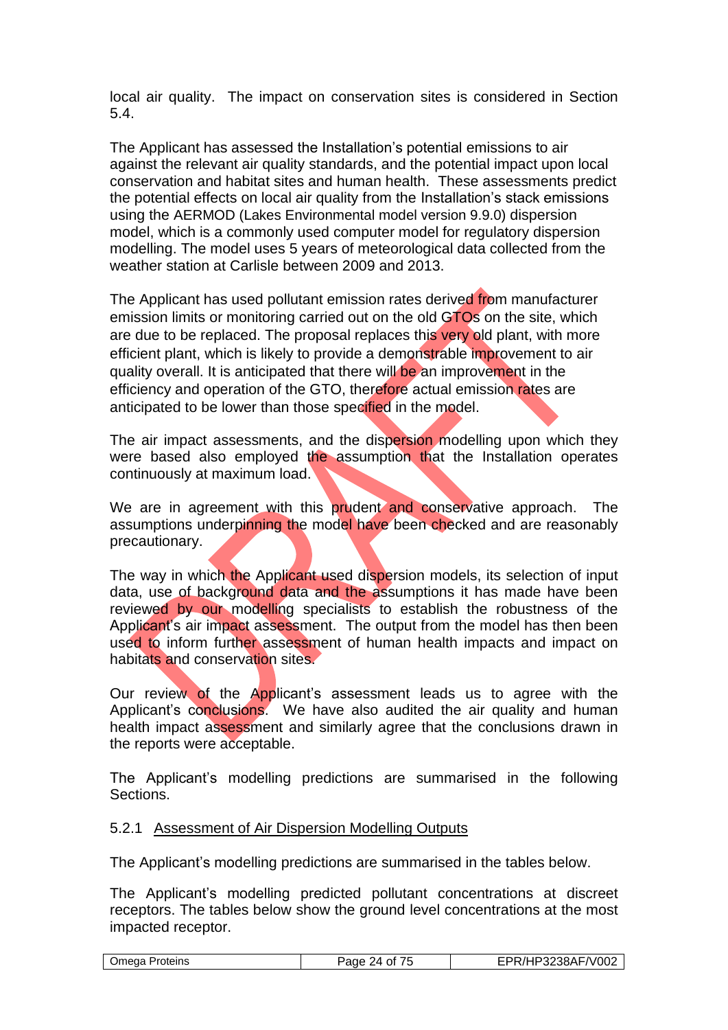local air quality. The impact on conservation sites is considered in Section 5.4.

The Applicant has assessed the Installation's potential emissions to air against the relevant air quality standards, and the potential impact upon local conservation and habitat sites and human health. These assessments predict the potential effects on local air quality from the Installation's stack emissions using the AERMOD (Lakes Environmental model version 9.9.0) dispersion model, which is a commonly used computer model for regulatory dispersion modelling. The model uses 5 years of meteorological data collected from the weather station at Carlisle between 2009 and 2013.

The Applicant has used pollutant emission rates derived from manufacturer emission limits or monitoring carried out on the old GTOs on the site, which are due to be replaced. The proposal replaces this very old plant, with more efficient plant, which is likely to provide a demonstrable improvement to air quality overall. It is anticipated that there will be an improvement in the efficiency and operation of the GTO, therefore actual emission rates are anticipated to be lower than those specified in the model.

The air impact assessments, and the dispersion modelling upon which they were based also employed the assumption that the Installation operates continuously at maximum load.

We are in agreement with this prudent and conservative approach. The assumptions underpinning the model have been checked and are reasonably precautionary.

The way in which the Applicant used dispersion models, its selection of input data, use of background data and the assumptions it has made have been reviewed by our modelling specialists to establish the robustness of the Applicant's air impact assessment. The output from the model has then been used to inform further assessment of human health impacts and impact on habitats and conservation sites.

Our review of the Applicant's assessment leads us to agree with the Applicant's conclusions. We have also audited the air quality and human health impact assessment and similarly agree that the conclusions drawn in the reports were acceptable.

The Applicant's modelling predictions are summarised in the following Sections.

### 5.2.1 Assessment of Air Dispersion Modelling Outputs

The Applicant's modelling predictions are summarised in the tables below.

The Applicant's modelling predicted pollutant concentrations at discreet receptors. The tables below show the ground level concentrations at the most impacted receptor.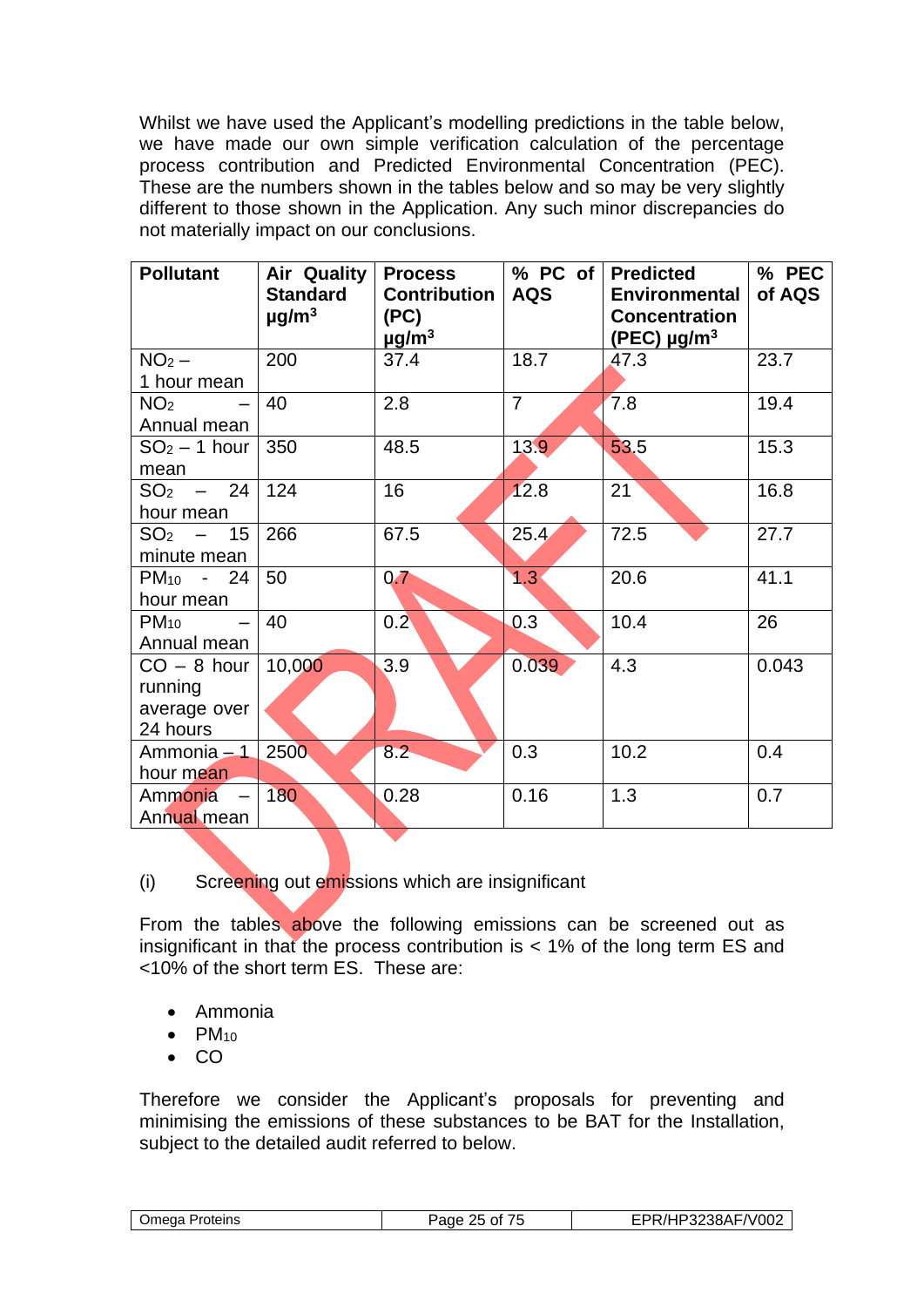Whilst we have used the Applicant's modelling predictions in the table below, we have made our own simple verification calculation of the percentage process contribution and Predicted Environmental Concentration (PEC). These are the numbers shown in the tables below and so may be very slightly different to those shown in the Application. Any such minor discrepancies do not materially impact on our conclusions.

| Pollutant | Air Quality Standard $\mu g/m^3$ | Process Contribution (PC) $\mu g/m^3$ | % PC of AQS | Predicted Environmental Concentration (PEC) $\mu g/m^3$ | % PEC of AQS |
|---|---|---|---|---|---|
| $NO_2$ – 1 hour mean | 200 | 37.4 | 18.7 | 47.3 | 23.7 |
| $NO_2$ – Annual mean | 40 | 2.8 | 7 | 7.8 | 19.4 |
| $SO_2$ – 1 hour mean | 350 | 48.5 | 13.9 | 53.5 | 15.3 |
| $SO_2$ – 24 hour mean | 124 | 16 | 12.8 | 21 | 16.8 |
| $SO_2$ – 15 minute mean | 266 | 67.5 | 25.4 | 72.5 | 27.7 |
| $PM_{10}$ - 24 hour mean | 50 | 0.7 | 1.3 | 20.6 | 41.1 |
| $PM_{10}$ – Annual mean | 40 | 0.2 | 0.3 | 10.4 | 26 |
| CO – 8 hour running average over 24 hours | 10,000 | 3.9 | 0.039 | 4.3 | 0.043 |
| Ammonia – 1 hour mean | 2500 | 8.2 | 0.3 | 10.2 | 0.4 |
| Ammonia – Annual mean | 180 | 0.28 | 0.16 | 1.3 | 0.7 |

(i) Screening out emissions which are insignificant

From the tables above the following emissions can be screened out as insignificant in that the process contribution is < 1% of the long term ES and <10% of the short term ES. These are:

- Ammonia
- $PM_{10}$
- CO

Therefore we consider the Applicant's proposals for preventing and minimising the emissions of these substances to be BAT for the Installation, subject to the detailed audit referred to below.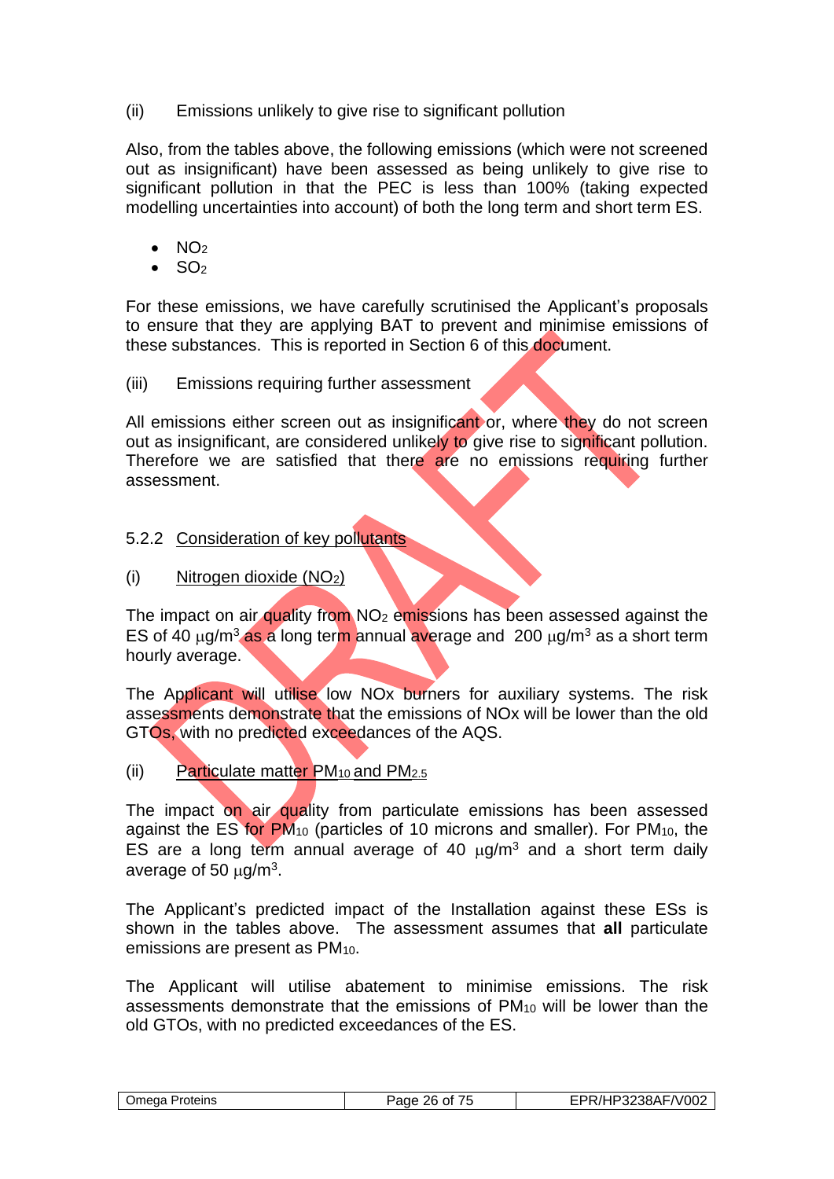(ii) Emissions unlikely to give rise to significant pollution

Also, from the tables above, the following emissions (which were not screened out as insignificant) have been assessed as being unlikely to give rise to significant pollution in that the PEC is less than 100% (taking expected modelling uncertainties into account) of both the long term and short term ES.

- $NO_2$
- $SO_2$

For these emissions, we have carefully scrutinised the Applicant's proposals to ensure that they are applying BAT to prevent and minimise emissions of these substances. This is reported in Section 6 of this document.

(iii) Emissions requiring further assessment

All emissions either screen out as insignificant or, where they do not screen out as insignificant, are considered unlikely to give rise to significant pollution. Therefore we are satisfied that there are no emissions requiring further assessment.

### 5.2.2 Consideration of key pollutants

(i) Nitrogen dioxide ($NO_2$)

The impact on air quality from $NO_2$ emissions has been assessed against the ES of 40 $\mu g/m^3$ as a long term annual average and 200 $\mu g/m^3$ as a short term hourly average.

The Applicant will utilise low NOx burners for auxiliary systems. The risk assessments demonstrate that the emissions of NOx will be lower than the old GTOs, with no predicted exceedances of the AQS.

(ii) Particulate matter $PM_{10}$ and $PM_{2.5}$

The impact on air quality from particulate emissions has been assessed against the ES for $PM_{10}$ (particles of 10 microns and smaller). For $PM_{10}$, the ES are a long term annual average of 40 $\mu g/m^3$ and a short term daily average of 50 $\mu g/m^3$.

The Applicant's predicted impact of the Installation against these ESs is shown in the tables above. The assessment assumes that **all** particulate emissions are present as $PM_{10}$.

The Applicant will utilise abatement to minimise emissions. The risk assessments demonstrate that the emissions of $PM_{10}$ will be lower than the old GTOs, with no predicted exceedances of the ES.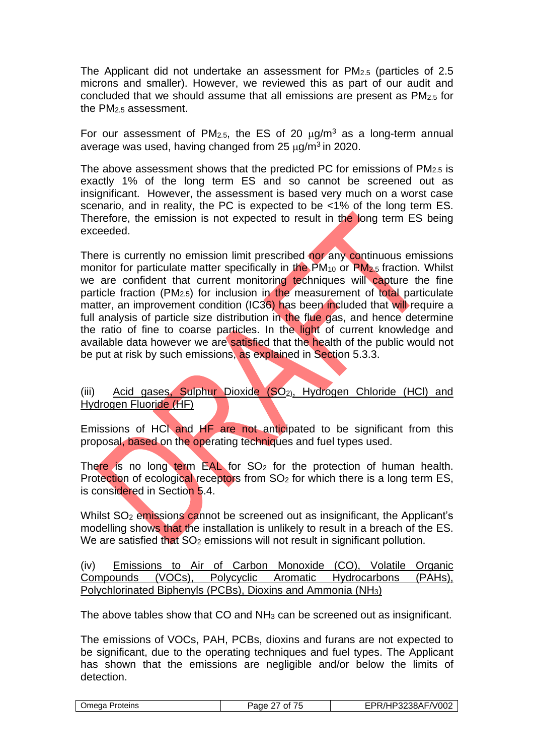The Applicant did not undertake an assessment for $PM_{2.5}$ (particles of 2.5 microns and smaller). However, we reviewed this as part of our audit and concluded that we should assume that all emissions are present as $PM_{2.5}$ for the $PM_{2.5}$ assessment.

For our assessment of $PM_{2.5}$, the ES of 20 $\mu g/m^3$ as a long-term annual average was used, having changed from 25 $\mu g/m^3$ in 2020.

The above assessment shows that the predicted PC for emissions of $PM_{2.5}$ is exactly 1% of the long term ES and so cannot be screened out as insignificant. However, the assessment is based very much on a worst case scenario, and in reality, the PC is expected to be <1% of the long term ES. Therefore, the emission is not expected to result in the long term ES being exceeded.

There is currently no emission limit prescribed nor any continuous emissions monitor for particulate matter specifically in the $PM_{10}$ or $PM_{2.5}$ fraction. Whilst we are confident that current monitoring techniques will capture the fine particle fraction ($PM_{2.5}$) for inclusion in the measurement of total particulate matter, an improvement condition (IC36) has been included that will require a full analysis of particle size distribution in the flue gas, and hence determine the ratio of fine to coarse particles. In the light of current knowledge and available data however we are satisfied that the health of the public would not be put at risk by such emissions, as explained in Section 5.3.3.

(iii) Acid gases, Sulphur Dioxide ($SO_2$), Hydrogen Chloride (HCl) and Hydrogen Fluoride (HF)

Emissions of HCl and HF are not anticipated to be significant from this proposal, based on the operating techniques and fuel types used.

There is no long term EAL for $SO_2$ for the protection of human health. Protection of ecological receptors from $SO_2$ for which there is a long term ES, is considered in Section 5.4.

Whilst $SO_2$ emissions cannot be screened out as insignificant, the Applicant's modelling shows that the installation is unlikely to result in a breach of the ES. We are satisfied that $SO_2$ emissions will not result in significant pollution.

(iv) Emissions to Air of Carbon Monoxide (CO), Volatile Organic Compounds (VOCs), Polycyclic Aromatic Hydrocarbons (PAHs), Polychlorinated Biphenyls (PCBs), Dioxins and Ammonia ($NH_3$)

The above tables show that CO and $NH_3$ can be screened out as insignificant.

The emissions of VOCs, PAH, PCBs, dioxins and furans are not expected to be significant, due to the operating techniques and fuel types. The Applicant has shown that the emissions are negligible and/or below the limits of detection.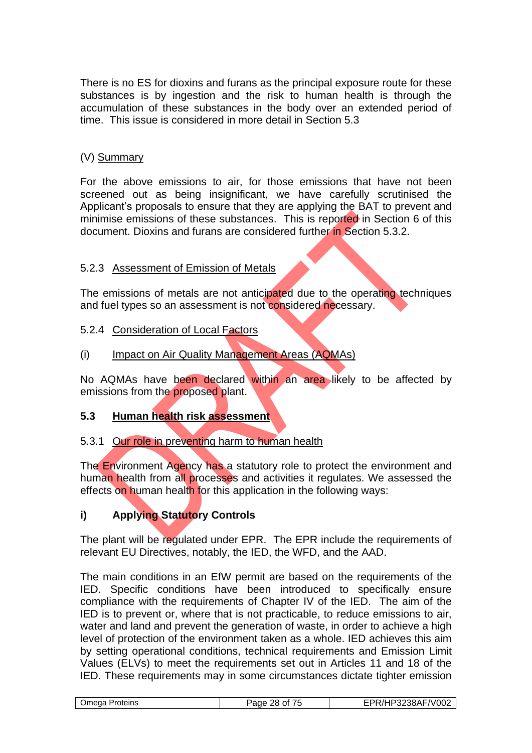There is no ES for dioxins and furans as the principal exposure route for these substances is by ingestion and the risk to human health is through the accumulation of these substances in the body over an extended period of time. This issue is considered in more detail in Section 5.3

(V) Summary

For the above emissions to air, for those emissions that have not been screened out as being insignificant, we have carefully scrutinised the Applicant's proposals to ensure that they are applying the BAT to prevent and minimise emissions of these substances. This is reported in Section 6 of this document. Dioxins and furans are considered further in Section 5.3.2.

5.2.3 Assessment of Emission of Metals

The emissions of metals are not anticipated due to the operating techniques and fuel types so an assessment is not considered necessary.

5.2.4 Consideration of Local Factors

(i) Impact on Air Quality Management Areas (AQMAs)

No AQMAs have been declared within an area likely to be affected by emissions from the proposed plant.

## 5.3 Human health risk assessment

5.3.1 Our role in preventing harm to human health

The Environment Agency has a statutory role to protect the environment and human health from all processes and activities it regulates. We assessed the effects on human health for this application in the following ways:

**i) Applying Statutory Controls**

The plant will be regulated under EPR. The EPR include the requirements of relevant EU Directives, notably, the IED, the WFD, and the AAD.

The main conditions in an EfW permit are based on the requirements of the IED. Specific conditions have been introduced to specifically ensure compliance with the requirements of Chapter IV of the IED. The aim of the IED is to prevent or, where that is not practicable, to reduce emissions to air, water and land and prevent the generation of waste, in order to achieve a high level of protection of the environment taken as a whole. IED achieves this aim by setting operational conditions, technical requirements and Emission Limit Values (ELVs) to meet the requirements set out in Articles 11 and 18 of the IED. These requirements may in some circumstances dictate tighter emission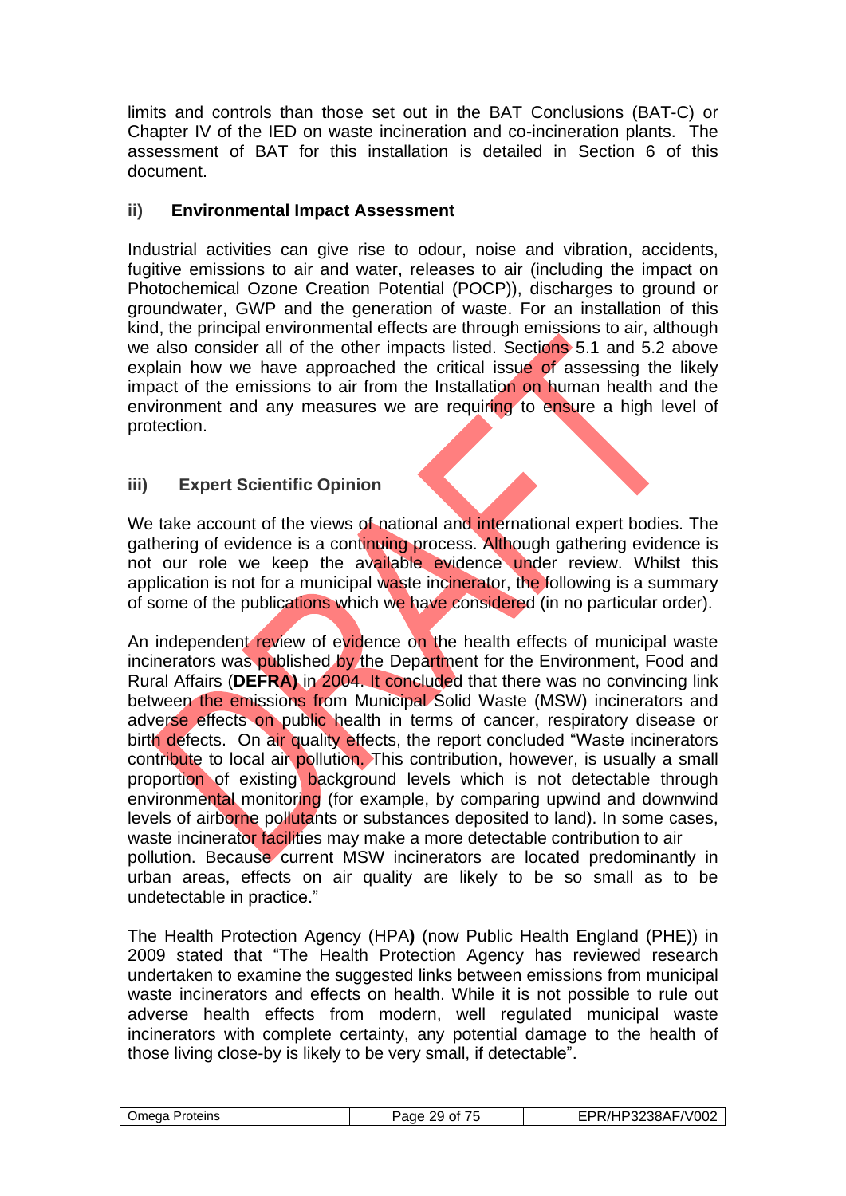limits and controls than those set out in the BAT Conclusions (BAT-C) or Chapter IV of the IED on waste incineration and co-incineration plants. The assessment of BAT for this installation is detailed in Section 6 of this document.

### ii) Environmental Impact Assessment

Industrial activities can give rise to odour, noise and vibration, accidents, fugitive emissions to air and water, releases to air (including the impact on Photochemical Ozone Creation Potential (POCP)), discharges to ground or groundwater, GWP and the generation of waste. For an installation of this kind, the principal environmental effects are through emissions to air, although we also consider all of the other impacts listed. Sections 5.1 and 5.2 above explain how we have approached the critical issue of assessing the likely impact of the emissions to air from the Installation on human health and the environment and any measures we are requiring to ensure a high level of protection.

### iii) Expert Scientific Opinion

We take account of the views of national and international expert bodies. The gathering of evidence is a continuing process. Although gathering evidence is not our role we keep the available evidence under review. Whilst this application is not for a municipal waste incinerator, the following is a summary of some of the publications which we have considered (in no particular order).

An independent review of evidence on the health effects of municipal waste incinerators was published by the Department for the Environment, Food and Rural Affairs (**DEFRA)** in 2004. It concluded that there was no convincing link between the emissions from Municipal Solid Waste (MSW) incinerators and adverse effects on public health in terms of cancer, respiratory disease or birth defects. On air quality effects, the report concluded "Waste incinerators contribute to local air pollution. This contribution, however, is usually a small proportion of existing background levels which is not detectable through environmental monitoring (for example, by comparing upwind and downwind levels of airborne pollutants or substances deposited to land). In some cases, waste incinerator facilities may make a more detectable contribution to air pollution. Because current MSW incinerators are located predominantly in urban areas, effects on air quality are likely to be so small as to be undetectable in practice."

The Health Protection Agency (HPA**)** (now Public Health England (PHE)) in 2009 stated that "The Health Protection Agency has reviewed research undertaken to examine the suggested links between emissions from municipal waste incinerators and effects on health. While it is not possible to rule out adverse health effects from modern, well regulated municipal waste incinerators with complete certainty, any potential damage to the health of those living close-by is likely to be very small, if detectable".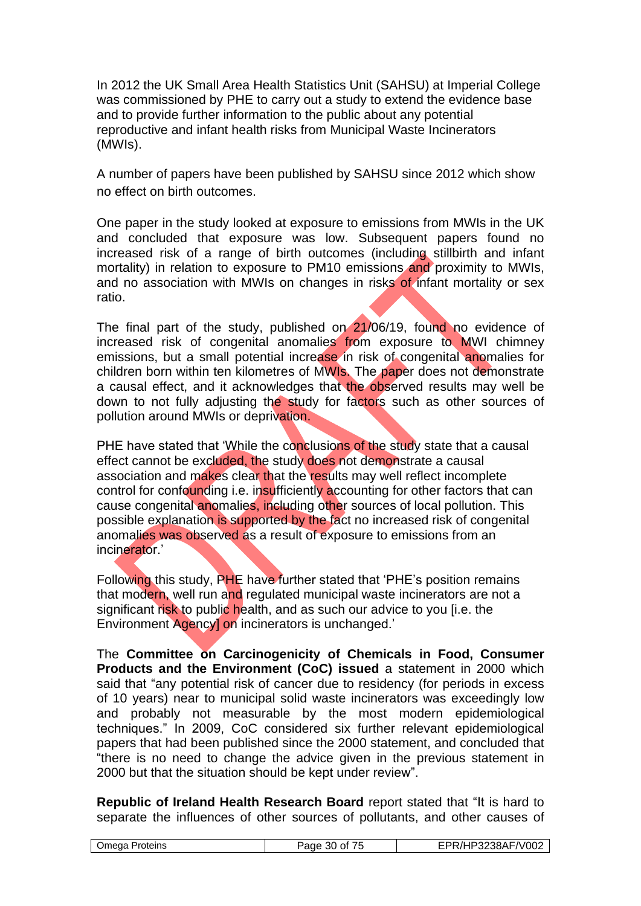In 2012 the UK Small Area Health Statistics Unit (SAHSU) at Imperial College was commissioned by PHE to carry out a study to extend the evidence base and to provide further information to the public about any potential reproductive and infant health risks from Municipal Waste Incinerators (MWIs).

A number of papers have been published by SAHSU since 2012 which show no effect on birth outcomes.

One paper in the study looked at exposure to emissions from MWIs in the UK and concluded that exposure was low. Subsequent papers found no increased risk of a range of birth outcomes (including stillbirth and infant mortality) in relation to exposure to PM10 emissions and proximity to MWIs, and no association with MWIs on changes in risks of infant mortality or sex ratio.

The final part of the study, published on 21/06/19, found no evidence of increased risk of congenital anomalies from exposure to MWI chimney emissions, but a small potential increase in risk of congenital anomalies for children born within ten kilometres of MWIs. The paper does not demonstrate a causal effect, and it acknowledges that the observed results may well be down to not fully adjusting the study for factors such as other sources of pollution around MWIs or deprivation.

PHE have stated that 'While the conclusions of the study state that a causal effect cannot be excluded, the study does not demonstrate a causal association and makes clear that the results may well reflect incomplete control for confounding i.e. insufficiently accounting for other factors that can cause congenital anomalies, including other sources of local pollution. This possible explanation is supported by the fact no increased risk of congenital anomalies was observed as a result of exposure to emissions from an incinerator.'

Following this study, PHE have further stated that 'PHE's position remains that modern, well run and regulated municipal waste incinerators are not a significant risk to public health, and as such our advice to you [i.e. the Environment Agency] on incinerators is unchanged.'

The **Committee on Carcinogenicity of Chemicals in Food, Consumer Products and the Environment (CoC) issued** a statement in 2000 which said that "any potential risk of cancer due to residency (for periods in excess of 10 years) near to municipal solid waste incinerators was exceedingly low and probably not measurable by the most modern epidemiological techniques." In 2009, CoC considered six further relevant epidemiological papers that had been published since the 2000 statement, and concluded that "there is no need to change the advice given in the previous statement in 2000 but that the situation should be kept under review".

**Republic of Ireland Health Research Board** report stated that "It is hard to separate the influences of other sources of pollutants, and other causes of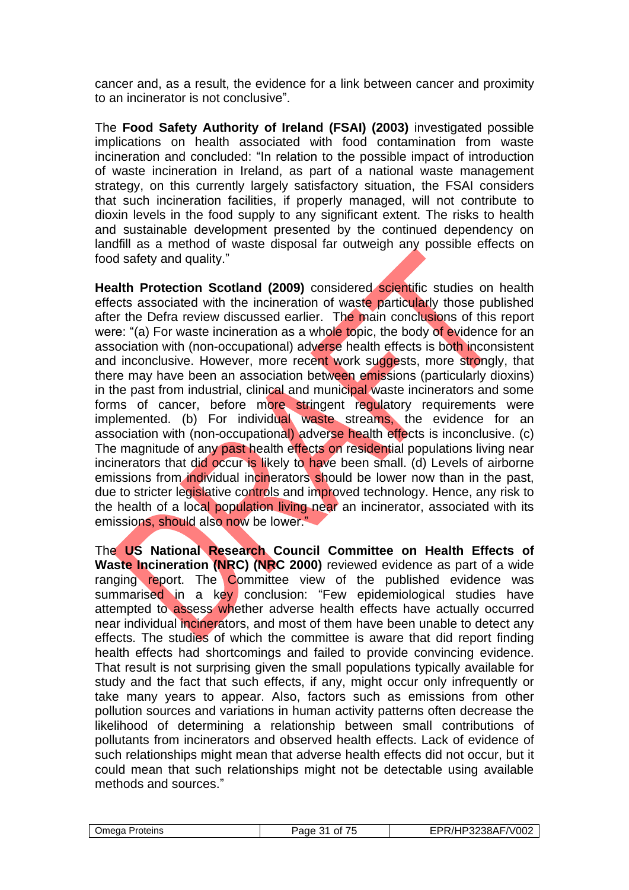cancer and, as a result, the evidence for a link between cancer and proximity to an incinerator is not conclusive".

The **Food Safety Authority of Ireland (FSAI) (2003)** investigated possible implications on health associated with food contamination from waste incineration and concluded: "In relation to the possible impact of introduction of waste incineration in Ireland, as part of a national waste management strategy, on this currently largely satisfactory situation, the FSAI considers that such incineration facilities, if properly managed, will not contribute to dioxin levels in the food supply to any significant extent. The risks to health and sustainable development presented by the continued dependency on landfill as a method of waste disposal far outweigh any possible effects on food safety and quality."

**Health Protection Scotland (2009)** considered scientific studies on health effects associated with the incineration of waste particularly those published after the Defra review discussed earlier. The main conclusions of this report were: "(a) For waste incineration as a whole topic, the body of evidence for an association with (non-occupational) adverse health effects is both inconsistent and inconclusive. However, more recent work suggests, more strongly, that there may have been an association between emissions (particularly dioxins) in the past from industrial, clinical and municipal waste incinerators and some forms of cancer, before more stringent regulatory requirements were implemented. (b) For individual waste streams, the evidence for an association with (non-occupational) adverse health effects is inconclusive. (c) The magnitude of any past health effects on residential populations living near incinerators that did occur is likely to have been small. (d) Levels of airborne emissions from individual incinerators should be lower now than in the past, due to stricter legislative controls and improved technology. Hence, any risk to the health of a local population living near an incinerator, associated with its emissions, should also now be lower."

The **US National Research Council Committee on Health Effects of Waste Incineration (NRC) (NRC 2000)** reviewed evidence as part of a wide ranging report. The Committee view of the published evidence was summarised in a key conclusion: "Few epidemiological studies have attempted to assess whether adverse health effects have actually occurred near individual incinerators, and most of them have been unable to detect any effects. The studies of which the committee is aware that did report finding health effects had shortcomings and failed to provide convincing evidence. That result is not surprising given the small populations typically available for study and the fact that such effects, if any, might occur only infrequently or take many years to appear. Also, factors such as emissions from other pollution sources and variations in human activity patterns often decrease the likelihood of determining a relationship between small contributions of pollutants from incinerators and observed health effects. Lack of evidence of such relationships might mean that adverse health effects did not occur, but it could mean that such relationships might not be detectable using available methods and sources."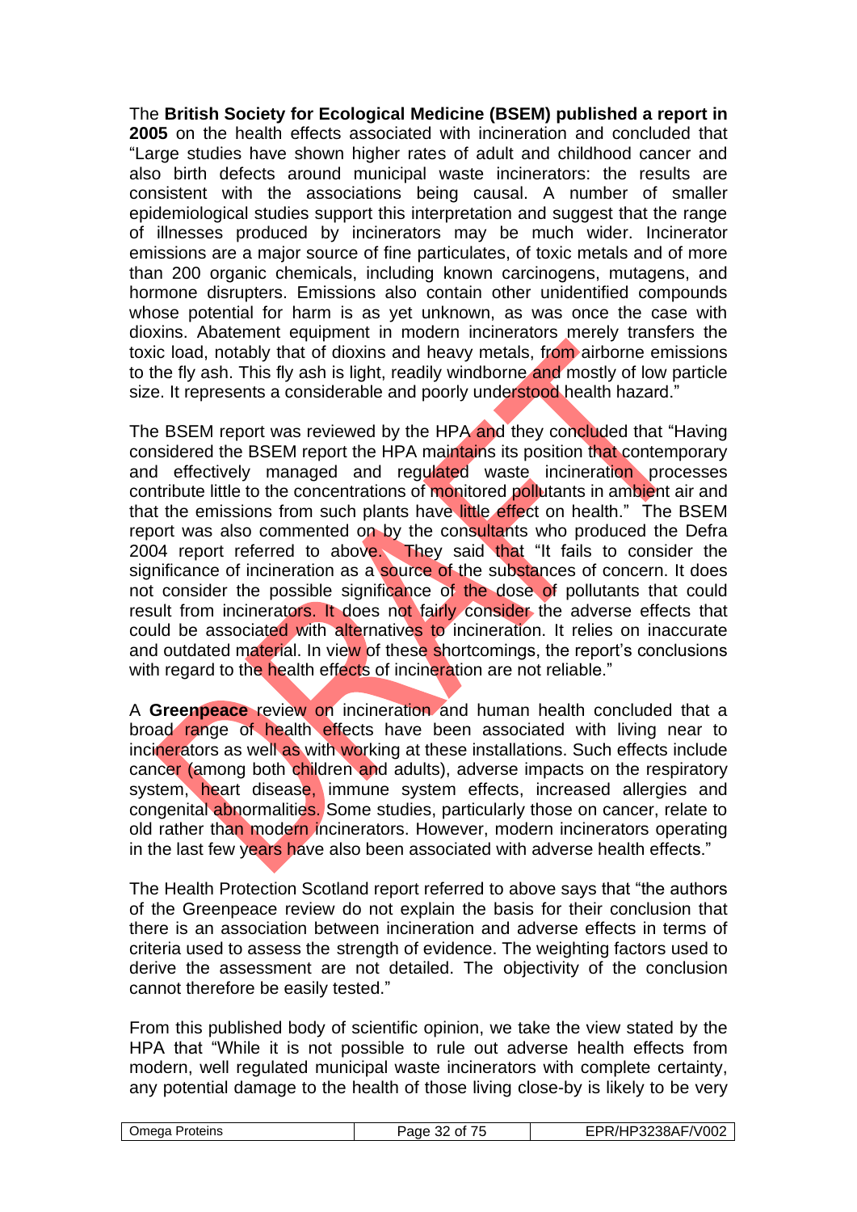The **British Society for Ecological Medicine (BSEM) published a report in 2005** on the health effects associated with incineration and concluded that "Large studies have shown higher rates of adult and childhood cancer and also birth defects around municipal waste incinerators: the results are consistent with the associations being causal. A number of smaller epidemiological studies support this interpretation and suggest that the range of illnesses produced by incinerators may be much wider. Incinerator emissions are a major source of fine particulates, of toxic metals and of more than 200 organic chemicals, including known carcinogens, mutagens, and hormone disrupters. Emissions also contain other unidentified compounds whose potential for harm is as yet unknown, as was once the case with dioxins. Abatement equipment in modern incinerators merely transfers the toxic load, notably that of dioxins and heavy metals, from airborne emissions to the fly ash. This fly ash is light, readily windborne and mostly of low particle size. It represents a considerable and poorly understood health hazard."

The BSEM report was reviewed by the HPA and they concluded that "Having considered the BSEM report the HPA maintains its position that contemporary and effectively managed and regulated waste incineration processes contribute little to the concentrations of monitored pollutants in ambient air and that the emissions from such plants have little effect on health." The BSEM report was also commented on by the consultants who produced the Defra 2004 report referred to above. They said that "It fails to consider the significance of incineration as a source of the substances of concern. It does not consider the possible significance of the dose of pollutants that could result from incinerators. It does not fairly consider the adverse effects that could be associated with alternatives to incineration. It relies on inaccurate and outdated material. In view of these shortcomings, the report's conclusions with regard to the health effects of incineration are not reliable."

A **Greenpeace** review on incineration and human health concluded that a broad range of health effects have been associated with living near to incinerators as well as with working at these installations. Such effects include cancer (among both children and adults), adverse impacts on the respiratory system, heart disease, immune system effects, increased allergies and congenital abnormalities. Some studies, particularly those on cancer, relate to old rather than modern incinerators. However, modern incinerators operating in the last few years have also been associated with adverse health effects."

The Health Protection Scotland report referred to above says that "the authors of the Greenpeace review do not explain the basis for their conclusion that there is an association between incineration and adverse effects in terms of criteria used to assess the strength of evidence. The weighting factors used to derive the assessment are not detailed. The objectivity of the conclusion cannot therefore be easily tested."

From this published body of scientific opinion, we take the view stated by the HPA that "While it is not possible to rule out adverse health effects from modern, well regulated municipal waste incinerators with complete certainty, any potential damage to the health of those living close-by is likely to be very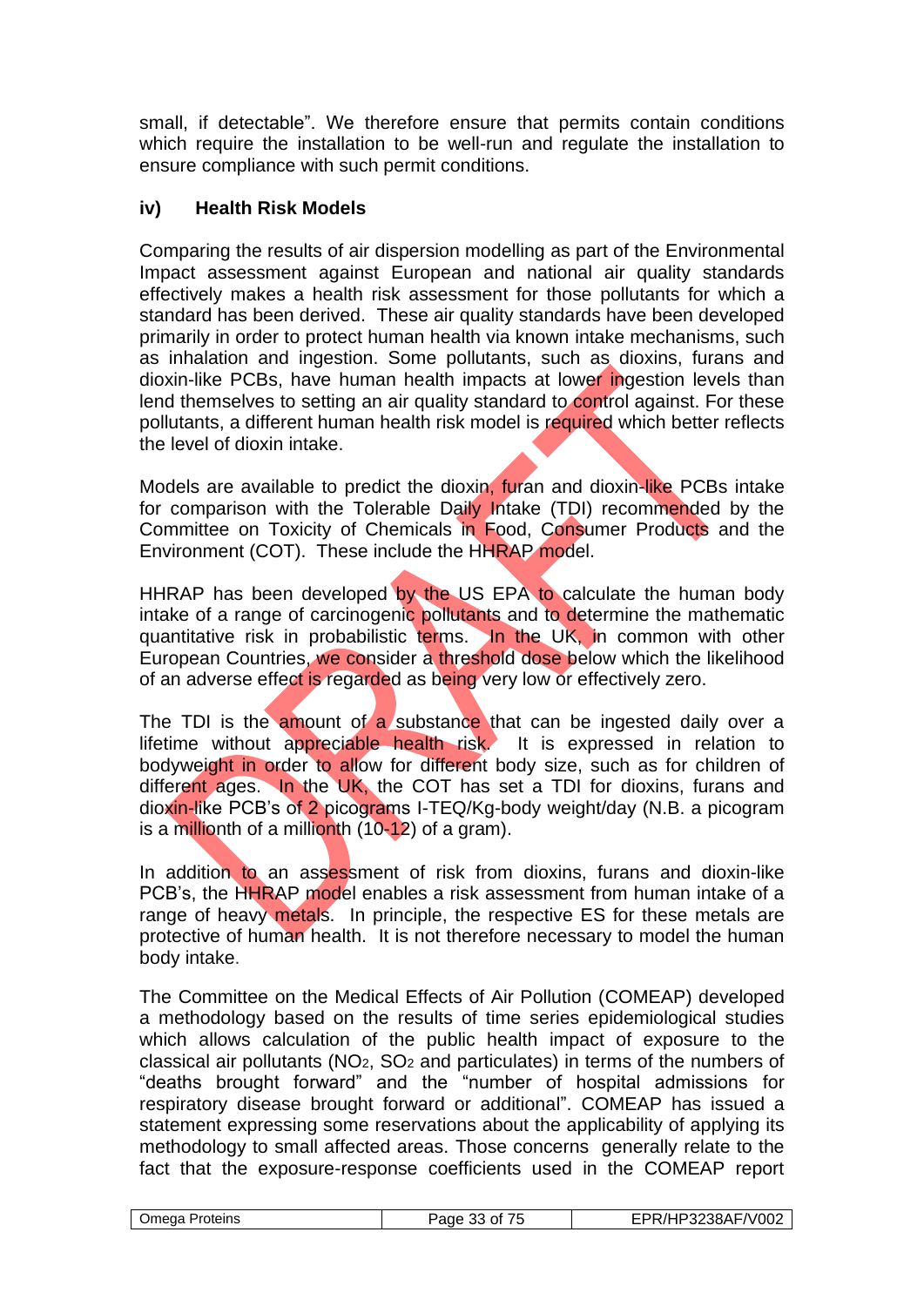small, if detectable". We therefore ensure that permits contain conditions which require the installation to be well-run and regulate the installation to ensure compliance with such permit conditions.

### iv) Health Risk Models

Comparing the results of air dispersion modelling as part of the Environmental Impact assessment against European and national air quality standards effectively makes a health risk assessment for those pollutants for which a standard has been derived. These air quality standards have been developed primarily in order to protect human health via known intake mechanisms, such as inhalation and ingestion. Some pollutants, such as dioxins, furans and dioxin-like PCBs, have human health impacts at lower ingestion levels than lend themselves to setting an air quality standard to control against. For these pollutants, a different human health risk model is required which better reflects the level of dioxin intake.

Models are available to predict the dioxin, furan and dioxin-like PCBs intake for comparison with the Tolerable Daily Intake (TDI) recommended by the Committee on Toxicity of Chemicals in Food, Consumer Products and the Environment (COT). These include the HHRAP model.

HHRAP has been developed by the US EPA to calculate the human body intake of a range of carcinogenic pollutants and to determine the mathematic quantitative risk in probabilistic terms. In the UK, in common with other European Countries, we consider a threshold dose below which the likelihood of an adverse effect is regarded as being very low or effectively zero.

The TDI is the amount of a substance that can be ingested daily over a lifetime without appreciable health risk. It is expressed in relation to bodyweight in order to allow for different body size, such as for children of different ages. In the UK, the COT has set a TDI for dioxins, furans and dioxin-like PCB's of 2 picograms I-TEQ/Kg-body weight/day (N.B. a picogram is a millionth of a millionth (10-12) of a gram).

In addition to an assessment of risk from dioxins, furans and dioxin-like PCB's, the HHRAP model enables a risk assessment from human intake of a range of heavy metals. In principle, the respective ES for these metals are protective of human health. It is not therefore necessary to model the human body intake.

The Committee on the Medical Effects of Air Pollution (COMEAP) developed a methodology based on the results of time series epidemiological studies which allows calculation of the public health impact of exposure to the classical air pollutants ($NO_2$, $SO_2$ and particulates) in terms of the numbers of "deaths brought forward" and the "number of hospital admissions for respiratory disease brought forward or additional". COMEAP has issued a statement expressing some reservations about the applicability of applying its methodology to small affected areas. Those concerns generally relate to the fact that the exposure-response coefficients used in the COMEAP report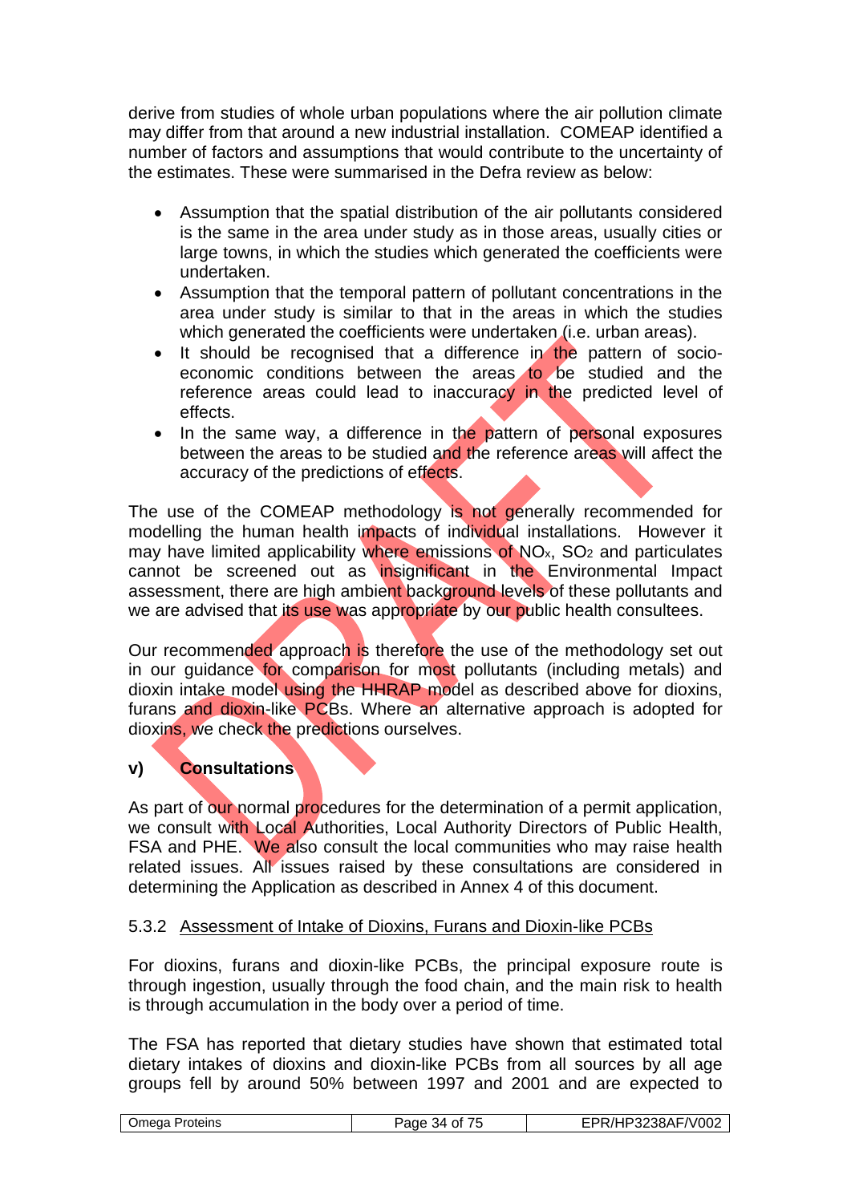derive from studies of whole urban populations where the air pollution climate may differ from that around a new industrial installation. COMEAP identified a number of factors and assumptions that would contribute to the uncertainty of the estimates. These were summarised in the Defra review as below:

- Assumption that the spatial distribution of the air pollutants considered is the same in the area under study as in those areas, usually cities or large towns, in which the studies which generated the coefficients were undertaken.
- Assumption that the temporal pattern of pollutant concentrations in the area under study is similar to that in the areas in which the studies which generated the coefficients were undertaken (i.e. urban areas).
- It should be recognised that a difference in the pattern of socio-economic conditions between the areas to be studied and the reference areas could lead to inaccuracy in the predicted level of effects.
- In the same way, a difference in the pattern of personal exposures between the areas to be studied and the reference areas will affect the accuracy of the predictions of effects.

The use of the COMEAP methodology is not generally recommended for modelling the human health impacts of individual installations. However it may have limited applicability where emissions of $NO_x$, $SO_2$ and particulates cannot be screened out as insignificant in the Environmental Impact assessment, there are high ambient background levels of these pollutants and we are advised that its use was appropriate by our public health consultees.

Our recommended approach is therefore the use of the methodology set out in our guidance for comparison for most pollutants (including metals) and dioxin intake model using the HHRAP model as described above for dioxins, furans and dioxin-like PCBs. Where an alternative approach is adopted for dioxins, we check the predictions ourselves.

**v) Consultations**

As part of our normal procedures for the determination of a permit application, we consult with Local Authorities, Local Authority Directors of Public Health, FSA and PHE. We also consult the local communities who may raise health related issues. All issues raised by these consultations are considered in determining the Application as described in Annex 4 of this document.

### 5.3.2 Assessment of Intake of Dioxins, Furans and Dioxin-like PCBs

For dioxins, furans and dioxin-like PCBs, the principal exposure route is through ingestion, usually through the food chain, and the main risk to health is through accumulation in the body over a period of time.

The FSA has reported that dietary studies have shown that estimated total dietary intakes of dioxins and dioxin-like PCBs from all sources by all age groups fell by around 50% between 1997 and 2001 and are expected to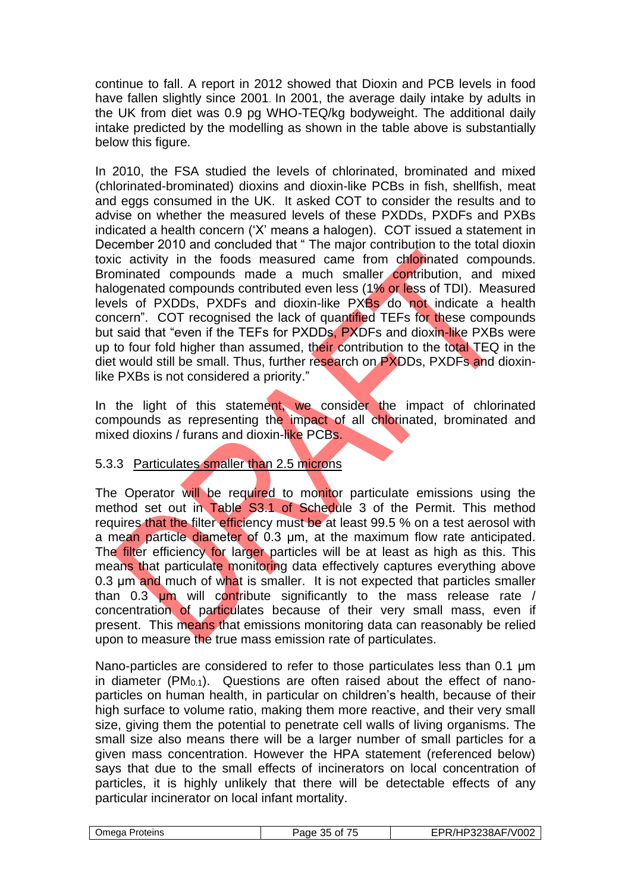continue to fall. A report in 2012 showed that Dioxin and PCB levels in food have fallen slightly since 2001. In 2001, the average daily intake by adults in the UK from diet was 0.9 pg WHO-TEQ/kg bodyweight. The additional daily intake predicted by the modelling as shown in the table above is substantially below this figure.

In 2010, the FSA studied the levels of chlorinated, brominated and mixed (chlorinated-brominated) dioxins and dioxin-like PCBs in fish, shellfish, meat and eggs consumed in the UK. It asked COT to consider the results and to advise on whether the measured levels of these PXDDs, PXDFs and PXBs indicated a health concern ('X' means a halogen). COT issued a statement in December 2010 and concluded that " The major contribution to the total dioxin toxic activity in the foods measured came from chlorinated compounds. Brominated compounds made a much smaller contribution, and mixed halogenated compounds contributed even less (1% or less of TDI). Measured levels of PXDDs, PXDFs and dioxin-like PXBs do not indicate a health concern". COT recognised the lack of quantified TEFs for these compounds but said that "even if the TEFs for PXDDs, PXDFs and dioxin-like PXBs were up to four fold higher than assumed, their contribution to the total TEQ in the diet would still be small. Thus, further research on PXDDs, PXDFs and dioxin-like PXBs is not considered a priority."

In the light of this statement, we consider the impact of chlorinated compounds as representing the impact of all chlorinated, brominated and mixed dioxins / furans and dioxin-like PCBs.

### 5.3.3 Particulates smaller than 2.5 microns

The Operator will be required to monitor particulate emissions using the method set out in Table S3.1 of Schedule 3 of the Permit. This method requires that the filter efficiency must be at least 99.5 % on a test aerosol with a mean particle diameter of 0.3 µm, at the maximum flow rate anticipated. The filter efficiency for larger particles will be at least as high as this. This means that particulate monitoring data effectively captures everything above 0.3 µm and much of what is smaller. It is not expected that particles smaller than 0.3 µm will contribute significantly to the mass release rate / concentration of particulates because of their very small mass, even if present. This means that emissions monitoring data can reasonably be relied upon to measure the true mass emission rate of particulates.

Nano-particles are considered to refer to those particulates less than 0.1 µm in diameter ($PM_{0.1}$). Questions are often raised about the effect of nano-particles on human health, in particular on children's health, because of their high surface to volume ratio, making them more reactive, and their very small size, giving them the potential to penetrate cell walls of living organisms. The small size also means there will be a larger number of small particles for a given mass concentration. However the HPA statement (referenced below) says that due to the small effects of incinerators on local concentration of particles, it is highly unlikely that there will be detectable effects of any particular incinerator on local infant mortality.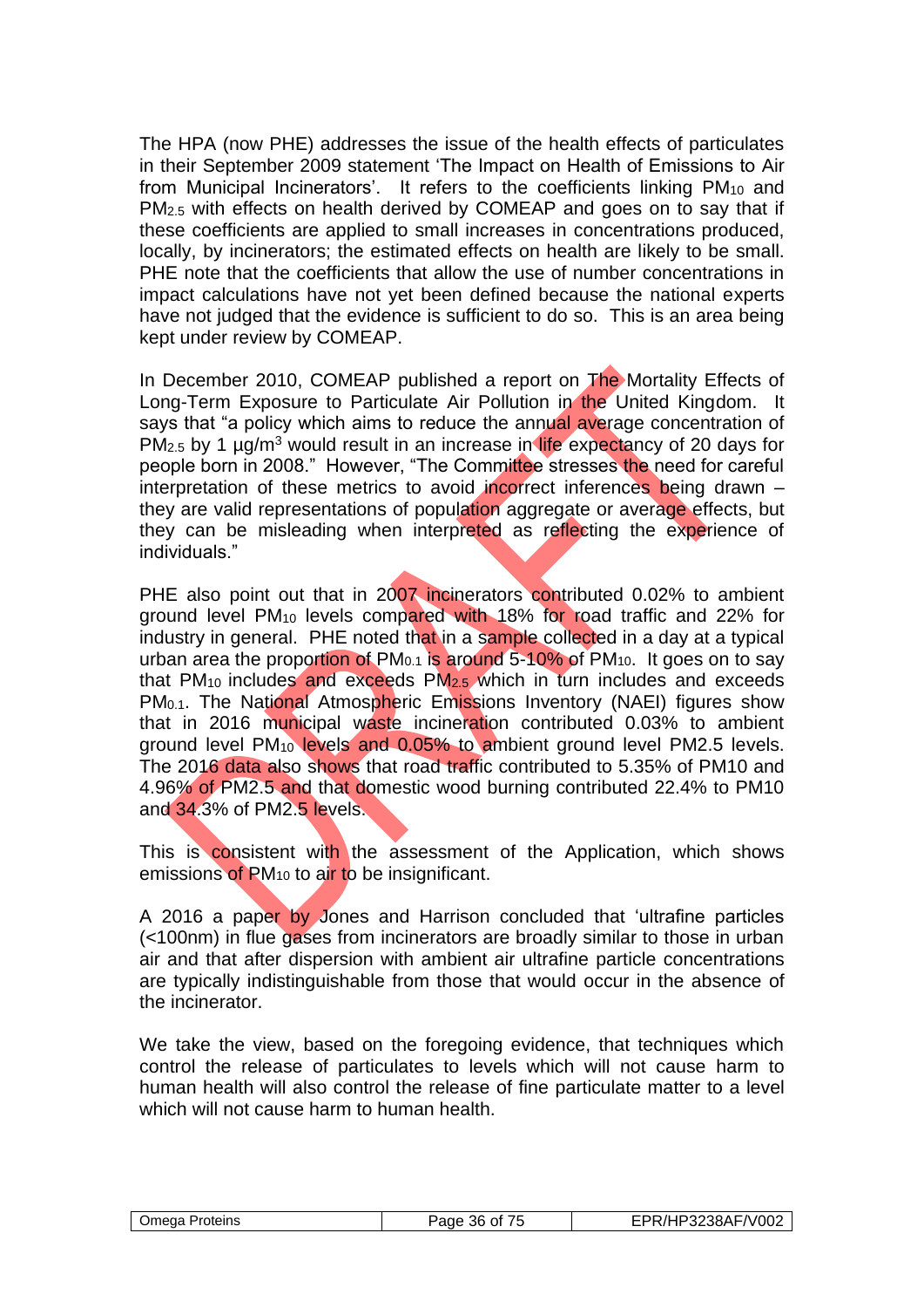The HPA (now PHE) addresses the issue of the health effects of particulates in their September 2009 statement 'The Impact on Health of Emissions to Air from Municipal Incinerators'. It refers to the coefficients linking $PM_{10}$ and $PM_{2.5}$ with effects on health derived by COMEAP and goes on to say that if these coefficients are applied to small increases in concentrations produced, locally, by incinerators; the estimated effects on health are likely to be small. PHE note that the coefficients that allow the use of number concentrations in impact calculations have not yet been defined because the national experts have not judged that the evidence is sufficient to do so. This is an area being kept under review by COMEAP.

In December 2010, COMEAP published a report on The Mortality Effects of Long-Term Exposure to Particulate Air Pollution in the United Kingdom. It says that "a policy which aims to reduce the annual average concentration of $PM_{2.5}$ by 1 µg/m$^3$ would result in an increase in life expectancy of 20 days for people born in 2008." However, "The Committee stresses the need for careful interpretation of these metrics to avoid incorrect inferences being drawn – they are valid representations of population aggregate or average effects, but they can be misleading when interpreted as reflecting the experience of individuals."

PHE also point out that in 2007 incinerators contributed 0.02% to ambient ground level $PM_{10}$ levels compared with 18% for road traffic and 22% for industry in general. PHE noted that in a sample collected in a day at a typical urban area the proportion of $PM_{0.1}$ is around 5-10% of $PM_{10}$. It goes on to say that $PM_{10}$ includes and exceeds $PM_{2.5}$ which in turn includes and exceeds $PM_{0.1}$. The National Atmospheric Emissions Inventory (NAEI) figures show that in 2016 municipal waste incineration contributed 0.03% to ambient ground level $PM_{10}$ levels and 0.05% to ambient ground level PM2.5 levels. The 2016 data also shows that road traffic contributed to 5.35% of PM10 and 4.96% of PM2.5 and that domestic wood burning contributed 22.4% to PM10 and 34.3% of PM2.5 levels.

This is consistent with the assessment of the Application, which shows emissions of $PM_{10}$ to air to be insignificant.

A 2016 a paper by Jones and Harrison concluded that 'ultrafine particles (<100nm) in flue gases from incinerators are broadly similar to those in urban air and that after dispersion with ambient air ultrafine particle concentrations are typically indistinguishable from those that would occur in the absence of the incinerator.

We take the view, based on the foregoing evidence, that techniques which control the release of particulates to levels which will not cause harm to human health will also control the release of fine particulate matter to a level which will not cause harm to human health.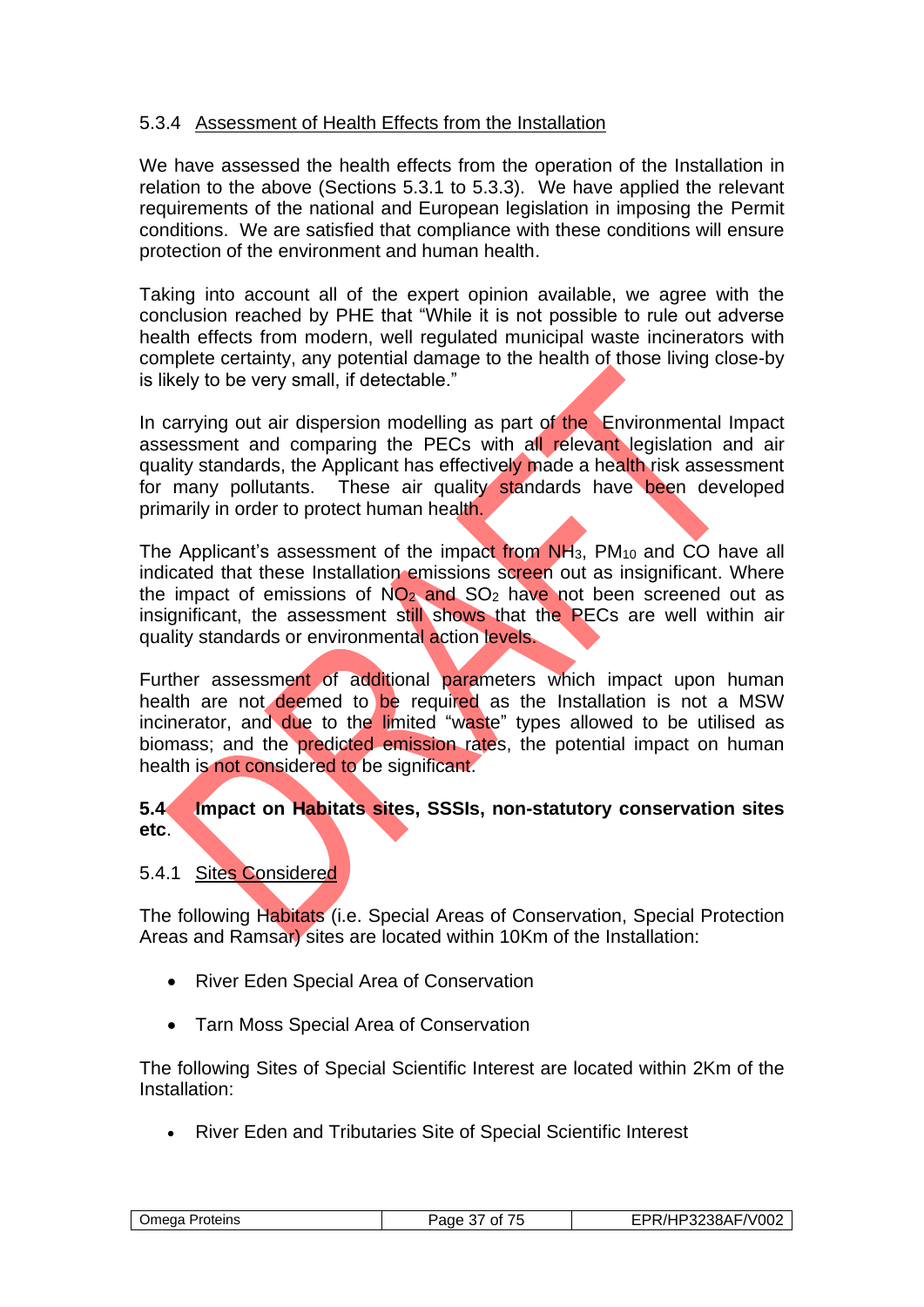### 5.3.4 Assessment of Health Effects from the Installation

We have assessed the health effects from the operation of the Installation in relation to the above (Sections 5.3.1 to 5.3.3). We have applied the relevant requirements of the national and European legislation in imposing the Permit conditions. We are satisfied that compliance with these conditions will ensure protection of the environment and human health.

Taking into account all of the expert opinion available, we agree with the conclusion reached by PHE that "While it is not possible to rule out adverse health effects from modern, well regulated municipal waste incinerators with complete certainty, any potential damage to the health of those living close-by is likely to be very small, if detectable."

In carrying out air dispersion modelling as part of the Environmental Impact assessment and comparing the PECs with all relevant legislation and air quality standards, the Applicant has effectively made a health risk assessment for many pollutants. These air quality standards have been developed primarily in order to protect human health.

The Applicant's assessment of the impact from $NH_3$, $PM_{10}$ and CO have all indicated that these Installation emissions screen out as insignificant. Where the impact of emissions of $NO_2$ and $SO_2$ have not been screened out as insignificant, the assessment still shows that the PECs are well within air quality standards or environmental action levels.

Further assessment of additional parameters which impact upon human health are not deemed to be required as the Installation is not a MSW incinerator, and due to the limited "waste" types allowed to be utilised as biomass; and the predicted emission rates, the potential impact on human health is not considered to be significant.

## 5.4 Impact on Habitats sites, SSSIs, non-statutory conservation sites etc.

### 5.4.1 Sites Considered

The following Habitats (i.e. Special Areas of Conservation, Special Protection Areas and Ramsar) sites are located within 10Km of the Installation:

- River Eden Special Area of Conservation
- Tarn Moss Special Area of Conservation

The following Sites of Special Scientific Interest are located within 2Km of the Installation:

- River Eden and Tributaries Site of Special Scientific Interest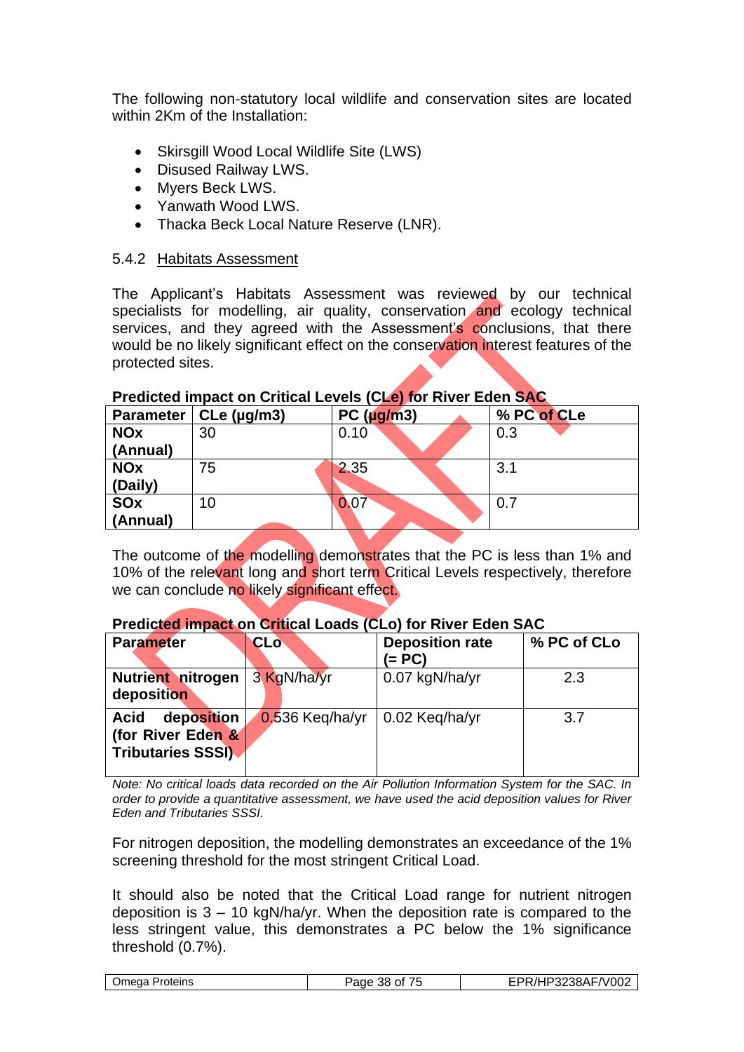The following non-statutory local wildlife and conservation sites are located within 2Km of the Installation:

- Skirsgill Wood Local Wildlife Site (LWS)
- Disused Railway LWS.
- Myers Beck LWS.
- Yanwath Wood LWS.
- Thacka Beck Local Nature Reserve (LNR).

### 5.4.2 Habitats Assessment

The Applicant's Habitats Assessment was reviewed by our technical specialists for modelling, air quality, conservation and ecology technical services, and they agreed with the Assessment's conclusions, that there would be no likely significant effect on the conservation interest features of the protected sites.

**Predicted impact on Critical Levels (CLe) for River Eden SAC**

| Parameter | CLe (µg/m3) | PC (µg/m3) | % PC of CLe |
|---|---|---|---|
| **NOx (Annual)** | 30 | 0.10 | 0.3 |
| **NOx (Daily)** | 75 | 2.35 | 3.1 |
| **SOx (Annual)** | 10 | 0.07 | 0.7 |

The outcome of the modelling demonstrates that the PC is less than 1% and 10% of the relevant long and short term Critical Levels respectively, therefore we can conclude no likely significant effect.

**Predicted impact on Critical Loads (CLo) for River Eden SAC**

| Parameter | CLo | Deposition rate (= PC) | % PC of CLo |
|---|---|---|---|
| **Nutrient nitrogen deposition** | 3 KgN/ha/yr | 0.07 kgN/ha/yr | 2.3 |
| **Acid deposition (for River Eden & Tributaries SSSI)** | 0.536 Keq/ha/yr | 0.02 Keq/ha/yr | 3.7 |

*Note: No critical loads data recorded on the Air Pollution Information System for the SAC. In order to provide a quantitative assessment, we have used the acid deposition values for River Eden and Tributaries SSSI.*

For nitrogen deposition, the modelling demonstrates an exceedance of the 1% screening threshold for the most stringent Critical Load.

It should also be noted that the Critical Load range for nutrient nitrogen deposition is 3 – 10 kgN/ha/yr. When the deposition rate is compared to the less stringent value, this demonstrates a PC below the 1% significance threshold (0.7%).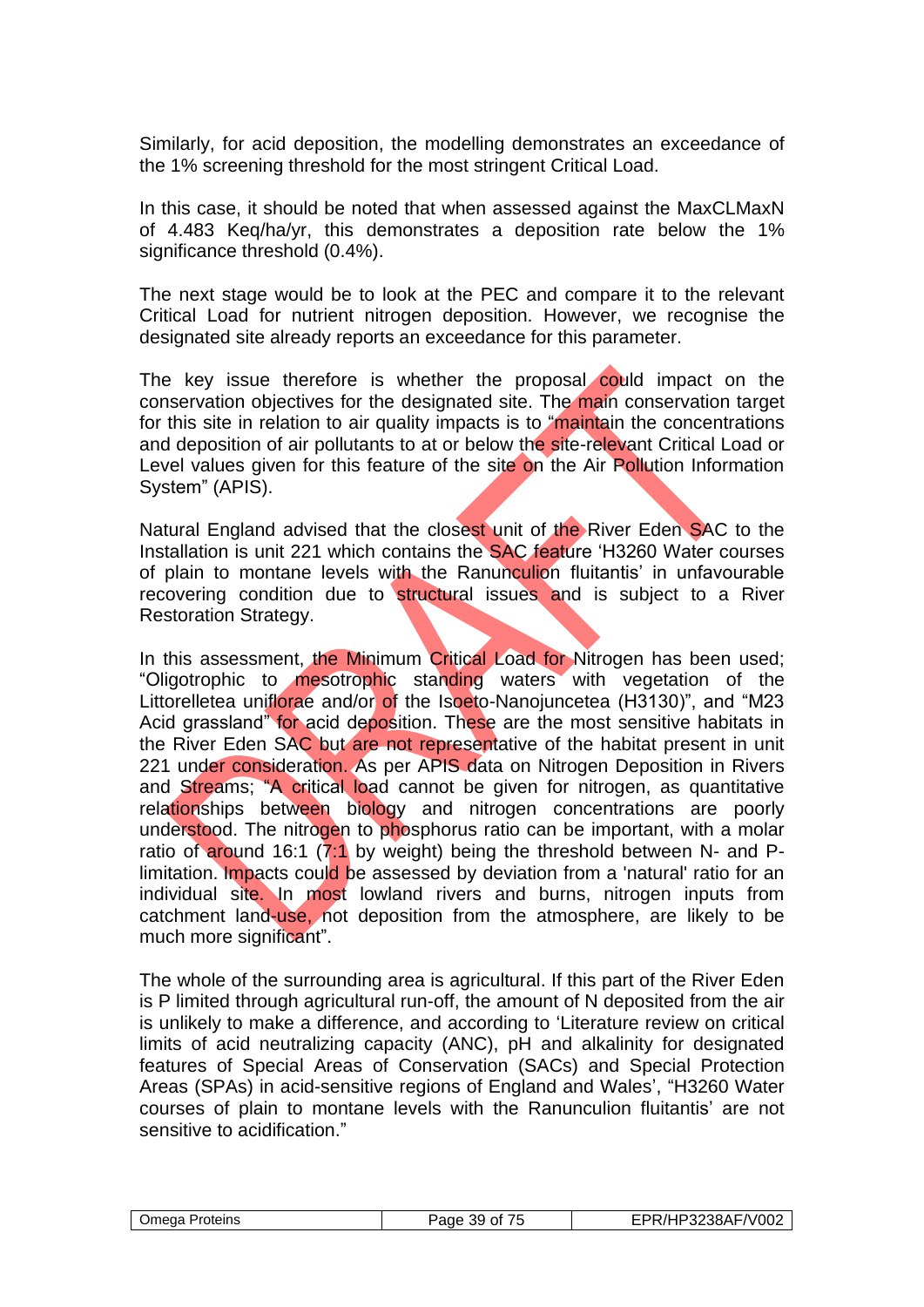Similarly, for acid deposition, the modelling demonstrates an exceedance of the 1% screening threshold for the most stringent Critical Load.

In this case, it should be noted that when assessed against the MaxCLMaxN of 4.483 Keq/ha/yr, this demonstrates a deposition rate below the 1% significance threshold (0.4%).

The next stage would be to look at the PEC and compare it to the relevant Critical Load for nutrient nitrogen deposition. However, we recognise the designated site already reports an exceedance for this parameter.

The key issue therefore is whether the proposal could impact on the conservation objectives for the designated site. The main conservation target for this site in relation to air quality impacts is to "maintain the concentrations and deposition of air pollutants to at or below the site-relevant Critical Load or Level values given for this feature of the site on the Air Pollution Information System" (APIS).

Natural England advised that the closest unit of the River Eden SAC to the Installation is unit 221 which contains the SAC feature 'H3260 Water courses of plain to montane levels with the Ranunculion fluitantis' in unfavourable recovering condition due to structural issues and is subject to a River Restoration Strategy.

In this assessment, the Minimum Critical Load for Nitrogen has been used; "Oligotrophic to mesotrophic standing waters with vegetation of the Littorelletea uniflorae and/or of the Isoeto-Nanojuncetea (H3130)", and "M23 Acid grassland" for acid deposition. These are the most sensitive habitats in the River Eden SAC but are not representative of the habitat present in unit 221 under consideration. As per APIS data on Nitrogen Deposition in Rivers and Streams; "A critical load cannot be given for nitrogen, as quantitative relationships between biology and nitrogen concentrations are poorly understood. The nitrogen to phosphorus ratio can be important, with a molar ratio of around 16:1 (7:1 by weight) being the threshold between N- and P-limitation. Impacts could be assessed by deviation from a 'natural' ratio for an individual site. In most lowland rivers and burns, nitrogen inputs from catchment land-use, not deposition from the atmosphere, are likely to be much more significant".

The whole of the surrounding area is agricultural. If this part of the River Eden is P limited through agricultural run-off, the amount of N deposited from the air is unlikely to make a difference, and according to 'Literature review on critical limits of acid neutralizing capacity (ANC), pH and alkalinity for designated features of Special Areas of Conservation (SACs) and Special Protection Areas (SPAs) in acid-sensitive regions of England and Wales', "H3260 Water courses of plain to montane levels with the Ranunculion fluitantis' are not sensitive to acidification."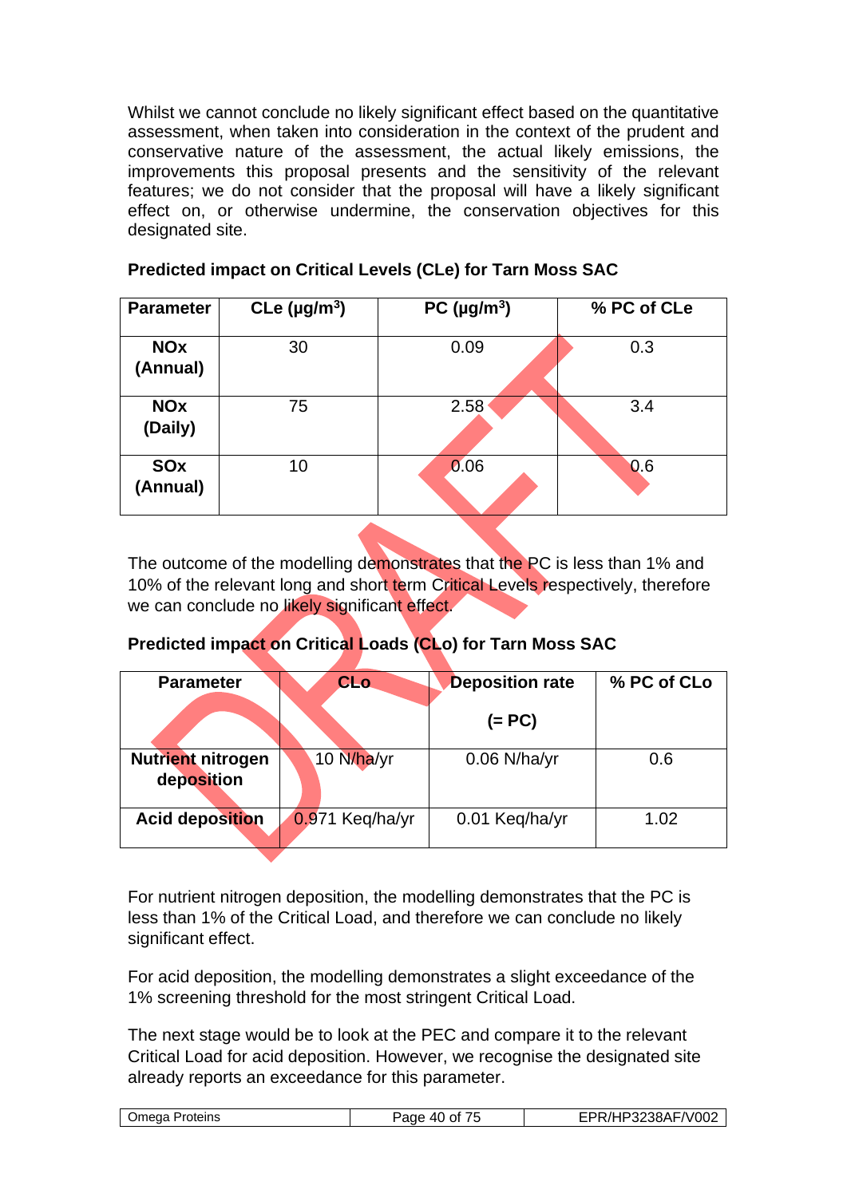Whilst we cannot conclude no likely significant effect based on the quantitative assessment, when taken into consideration in the context of the prudent and conservative nature of the assessment, the actual likely emissions, the improvements this proposal presents and the sensitivity of the relevant features; we do not consider that the proposal will have a likely significant effect on, or otherwise undermine, the conservation objectives for this designated site.

**Predicted impact on Critical Levels (CLe) for Tarn Moss SAC**

| Parameter | CLe (µg/m$^3$) | PC (µg/m$^3$) | % PC of CLe |
|---|---|---|---|
| **NOx (Annual)** | 30 | 0.09 | 0.3 |
| **NOx (Daily)** | 75 | 2.58 | 3.4 |
| **SOx (Annual)** | 10 | 0.06 | 0.6 |

The outcome of the modelling demonstrates that the PC is less than 1% and 10% of the relevant long and short term Critical Levels respectively, therefore we can conclude no likely significant effect.

**Predicted impact on Critical Loads (CLo) for Tarn Moss SAC**

| Parameter | CLo | Deposition rate (= PC) | % PC of CLo |
|---|---|---|---|
| **Nutrient nitrogen deposition** | 10 N/ha/yr | 0.06 N/ha/yr | 0.6 |
| **Acid deposition** | 0.971 Keq/ha/yr | 0.01 Keq/ha/yr | 1.02 |

For nutrient nitrogen deposition, the modelling demonstrates that the PC is less than 1% of the Critical Load, and therefore we can conclude no likely significant effect.

For acid deposition, the modelling demonstrates a slight exceedance of the 1% screening threshold for the most stringent Critical Load.

The next stage would be to look at the PEC and compare it to the relevant Critical Load for acid deposition. However, we recognise the designated site already reports an exceedance for this parameter.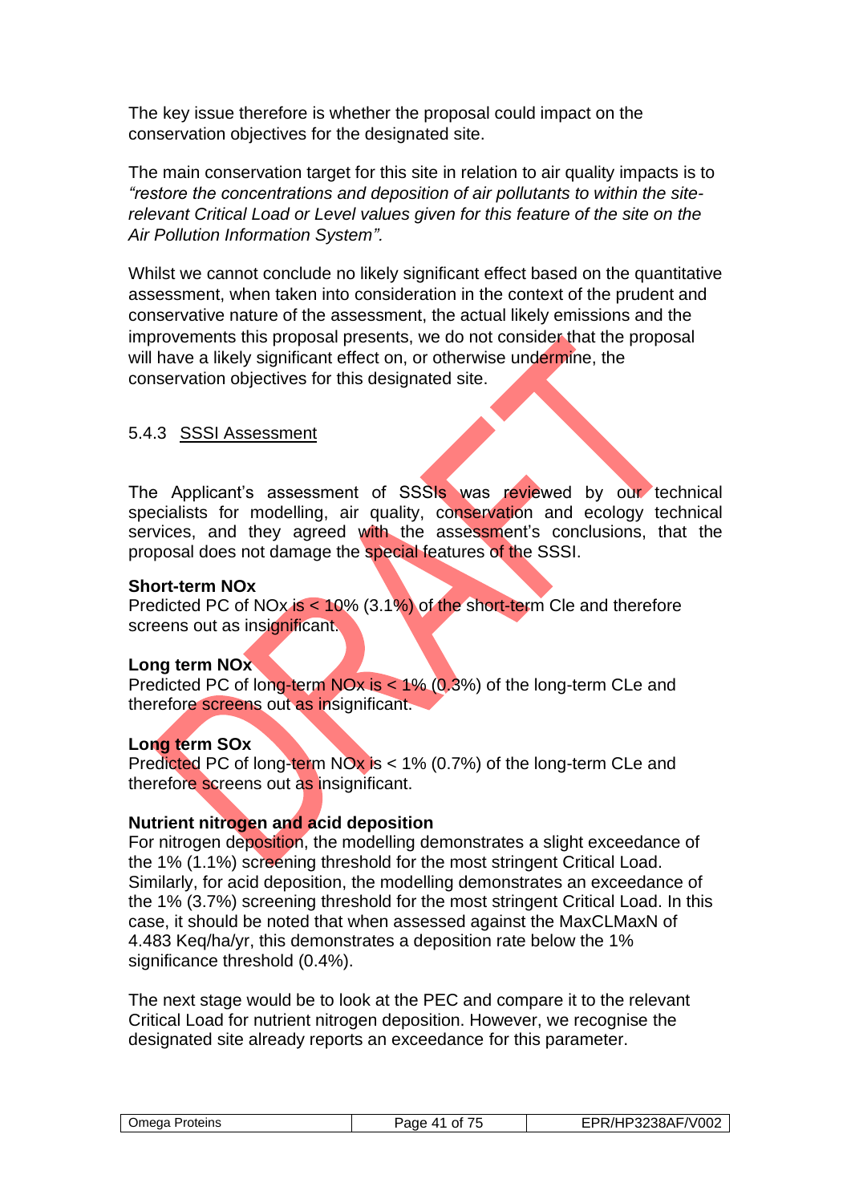The key issue therefore is whether the proposal could impact on the conservation objectives for the designated site.

The main conservation target for this site in relation to air quality impacts is to *"restore the concentrations and deposition of air pollutants to within the site-relevant Critical Load or Level values given for this feature of the site on the Air Pollution Information System".*

Whilst we cannot conclude no likely significant effect based on the quantitative assessment, when taken into consideration in the context of the prudent and conservative nature of the assessment, the actual likely emissions and the improvements this proposal presents, we do not consider that the proposal will have a likely significant effect on, or otherwise undermine, the conservation objectives for this designated site.

### 5.4.3 SSSI Assessment

The Applicant's assessment of SSSIs was reviewed by our technical specialists for modelling, air quality, conservation and ecology technical services, and they agreed with the assessment's conclusions, that the proposal does not damage the special features of the SSSI.

**Short-term NOx**
Predicted PC of NOx is < 10% (3.1%) of the short-term Cle and therefore screens out as insignificant.

**Long term NOx**
Predicted PC of long-term NOx is < 1% (0.3%) of the long-term CLe and therefore screens out as insignificant.

**Long term SOx**
Predicted PC of long-term NOx is < 1% (0.7%) of the long-term CLe and therefore screens out as insignificant.

**Nutrient nitrogen and acid deposition**
For nitrogen deposition, the modelling demonstrates a slight exceedance of the 1% (1.1%) screening threshold for the most stringent Critical Load. Similarly, for acid deposition, the modelling demonstrates an exceedance of the 1% (3.7%) screening threshold for the most stringent Critical Load. In this case, it should be noted that when assessed against the MaxCLMaxN of 4.483 Keq/ha/yr, this demonstrates a deposition rate below the 1% significance threshold (0.4%).

The next stage would be to look at the PEC and compare it to the relevant Critical Load for nutrient nitrogen deposition. However, we recognise the designated site already reports an exceedance for this parameter.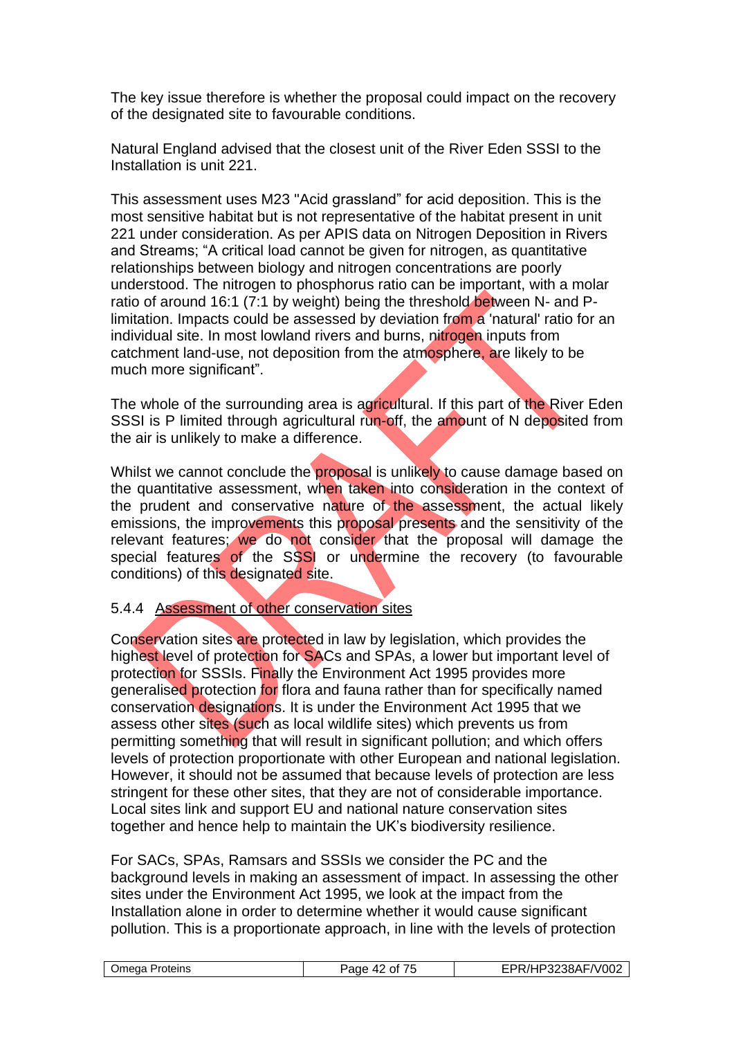The key issue therefore is whether the proposal could impact on the recovery of the designated site to favourable conditions.

Natural England advised that the closest unit of the River Eden SSSI to the Installation is unit 221.

This assessment uses M23 "Acid grassland" for acid deposition. This is the most sensitive habitat but is not representative of the habitat present in unit 221 under consideration. As per APIS data on Nitrogen Deposition in Rivers and Streams; "A critical load cannot be given for nitrogen, as quantitative relationships between biology and nitrogen concentrations are poorly understood. The nitrogen to phosphorus ratio can be important, with a molar ratio of around 16:1 (7:1 by weight) being the threshold between N- and P-limitation. Impacts could be assessed by deviation from a 'natural' ratio for an individual site. In most lowland rivers and burns, nitrogen inputs from catchment land-use, not deposition from the atmosphere, are likely to be much more significant".

The whole of the surrounding area is agricultural. If this part of the River Eden SSSI is P limited through agricultural run-off, the amount of N deposited from the air is unlikely to make a difference.

Whilst we cannot conclude the proposal is unlikely to cause damage based on the quantitative assessment, when taken into consideration in the context of the prudent and conservative nature of the assessment, the actual likely emissions, the improvements this proposal presents and the sensitivity of the relevant features; we do not consider that the proposal will damage the special features of the SSSI or undermine the recovery (to favourable conditions) of this designated site.

### 5.4.4 Assessment of other conservation sites

Conservation sites are protected in law by legislation, which provides the highest level of protection for SACs and SPAs, a lower but important level of protection for SSSIs. Finally the Environment Act 1995 provides more generalised protection for flora and fauna rather than for specifically named conservation designations. It is under the Environment Act 1995 that we assess other sites (such as local wildlife sites) which prevents us from permitting something that will result in significant pollution; and which offers levels of protection proportionate with other European and national legislation. However, it should not be assumed that because levels of protection are less stringent for these other sites, that they are not of considerable importance. Local sites link and support EU and national nature conservation sites together and hence help to maintain the UK's biodiversity resilience.

For SACs, SPAs, Ramsars and SSSIs we consider the PC and the background levels in making an assessment of impact. In assessing the other sites under the Environment Act 1995, we look at the impact from the Installation alone in order to determine whether it would cause significant pollution. This is a proportionate approach, in line with the levels of protection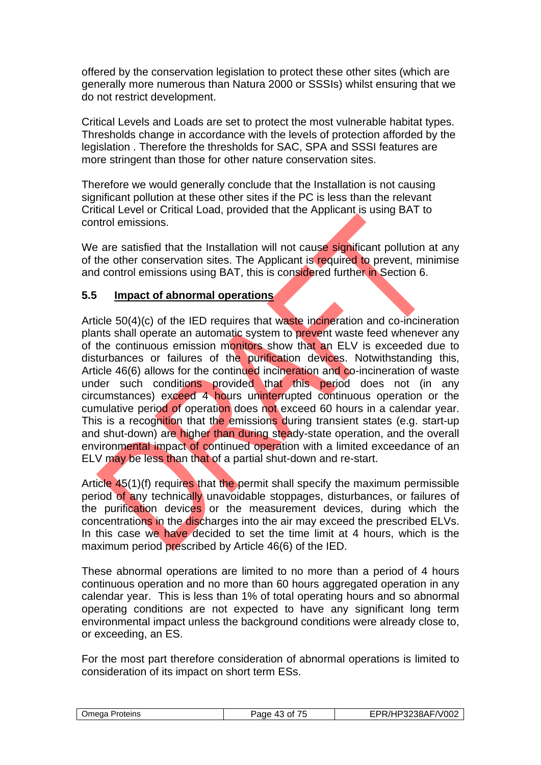offered by the conservation legislation to protect these other sites (which are generally more numerous than Natura 2000 or SSSIs) whilst ensuring that we do not restrict development.

Critical Levels and Loads are set to protect the most vulnerable habitat types. Thresholds change in accordance with the levels of protection afforded by the legislation . Therefore the thresholds for SAC, SPA and SSSI features are more stringent than those for other nature conservation sites.

Therefore we would generally conclude that the Installation is not causing significant pollution at these other sites if the PC is less than the relevant Critical Level or Critical Load, provided that the Applicant is using BAT to control emissions.

We are satisfied that the Installation will not cause significant pollution at any of the other conservation sites. The Applicant is required to prevent, minimise and control emissions using BAT, this is considered further in Section 6.

### 5.5 <u>Impact of abnormal operations</u>

Article 50(4)(c) of the IED requires that waste incineration and co-incineration plants shall operate an automatic system to prevent waste feed whenever any of the continuous emission monitors show that an ELV is exceeded due to disturbances or failures of the purification devices. Notwithstanding this, Article 46(6) allows for the continued incineration and co-incineration of waste under such conditions provided that this period does not (in any circumstances) exceed 4 hours uninterrupted continuous operation or the cumulative period of operation does not exceed 60 hours in a calendar year. This is a recognition that the emissions during transient states (e.g. start-up and shut-down) are higher than during steady-state operation, and the overall environmental impact of continued operation with a limited exceedance of an ELV may be less than that of a partial shut-down and re-start.

Article 45(1)(f) requires that the permit shall specify the maximum permissible period of any technically unavoidable stoppages, disturbances, or failures of the purification devices or the measurement devices, during which the concentrations in the discharges into the air may exceed the prescribed ELVs. In this case we have decided to set the time limit at 4 hours, which is the maximum period prescribed by Article 46(6) of the IED.

These abnormal operations are limited to no more than a period of 4 hours continuous operation and no more than 60 hours aggregated operation in any calendar year. This is less than 1% of total operating hours and so abnormal operating conditions are not expected to have any significant long term environmental impact unless the background conditions were already close to, or exceeding, an ES.

For the most part therefore consideration of abnormal operations is limited to consideration of its impact on short term ESs.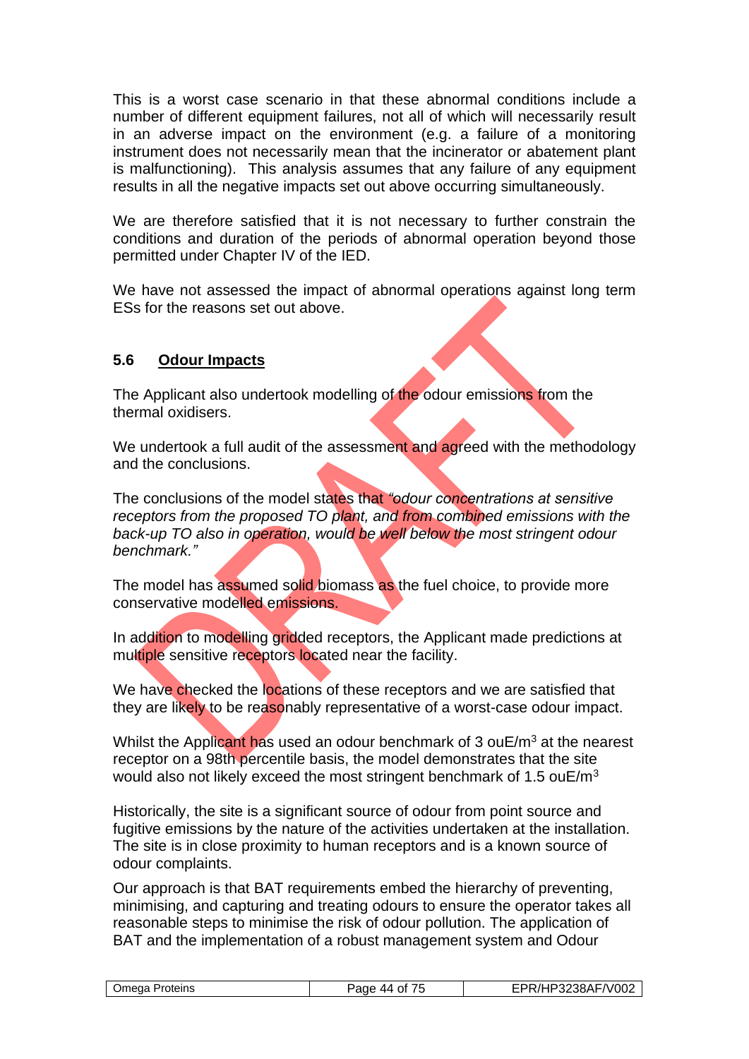This is a worst case scenario in that these abnormal conditions include a number of different equipment failures, not all of which will necessarily result in an adverse impact on the environment (e.g. a failure of a monitoring instrument does not necessarily mean that the incinerator or abatement plant is malfunctioning). This analysis assumes that any failure of any equipment results in all the negative impacts set out above occurring simultaneously.

We are therefore satisfied that it is not necessary to further constrain the conditions and duration of the periods of abnormal operation beyond those permitted under Chapter IV of the IED.

We have not assessed the impact of abnormal operations against long term ESs for the reasons set out above.

### 5.6 <u>Odour Impacts</u>

The Applicant also undertook modelling of the odour emissions from the thermal oxidisers.

We undertook a full audit of the assessment and agreed with the methodology and the conclusions.

The conclusions of the model states that *"odour concentrations at sensitive receptors from the proposed TO plant, and from combined emissions with the back-up TO also in operation, would be well below the most stringent odour benchmark."*

The model has assumed solid biomass as the fuel choice, to provide more conservative modelled emissions.

In addition to modelling gridded receptors, the Applicant made predictions at multiple sensitive receptors located near the facility.

We have checked the locations of these receptors and we are satisfied that they are likely to be reasonably representative of a worst-case odour impact.

Whilst the Applicant has used an odour benchmark of 3 $ouE/m^3$ at the nearest receptor on a 98th percentile basis, the model demonstrates that the site would also not likely exceed the most stringent benchmark of 1.5 $ouE/m^3$

Historically, the site is a significant source of odour from point source and fugitive emissions by the nature of the activities undertaken at the installation. The site is in close proximity to human receptors and is a known source of odour complaints.

Our approach is that BAT requirements embed the hierarchy of preventing, minimising, and capturing and treating odours to ensure the operator takes all reasonable steps to minimise the risk of odour pollution. The application of BAT and the implementation of a robust management system and Odour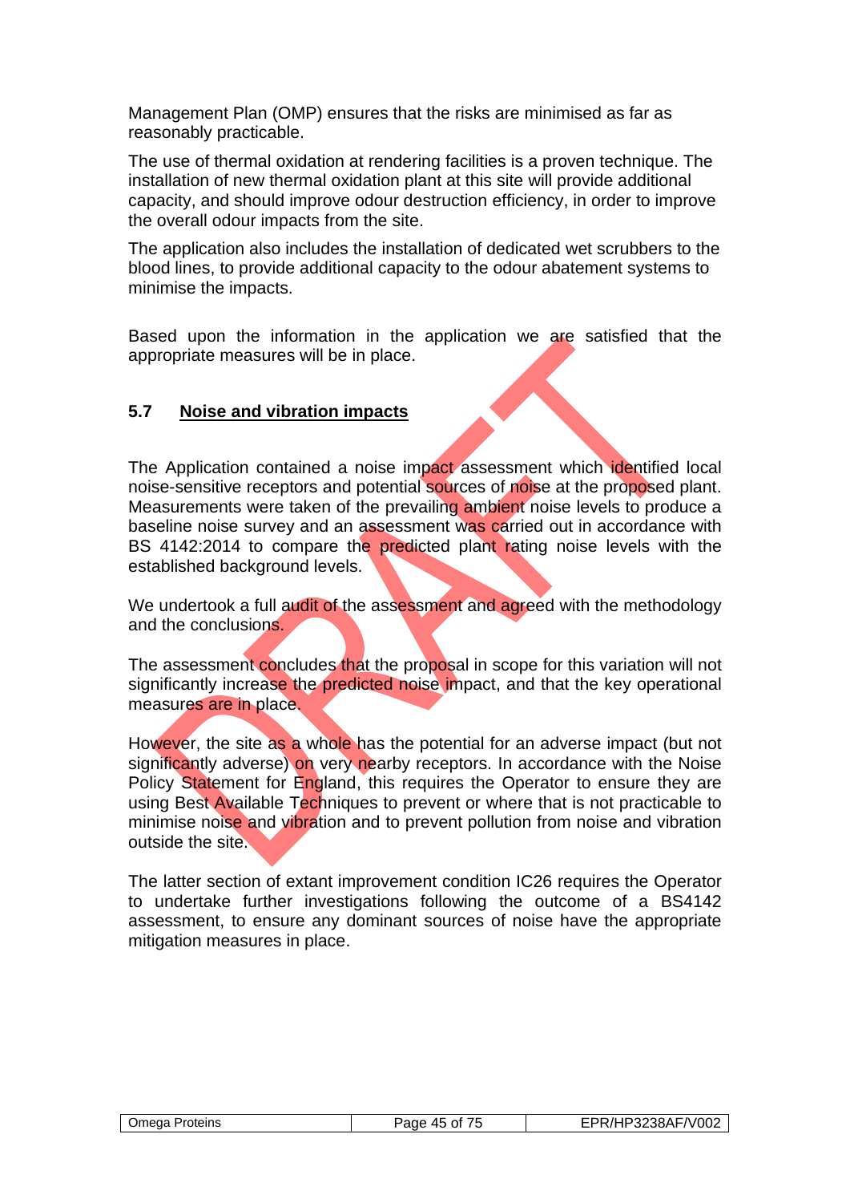Management Plan (OMP) ensures that the risks are minimised as far as reasonably practicable.

The use of thermal oxidation at rendering facilities is a proven technique. The installation of new thermal oxidation plant at this site will provide additional capacity, and should improve odour destruction efficiency, in order to improve the overall odour impacts from the site.

The application also includes the installation of dedicated wet scrubbers to the blood lines, to provide additional capacity to the odour abatement systems to minimise the impacts.

Based upon the information in the application we are satisfied that the appropriate measures will be in place.

### 5.7 Noise and vibration impacts

The Application contained a noise impact assessment which identified local noise-sensitive receptors and potential sources of noise at the proposed plant. Measurements were taken of the prevailing ambient noise levels to produce a baseline noise survey and an assessment was carried out in accordance with BS 4142:2014 to compare the predicted plant rating noise levels with the established background levels.

We undertook a full audit of the assessment and agreed with the methodology and the conclusions.

The assessment concludes that the proposal in scope for this variation will not significantly increase the predicted noise impact, and that the key operational measures are in place.

However, the site as a whole has the potential for an adverse impact (but not significantly adverse) on very nearby receptors. In accordance with the Noise Policy Statement for England, this requires the Operator to ensure they are using Best Available Techniques to prevent or where that is not practicable to minimise noise and vibration and to prevent pollution from noise and vibration outside the site.

The latter section of extant improvement condition IC26 requires the Operator to undertake further investigations following the outcome of a BS4142 assessment, to ensure any dominant sources of noise have the appropriate mitigation measures in place.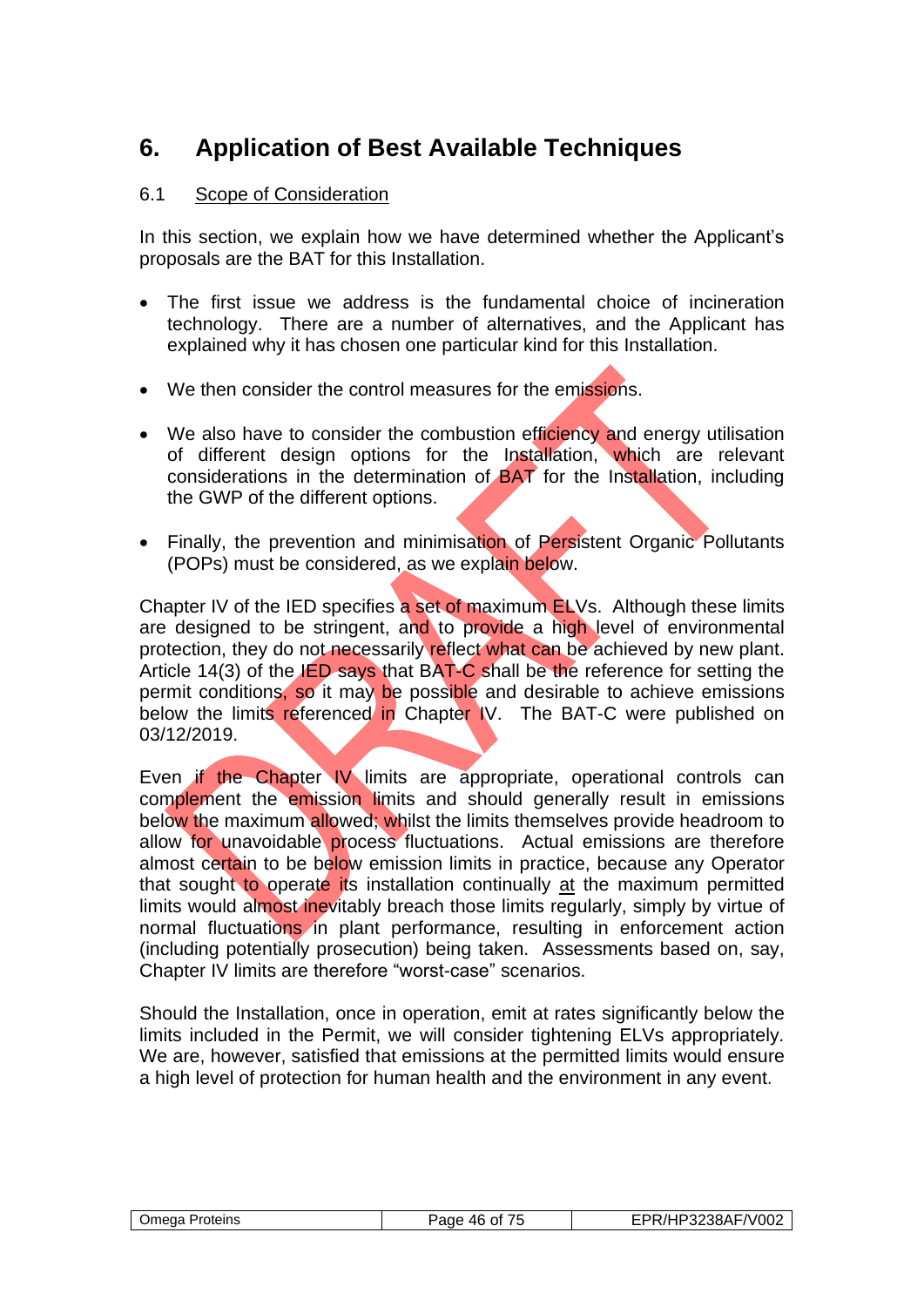# 6. Application of Best Available Techniques

## 6.1 Scope of Consideration

In this section, we explain how we have determined whether the Applicant's proposals are the BAT for this Installation.

- The first issue we address is the fundamental choice of incineration technology. There are a number of alternatives, and the Applicant has explained why it has chosen one particular kind for this Installation.
- We then consider the control measures for the emissions.
- We also have to consider the combustion efficiency and energy utilisation of different design options for the Installation, which are relevant considerations in the determination of BAT for the Installation, including the GWP of the different options.
- Finally, the prevention and minimisation of Persistent Organic Pollutants (POPs) must be considered, as we explain below.

Chapter IV of the IED specifies a set of maximum ELVs. Although these limits are designed to be stringent, and to provide a high level of environmental protection, they do not necessarily reflect what can be achieved by new plant. Article 14(3) of the IED says that BAT-C shall be the reference for setting the permit conditions, so it may be possible and desirable to achieve emissions below the limits referenced in Chapter IV. The BAT-C were published on 03/12/2019.

Even if the Chapter IV limits are appropriate, operational controls can complement the emission limits and should generally result in emissions below the maximum allowed; whilst the limits themselves provide headroom to allow for unavoidable process fluctuations. Actual emissions are therefore almost certain to be below emission limits in practice, because any Operator that sought to operate its installation continually at the maximum permitted limits would almost inevitably breach those limits regularly, simply by virtue of normal fluctuations in plant performance, resulting in enforcement action (including potentially prosecution) being taken. Assessments based on, say, Chapter IV limits are therefore "worst-case" scenarios.

Should the Installation, once in operation, emit at rates significantly below the limits included in the Permit, we will consider tightening ELVs appropriately. We are, however, satisfied that emissions at the permitted limits would ensure a high level of protection for human health and the environment in any event.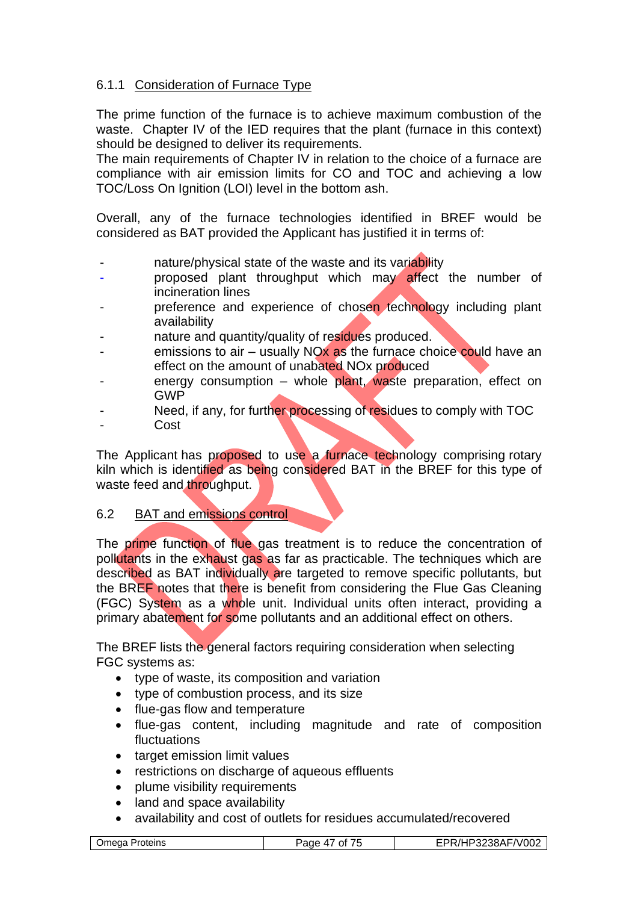#### 6.1.1 Consideration of Furnace Type

The prime function of the furnace is to achieve maximum combustion of the waste. Chapter IV of the IED requires that the plant (furnace in this context) should be designed to deliver its requirements.
The main requirements of Chapter IV in relation to the choice of a furnace are compliance with air emission limits for CO and TOC and achieving a low TOC/Loss On Ignition (LOI) level in the bottom ash.

Overall, any of the furnace technologies identified in BREF would be considered as BAT provided the Applicant has justified it in terms of:

- nature/physical state of the waste and its variability
- proposed plant throughput which may affect the number of incineration lines
- preference and experience of chosen technology including plant availability
- nature and quantity/quality of residues produced.
- emissions to air – usually NOx as the furnace choice could have an effect on the amount of unabated NOx produced
- energy consumption – whole plant, waste preparation, effect on GWP
- Need, if any, for further processing of residues to comply with TOC
- Cost

The Applicant has proposed to use a furnace technology comprising rotary kiln which is identified as being considered BAT in the BREF for this type of waste feed and throughput.

### 6.2 BAT and emissions control

The prime function of flue gas treatment is to reduce the concentration of pollutants in the exhaust gas as far as practicable. The techniques which are described as BAT individually are targeted to remove specific pollutants, but the BREF notes that there is benefit from considering the Flue Gas Cleaning (FGC) System as a whole unit. Individual units often interact, providing a primary abatement for some pollutants and an additional effect on others.

The BREF lists the general factors requiring consideration when selecting FGC systems as:

- type of waste, its composition and variation
- type of combustion process, and its size
- flue-gas flow and temperature
- flue-gas content, including magnitude and rate of composition fluctuations
- target emission limit values
- restrictions on discharge of aqueous effluents
- plume visibility requirements
- land and space availability
- availability and cost of outlets for residues accumulated/recovered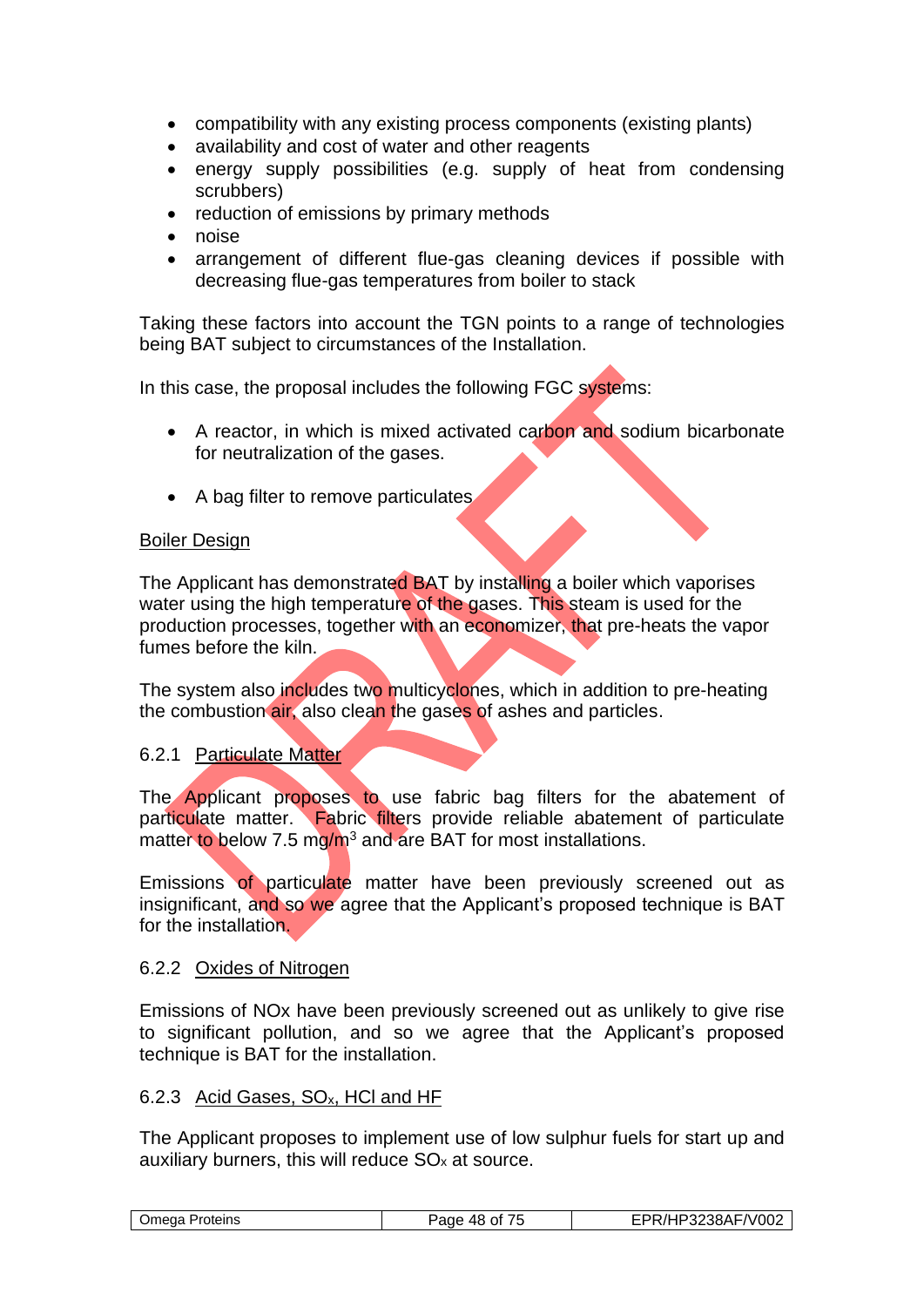- compatibility with any existing process components (existing plants)
- availability and cost of water and other reagents
- energy supply possibilities (e.g. supply of heat from condensing scrubbers)
- reduction of emissions by primary methods
- noise
- arrangement of different flue-gas cleaning devices if possible with decreasing flue-gas temperatures from boiler to stack

Taking these factors into account the TGN points to a range of technologies being BAT subject to circumstances of the Installation.

In this case, the proposal includes the following FGC systems:

- A reactor, in which is mixed activated carbon and sodium bicarbonate for neutralization of the gases.

- A bag filter to remove particulates

Boiler Design

The Applicant has demonstrated BAT by installing a boiler which vaporises water using the high temperature of the gases. This steam is used for the production processes, together with an economizer, that pre-heats the vapor fumes before the kiln.

The system also includes two multicyclones, which in addition to pre-heating the combustion air, also clean the gases of ashes and particles.

### 6.2.1 Particulate Matter

The Applicant proposes to use fabric bag filters for the abatement of particulate matter. Fabric filters provide reliable abatement of particulate matter to below 7.5 mg/m$^3$ and are BAT for most installations.

Emissions of particulate matter have been previously screened out as insignificant, and so we agree that the Applicant's proposed technique is BAT for the installation.

### 6.2.2 Oxides of Nitrogen

Emissions of NOx have been previously screened out as unlikely to give rise to significant pollution, and so we agree that the Applicant's proposed technique is BAT for the installation.

### 6.2.3 Acid Gases, $SO_x$, HCl and HF

The Applicant proposes to implement use of low sulphur fuels for start up and auxiliary burners, this will reduce $SO_x$ at source.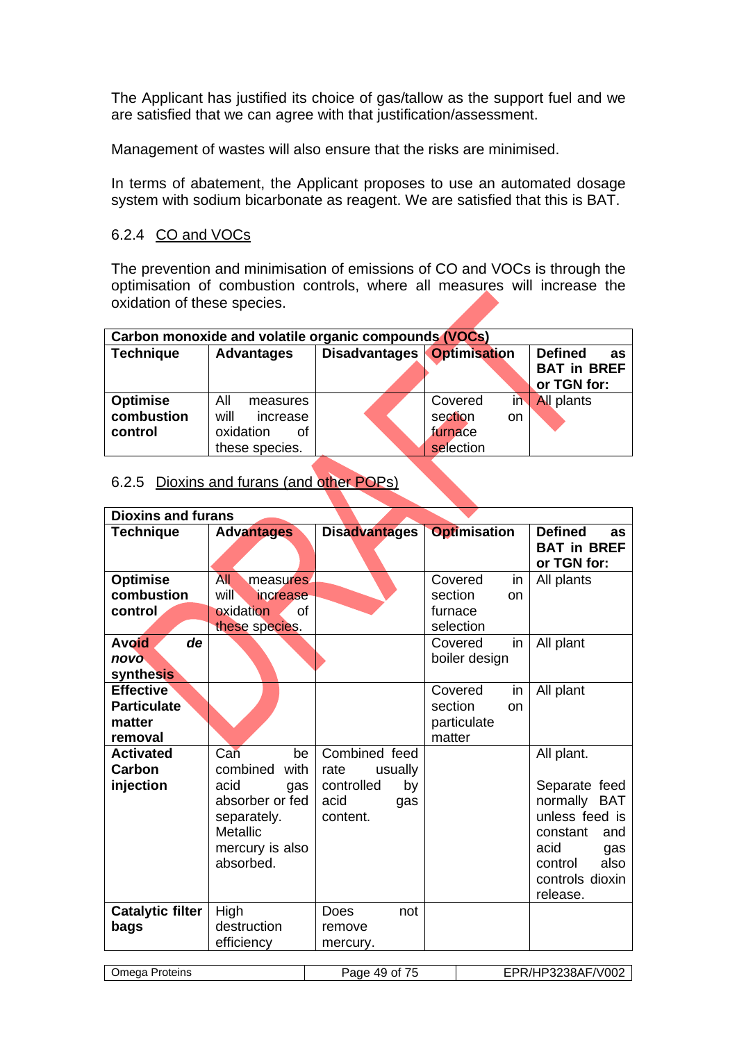The Applicant has justified its choice of gas/tallow as the support fuel and we are satisfied that we can agree with that justification/assessment.

Management of wastes will also ensure that the risks are minimised.

In terms of abatement, the Applicant proposes to use an automated dosage system with sodium bicarbonate as reagent. We are satisfied that this is BAT.

### 6.2.4 CO and VOCs

The prevention and minimisation of emissions of CO and VOCs is through the optimisation of combustion controls, where all measures will increase the oxidation of these species.

| Carbon monoxide and volatile organic compounds (VOCs) | | | | |
|---|---|---|---|---|
| **Technique** | **Advantages** | **Disadvantages** | **Optimisation** | **Defined as BAT in BREF or TGN for:** |
| **Optimise combustion control** | All measures will increase oxidation of these species. | | Covered in section on furnace selection | All plants |

### 6.2.5 Dioxins and furans (and other POPs)

| Dioxins and furans | | | | |
|---|---|---|---|---|
| **Technique** | **Advantages** | **Disadvantages** | **Optimisation** | **Defined as BAT in BREF or TGN for:** |
| **Optimise combustion control** | All measures will increase oxidation of these species. | | Covered in section on furnace selection | All plants |
| **Avoid *de novo* synthesis** | | | Covered in boiler design | All plant |
| **Effective Particulate matter removal** | | | Covered in section on particulate matter | All plant |
| **Activated Carbon injection** | Can be combined with acid gas absorber or fed separately. Metallic mercury is also absorbed. | Combined feed rate usually controlled by acid gas content. | | All plant. Separate feed normally BAT unless feed is constant and acid gas control also controls dioxin release. |
| **Catalytic filter bags** | High destruction efficiency | Does not remove mercury. | | |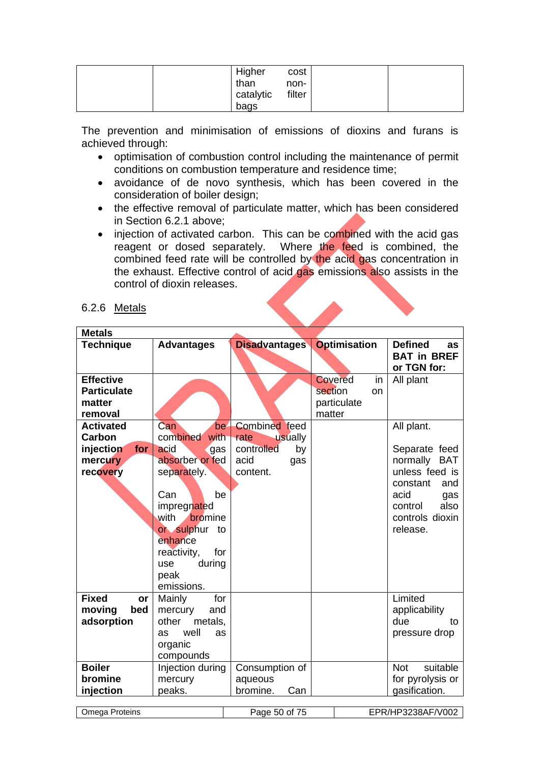| | | Higher cost than non-catalytic filter bags | | |
|---|---|---|---|---|

The prevention and minimisation of emissions of dioxins and furans is achieved through:

- optimisation of combustion control including the maintenance of permit conditions on combustion temperature and residence time;
- avoidance of de novo synthesis, which has been covered in the consideration of boiler design;
- the effective removal of particulate matter, which has been considered in Section 6.2.1 above;
- injection of activated carbon. This can be combined with the acid gas reagent or dosed separately. Where the feed is combined, the combined feed rate will be controlled by the acid gas concentration in the exhaust. Effective control of acid gas emissions also assists in the control of dioxin releases.

### 6.2.6 Metals

| **Metals** | | | | |
|---|---|---|---|---|
| **Technique** | **Advantages** | **Disadvantages** | **Optimisation** | **Defined as BAT in BREF or TGN for:** |
| **Effective Particulate matter removal** | | | Covered in section on particulate matter | All plant |
| **Activated Carbon injection for mercury recovery** | Can be combined with acid gas absorber or fed separately.<br><br>Can be impregnated with bromine or sulphur to enhance reactivity, for use during peak emissions. | Combined feed rate usually controlled by acid gas content. | | All plant.<br><br>Separate feed normally BAT unless feed is constant and acid gas control also controls dioxin release. |
| **Fixed or moving bed adsorption** | Mainly for mercury and other metals, as well as organic compounds | | | Limited applicability due to pressure drop |
| **Boiler bromine injection** | Injection during mercury peaks. | Consumption of aqueous bromine. Can | | Not suitable for pyrolysis or gasification. |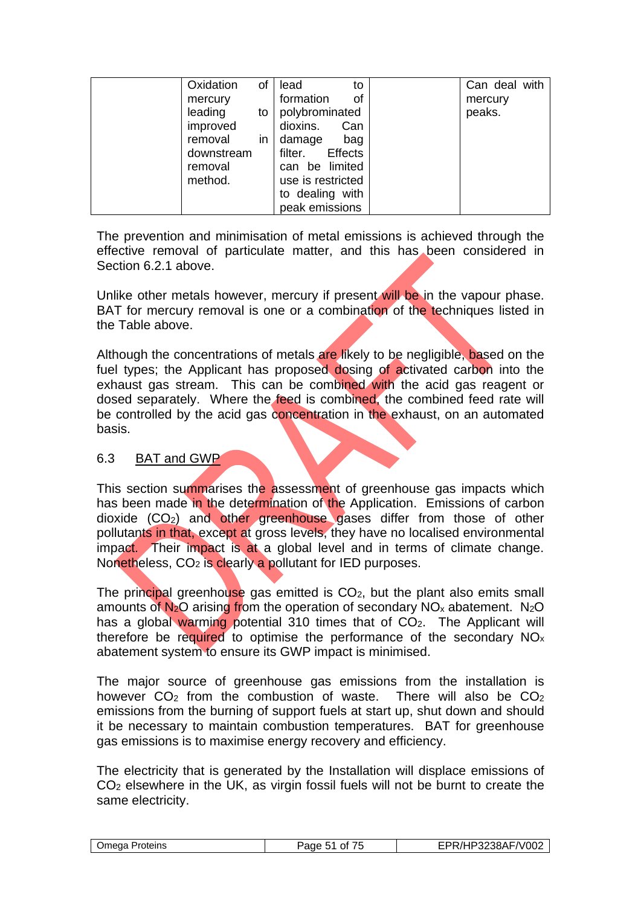| | Oxidation of mercury leading to improved removal in downstream removal method. | lead to formation of polybrominated dioxins. Can damage bag filter. Effects can be limited use is restricted to dealing with peak emissions | | Can deal with mercury peaks. |
|---|---|---|---|---|

The prevention and minimisation of metal emissions is achieved through the effective removal of particulate matter, and this has been considered in Section 6.2.1 above.

Unlike other metals however, mercury if present will be in the vapour phase. BAT for mercury removal is one or a combination of the techniques listed in the Table above.

Although the concentrations of metals are likely to be negligible, based on the fuel types; the Applicant has proposed dosing of activated carbon into the exhaust gas stream. This can be combined with the acid gas reagent or dosed separately. Where the feed is combined, the combined feed rate will be controlled by the acid gas concentration in the exhaust, on an automated basis.

## 6.3 BAT and GWP

This section summarises the assessment of greenhouse gas impacts which has been made in the determination of the Application. Emissions of carbon dioxide ($CO_2$) and other greenhouse gases differ from those of other pollutants in that, except at gross levels, they have no localised environmental impact. Their impact is at a global level and in terms of climate change. Nonetheless, $CO_2$ is clearly a pollutant for IED purposes.

The principal greenhouse gas emitted is $CO_2$, but the plant also emits small amounts of $N_2O$ arising from the operation of secondary $NO_x$ abatement. $N_2O$ has a global warming potential 310 times that of $CO_2$. The Applicant will therefore be required to optimise the performance of the secondary $NO_x$ abatement system to ensure its GWP impact is minimised.

The major source of greenhouse gas emissions from the installation is however $CO_2$ from the combustion of waste. There will also be $CO_2$ emissions from the burning of support fuels at start up, shut down and should it be necessary to maintain combustion temperatures. BAT for greenhouse gas emissions is to maximise energy recovery and efficiency.

The electricity that is generated by the Installation will displace emissions of $CO_2$ elsewhere in the UK, as virgin fossil fuels will not be burnt to create the same electricity.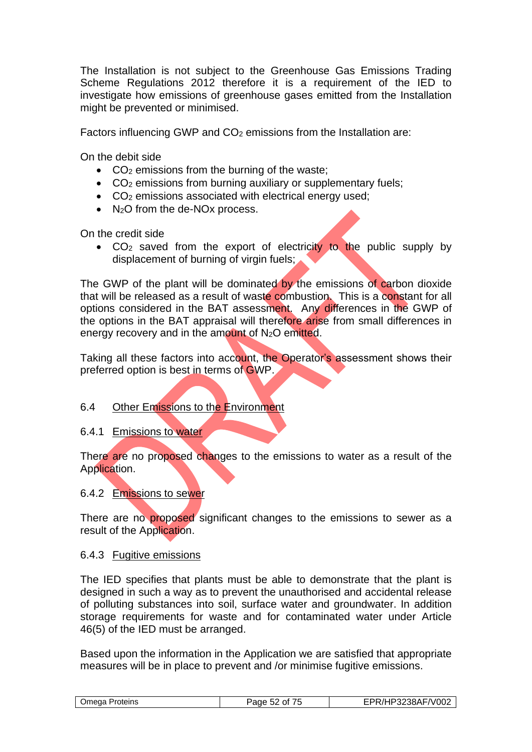The Installation is not subject to the Greenhouse Gas Emissions Trading Scheme Regulations 2012 therefore it is a requirement of the IED to investigate how emissions of greenhouse gases emitted from the Installation might be prevented or minimised.

Factors influencing GWP and $CO_2$ emissions from the Installation are:

On the debit side

- $CO_2$ emissions from the burning of the waste;
- $CO_2$ emissions from burning auxiliary or supplementary fuels;
- $CO_2$ emissions associated with electrical energy used;
- $N_2O$ from the de-NOx process.

On the credit side

- $CO_2$ saved from the export of electricity to the public supply by displacement of burning of virgin fuels;

The GWP of the plant will be dominated by the emissions of carbon dioxide that will be released as a result of waste combustion. This is a constant for all options considered in the BAT assessment. Any differences in the GWP of the options in the BAT appraisal will therefore arise from small differences in energy recovery and in the amount of $N_2O$ emitted.

Taking all these factors into account, the Operator's assessment shows their preferred option is best in terms of GWP.

## 6.4 Other Emissions to the Environment

### 6.4.1 Emissions to water

There are no proposed changes to the emissions to water as a result of the Application.

### 6.4.2 Emissions to sewer

There are no proposed significant changes to the emissions to sewer as a result of the Application.

### 6.4.3 Fugitive emissions

The IED specifies that plants must be able to demonstrate that the plant is designed in such a way as to prevent the unauthorised and accidental release of polluting substances into soil, surface water and groundwater. In addition storage requirements for waste and for contaminated water under Article 46(5) of the IED must be arranged.

Based upon the information in the Application we are satisfied that appropriate measures will be in place to prevent and /or minimise fugitive emissions.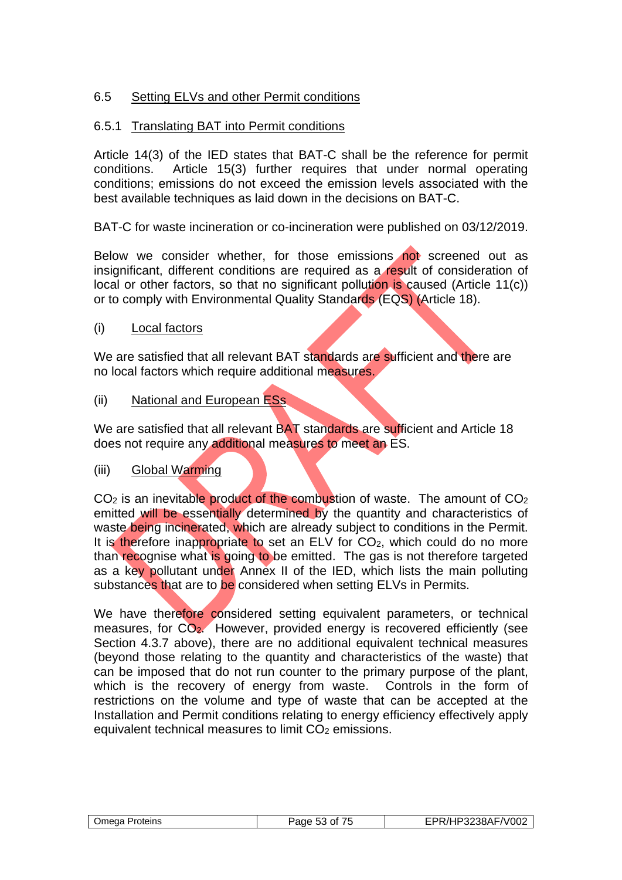## 6.5 Setting ELVs and other Permit conditions

### 6.5.1 Translating BAT into Permit conditions

Article 14(3) of the IED states that BAT-C shall be the reference for permit conditions. Article 15(3) further requires that under normal operating conditions; emissions do not exceed the emission levels associated with the best available techniques as laid down in the decisions on BAT-C.

BAT-C for waste incineration or co-incineration were published on 03/12/2019.

Below we consider whether, for those emissions not screened out as insignificant, different conditions are required as a result of consideration of local or other factors, so that no significant pollution is caused (Article 11(c)) or to comply with Environmental Quality Standards (EQS) (Article 18).

(i) Local factors

We are satisfied that all relevant BAT standards are sufficient and there are no local factors which require additional measures.

(ii) National and European ESs

We are satisfied that all relevant BAT standards are sufficient and Article 18 does not require any additional measures to meet an ES.

(iii) Global Warming

$CO_2$ is an inevitable product of the combustion of waste. The amount of $CO_2$ emitted will be essentially determined by the quantity and characteristics of waste being incinerated, which are already subject to conditions in the Permit. It is therefore inappropriate to set an ELV for $CO_2$, which could do no more than recognise what is going to be emitted. The gas is not therefore targeted as a key pollutant under Annex II of the IED, which lists the main polluting substances that are to be considered when setting ELVs in Permits.

We have therefore considered setting equivalent parameters, or technical measures, for $CO_2$. However, provided energy is recovered efficiently (see Section 4.3.7 above), there are no additional equivalent technical measures (beyond those relating to the quantity and characteristics of the waste) that can be imposed that do not run counter to the primary purpose of the plant, which is the recovery of energy from waste. Controls in the form of restrictions on the volume and type of waste that can be accepted at the Installation and Permit conditions relating to energy efficiency effectively apply equivalent technical measures to limit $CO_2$ emissions.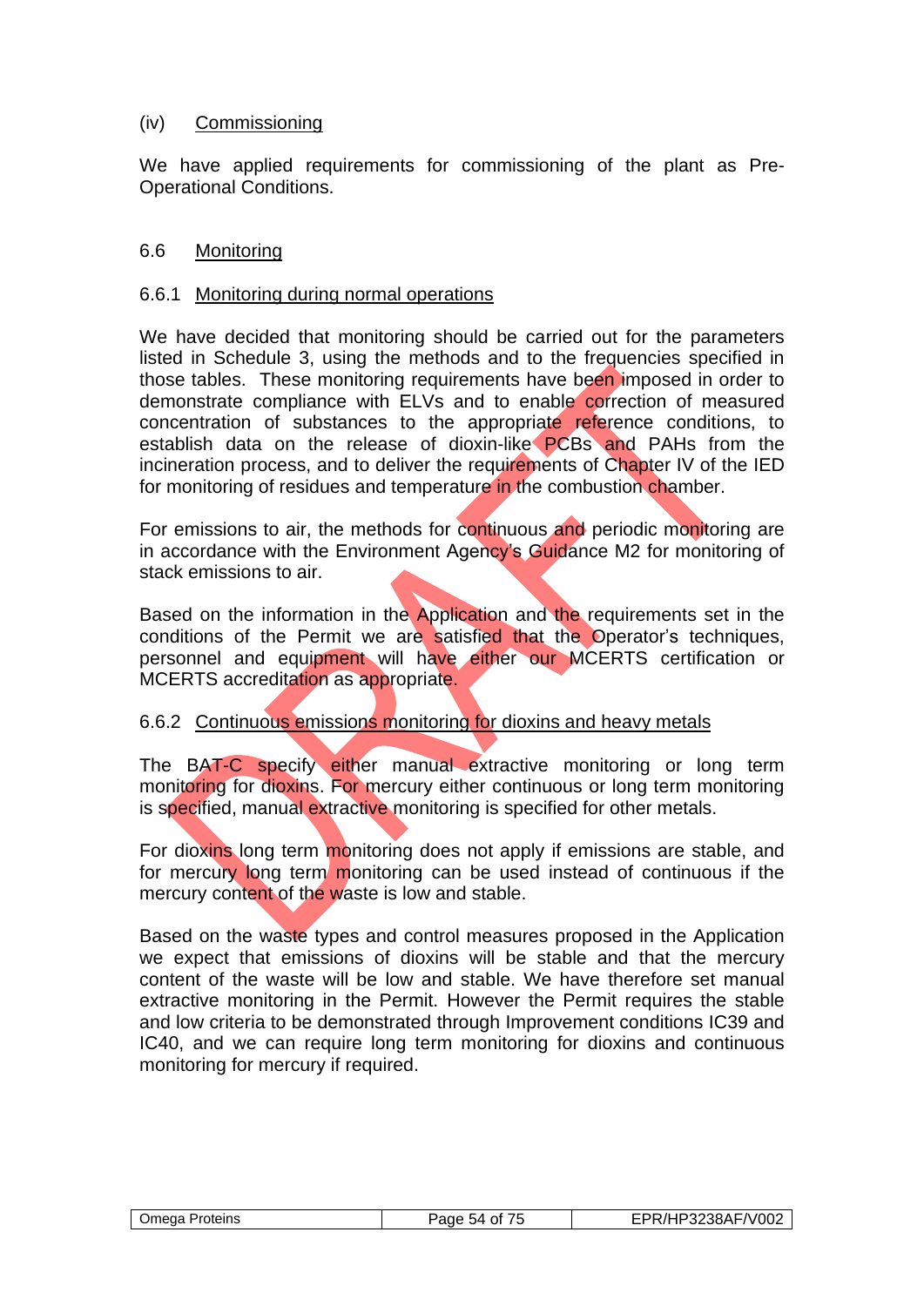(iv) Commissioning

We have applied requirements for commissioning of the plant as Pre-Operational Conditions.

## 6.6 Monitoring

### 6.6.1 Monitoring during normal operations

We have decided that monitoring should be carried out for the parameters listed in Schedule 3, using the methods and to the frequencies specified in those tables. These monitoring requirements have been imposed in order to demonstrate compliance with ELVs and to enable correction of measured concentration of substances to the appropriate reference conditions, to establish data on the release of dioxin-like PCBs and PAHs from the incineration process, and to deliver the requirements of Chapter IV of the IED for monitoring of residues and temperature in the combustion chamber.

For emissions to air, the methods for continuous and periodic monitoring are in accordance with the Environment Agency's Guidance M2 for monitoring of stack emissions to air.

Based on the information in the Application and the requirements set in the conditions of the Permit we are satisfied that the Operator's techniques, personnel and equipment will have either our MCERTS certification or MCERTS accreditation as appropriate.

### 6.6.2 Continuous emissions monitoring for dioxins and heavy metals

The BAT-C specify either manual extractive monitoring or long term monitoring for dioxins. For mercury either continuous or long term monitoring is specified, manual extractive monitoring is specified for other metals.

For dioxins long term monitoring does not apply if emissions are stable, and for mercury long term monitoring can be used instead of continuous if the mercury content of the waste is low and stable.

Based on the waste types and control measures proposed in the Application we expect that emissions of dioxins will be stable and that the mercury content of the waste will be low and stable. We have therefore set manual extractive monitoring in the Permit. However the Permit requires the stable and low criteria to be demonstrated through Improvement conditions IC39 and IC40, and we can require long term monitoring for dioxins and continuous monitoring for mercury if required.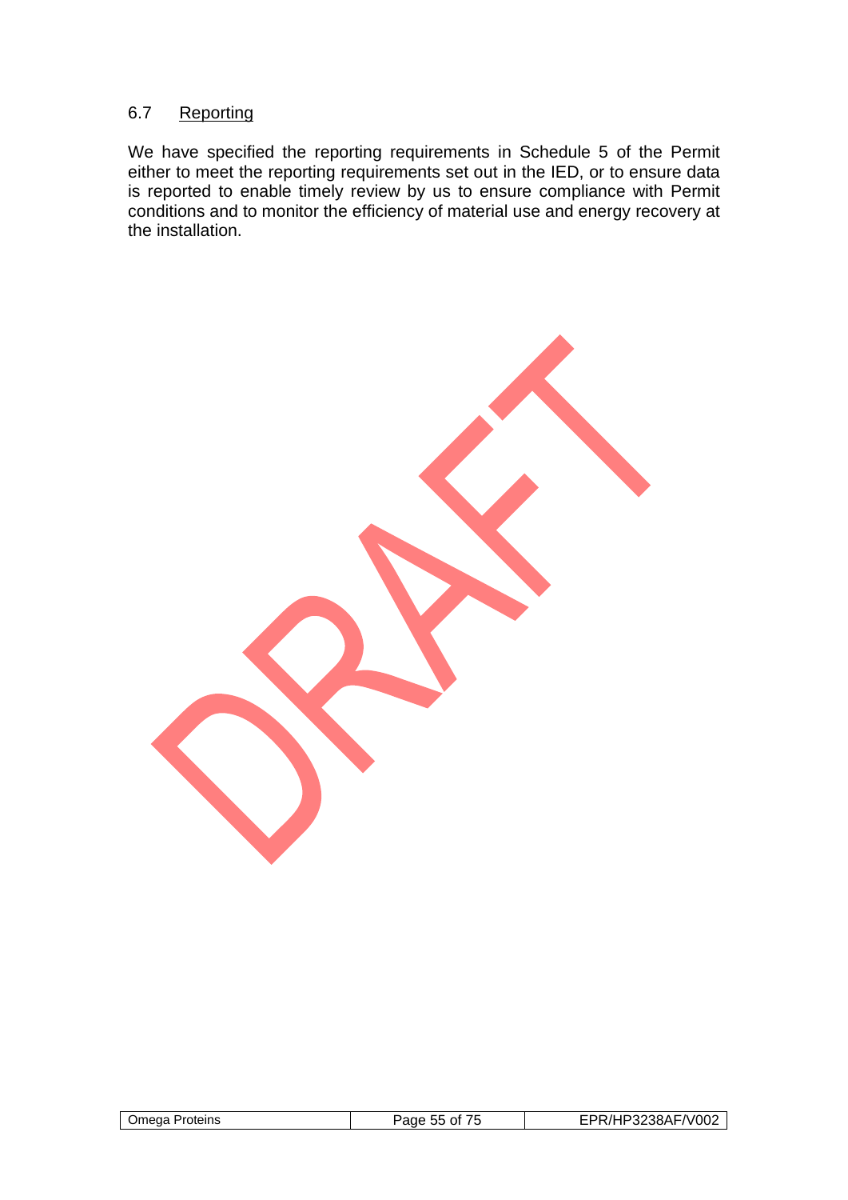### 6.7 Reporting

We have specified the reporting requirements in Schedule 5 of the Permit either to meet the reporting requirements set out in the IED, or to ensure data is reported to enable timely review by us to ensure compliance with Permit conditions and to monitor the efficiency of material use and energy recovery at the installation.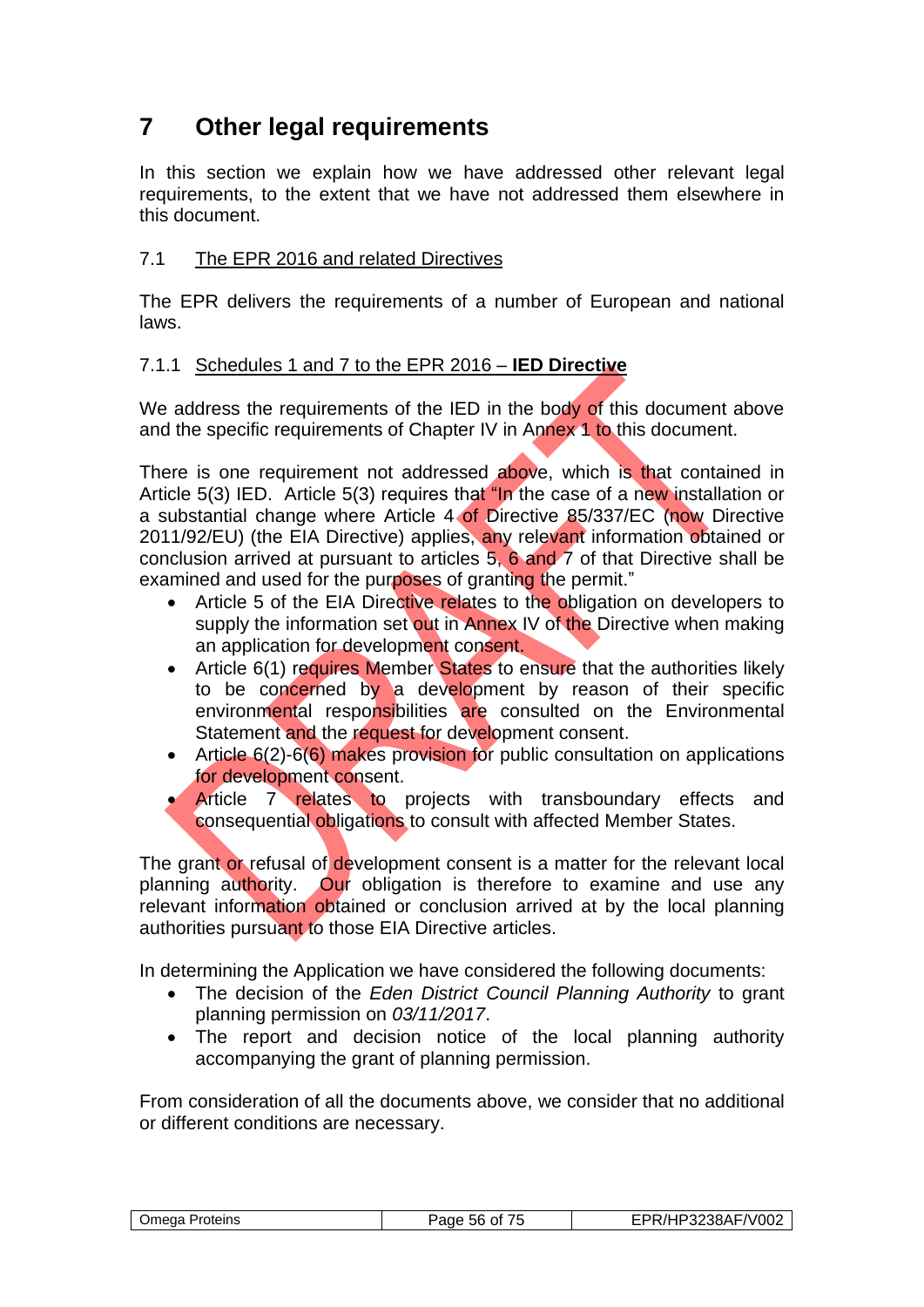# 7 Other legal requirements

In this section we explain how we have addressed other relevant legal requirements, to the extent that we have not addressed them elsewhere in this document.

## 7.1 The EPR 2016 and related Directives

The EPR delivers the requirements of a number of European and national laws.

### 7.1.1 Schedules 1 and 7 to the EPR 2016 – **IED Directive**

We address the requirements of the IED in the body of this document above and the specific requirements of Chapter IV in Annex 1 to this document.

There is one requirement not addressed above, which is that contained in Article 5(3) IED. Article 5(3) requires that "In the case of a new installation or a substantial change where Article 4 of Directive 85/337/EC (now Directive 2011/92/EU) (the EIA Directive) applies, any relevant information obtained or conclusion arrived at pursuant to articles 5, 6 and 7 of that Directive shall be examined and used for the purposes of granting the permit."

- Article 5 of the EIA Directive relates to the obligation on developers to supply the information set out in Annex IV of the Directive when making an application for development consent.
- Article 6(1) requires Member States to ensure that the authorities likely to be concerned by a development by reason of their specific environmental responsibilities are consulted on the Environmental Statement and the request for development consent.
- Article 6(2)-6(6) makes provision for public consultation on applications for development consent.
- Article 7 relates to projects with transboundary effects and consequential obligations to consult with affected Member States.

The grant or refusal of development consent is a matter for the relevant local planning authority. Our obligation is therefore to examine and use any relevant information obtained or conclusion arrived at by the local planning authorities pursuant to those EIA Directive articles.

In determining the Application we have considered the following documents:

- The decision of the *Eden District Council Planning Authority* to grant planning permission on *03/11/2017*.
- The report and decision notice of the local planning authority accompanying the grant of planning permission.

From consideration of all the documents above, we consider that no additional or different conditions are necessary.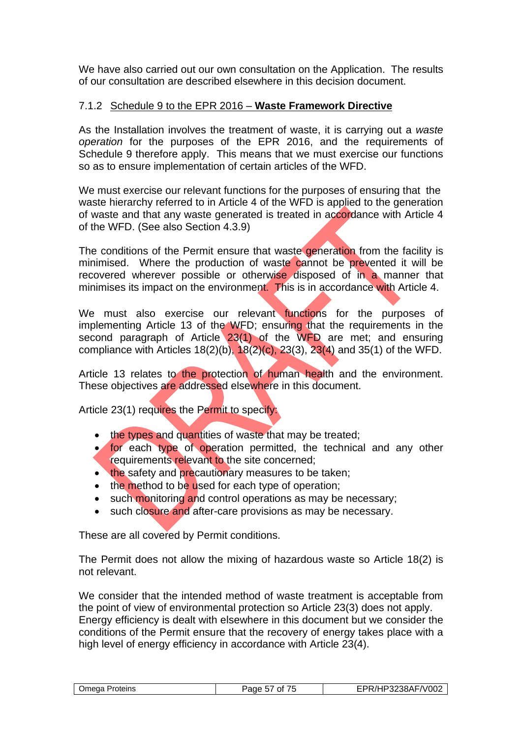We have also carried out our own consultation on the Application. The results of our consultation are described elsewhere in this decision document.

### 7.1.2 Schedule 9 to the EPR 2016 – **Waste Framework Directive**

As the Installation involves the treatment of waste, it is carrying out a *waste operation* for the purposes of the EPR 2016, and the requirements of Schedule 9 therefore apply. This means that we must exercise our functions so as to ensure implementation of certain articles of the WFD.

We must exercise our relevant functions for the purposes of ensuring that the waste hierarchy referred to in Article 4 of the WFD is applied to the generation of waste and that any waste generated is treated in accordance with Article 4 of the WFD. (See also Section 4.3.9)

The conditions of the Permit ensure that waste generation from the facility is minimised. Where the production of waste cannot be prevented it will be recovered wherever possible or otherwise disposed of in a manner that minimises its impact on the environment. This is in accordance with Article 4.

We must also exercise our relevant functions for the purposes of implementing Article 13 of the WFD; ensuring that the requirements in the second paragraph of Article 23(1) of the WFD are met; and ensuring compliance with Articles 18(2)(b), 18(2)(c), 23(3), 23(4) and 35(1) of the WFD.

Article 13 relates to the protection of human health and the environment. These objectives are addressed elsewhere in this document.

Article 23(1) requires the Permit to specify:

- the types and quantities of waste that may be treated;
- for each type of operation permitted, the technical and any other requirements relevant to the site concerned;
- the safety and precautionary measures to be taken;
- the method to be used for each type of operation;
- such monitoring and control operations as may be necessary;
- such closure and after-care provisions as may be necessary.

These are all covered by Permit conditions.

The Permit does not allow the mixing of hazardous waste so Article 18(2) is not relevant.

We consider that the intended method of waste treatment is acceptable from the point of view of environmental protection so Article 23(3) does not apply. Energy efficiency is dealt with elsewhere in this document but we consider the conditions of the Permit ensure that the recovery of energy takes place with a high level of energy efficiency in accordance with Article 23(4).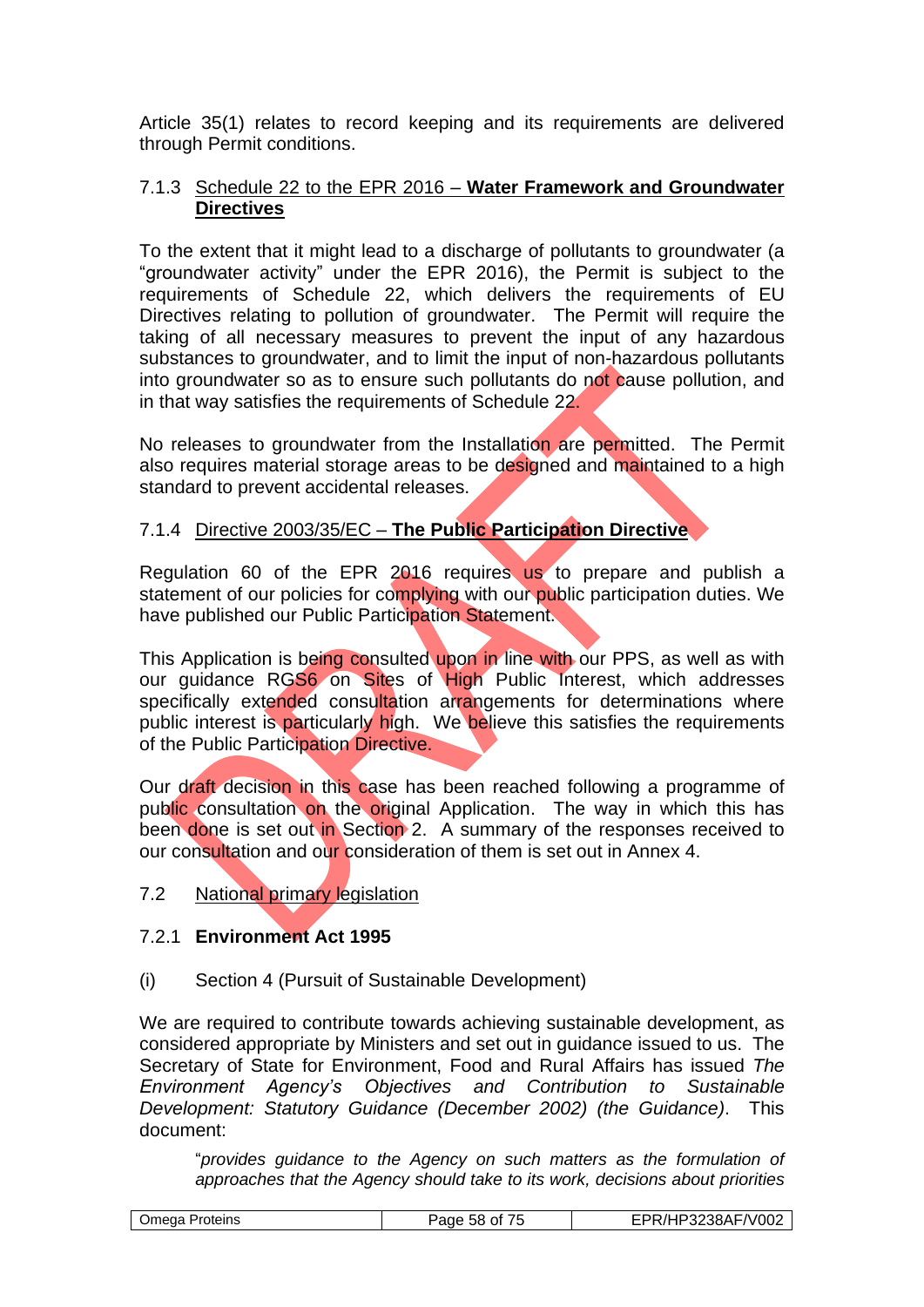Article 35(1) relates to record keeping and its requirements are delivered through Permit conditions.

### 7.1.3 Schedule 22 to the EPR 2016 – **Water Framework and Groundwater Directives**

To the extent that it might lead to a discharge of pollutants to groundwater (a "groundwater activity" under the EPR 2016), the Permit is subject to the requirements of Schedule 22, which delivers the requirements of EU Directives relating to pollution of groundwater. The Permit will require the taking of all necessary measures to prevent the input of any hazardous substances to groundwater, and to limit the input of non-hazardous pollutants into groundwater so as to ensure such pollutants do not cause pollution, and in that way satisfies the requirements of Schedule 22.

No releases to groundwater from the Installation are permitted. The Permit also requires material storage areas to be designed and maintained to a high standard to prevent accidental releases.

### 7.1.4 Directive 2003/35/EC – **The Public Participation Directive**

Regulation 60 of the EPR 2016 requires us to prepare and publish a statement of our policies for complying with our public participation duties. We have published our Public Participation Statement.

This Application is being consulted upon in line with our PPS, as well as with our guidance RGS6 on Sites of High Public Interest, which addresses specifically extended consultation arrangements for determinations where public interest is particularly high. We believe this satisfies the requirements of the Public Participation Directive.

Our draft decision in this case has been reached following a programme of public consultation on the original Application. The way in which this has been done is set out in Section 2. A summary of the responses received to our consultation and our consideration of them is set out in Annex 4.

## 7.2 National primary legislation

### 7.2.1 **Environment Act 1995**

(i) Section 4 (Pursuit of Sustainable Development)

We are required to contribute towards achieving sustainable development, as considered appropriate by Ministers and set out in guidance issued to us. The Secretary of State for Environment, Food and Rural Affairs has issued *The Environment Agency's Objectives and Contribution to Sustainable Development: Statutory Guidance (December 2002) (the Guidance)*. This document:

> "*provides guidance to the Agency on such matters as the formulation of approaches that the Agency should take to its work, decisions about priorities*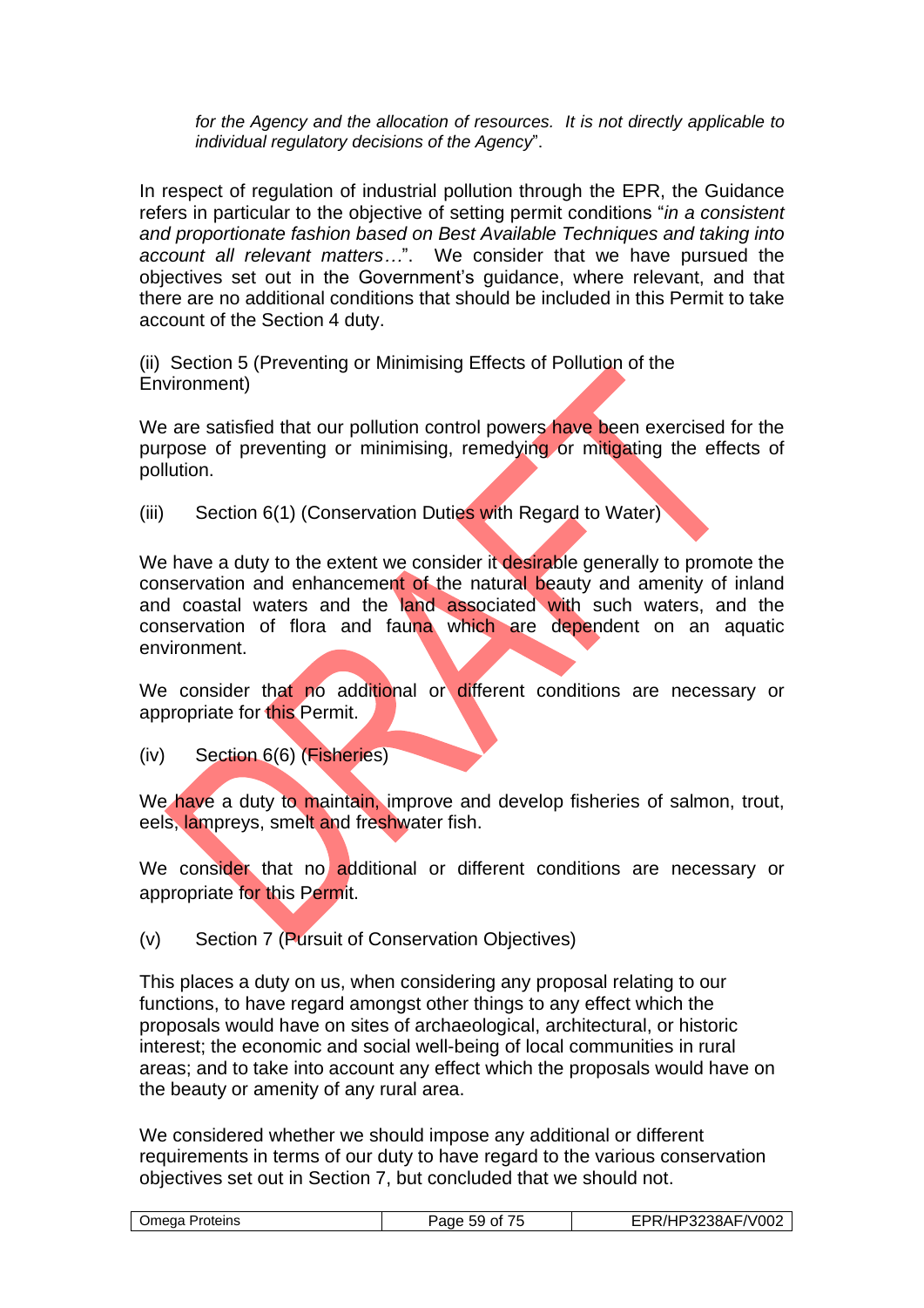*for the Agency and the allocation of resources. It is not directly applicable to individual regulatory decisions of the Agency*".

In respect of regulation of industrial pollution through the EPR, the Guidance refers in particular to the objective of setting permit conditions "*in a consistent and proportionate fashion based on Best Available Techniques and taking into account all relevant matters…*". We consider that we have pursued the objectives set out in the Government's guidance, where relevant, and that there are no additional conditions that should be included in this Permit to take account of the Section 4 duty.

(ii) Section 5 (Preventing or Minimising Effects of Pollution of the Environment)

We are satisfied that our pollution control powers have been exercised for the purpose of preventing or minimising, remedying or mitigating the effects of pollution.

(iii) Section 6(1) (Conservation Duties with Regard to Water)

We have a duty to the extent we consider it desirable generally to promote the conservation and enhancement of the natural beauty and amenity of inland and coastal waters and the land associated with such waters, and the conservation of flora and fauna which are dependent on an aquatic environment.

We consider that no additional or different conditions are necessary or appropriate for this Permit.

(iv) Section 6(6) (Fisheries)

We have a duty to maintain, improve and develop fisheries of salmon, trout, eels, lampreys, smelt and freshwater fish.

We consider that no additional or different conditions are necessary or appropriate for this Permit.

(v) Section 7 (Pursuit of Conservation Objectives)

This places a duty on us, when considering any proposal relating to our functions, to have regard amongst other things to any effect which the proposals would have on sites of archaeological, architectural, or historic interest; the economic and social well-being of local communities in rural areas; and to take into account any effect which the proposals would have on the beauty or amenity of any rural area.

We considered whether we should impose any additional or different requirements in terms of our duty to have regard to the various conservation objectives set out in Section 7, but concluded that we should not.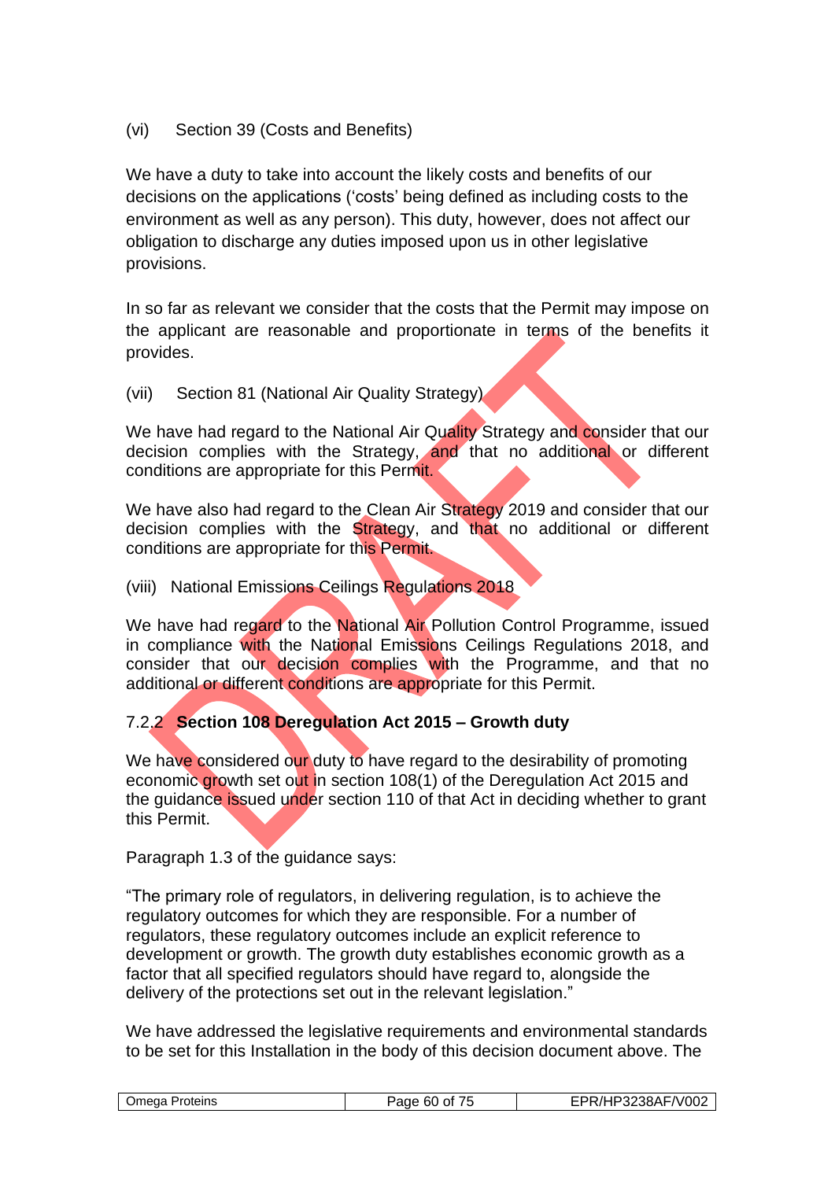(vi) Section 39 (Costs and Benefits)

We have a duty to take into account the likely costs and benefits of our decisions on the applications ('costs' being defined as including costs to the environment as well as any person). This duty, however, does not affect our obligation to discharge any duties imposed upon us in other legislative provisions.

In so far as relevant we consider that the costs that the Permit may impose on the applicant are reasonable and proportionate in terms of the benefits it provides.

(vii) Section 81 (National Air Quality Strategy)

We have had regard to the National Air Quality Strategy and consider that our decision complies with the Strategy, and that no additional or different conditions are appropriate for this Permit.

We have also had regard to the Clean Air Strategy 2019 and consider that our decision complies with the Strategy, and that no additional or different conditions are appropriate for this Permit.

(viii) National Emissions Ceilings Regulations 2018

We have had regard to the National Air Pollution Control Programme, issued in compliance with the National Emissions Ceilings Regulations 2018, and consider that our decision complies with the Programme, and that no additional or different conditions are appropriate for this Permit.

### 7.2.2 Section 108 Deregulation Act 2015 – Growth duty

We have considered our duty to have regard to the desirability of promoting economic growth set out in section 108(1) of the Deregulation Act 2015 and the guidance issued under section 110 of that Act in deciding whether to grant this Permit.

Paragraph 1.3 of the guidance says:

"The primary role of regulators, in delivering regulation, is to achieve the regulatory outcomes for which they are responsible. For a number of regulators, these regulatory outcomes include an explicit reference to development or growth. The growth duty establishes economic growth as a factor that all specified regulators should have regard to, alongside the delivery of the protections set out in the relevant legislation."

We have addressed the legislative requirements and environmental standards to be set for this Installation in the body of this decision document above. The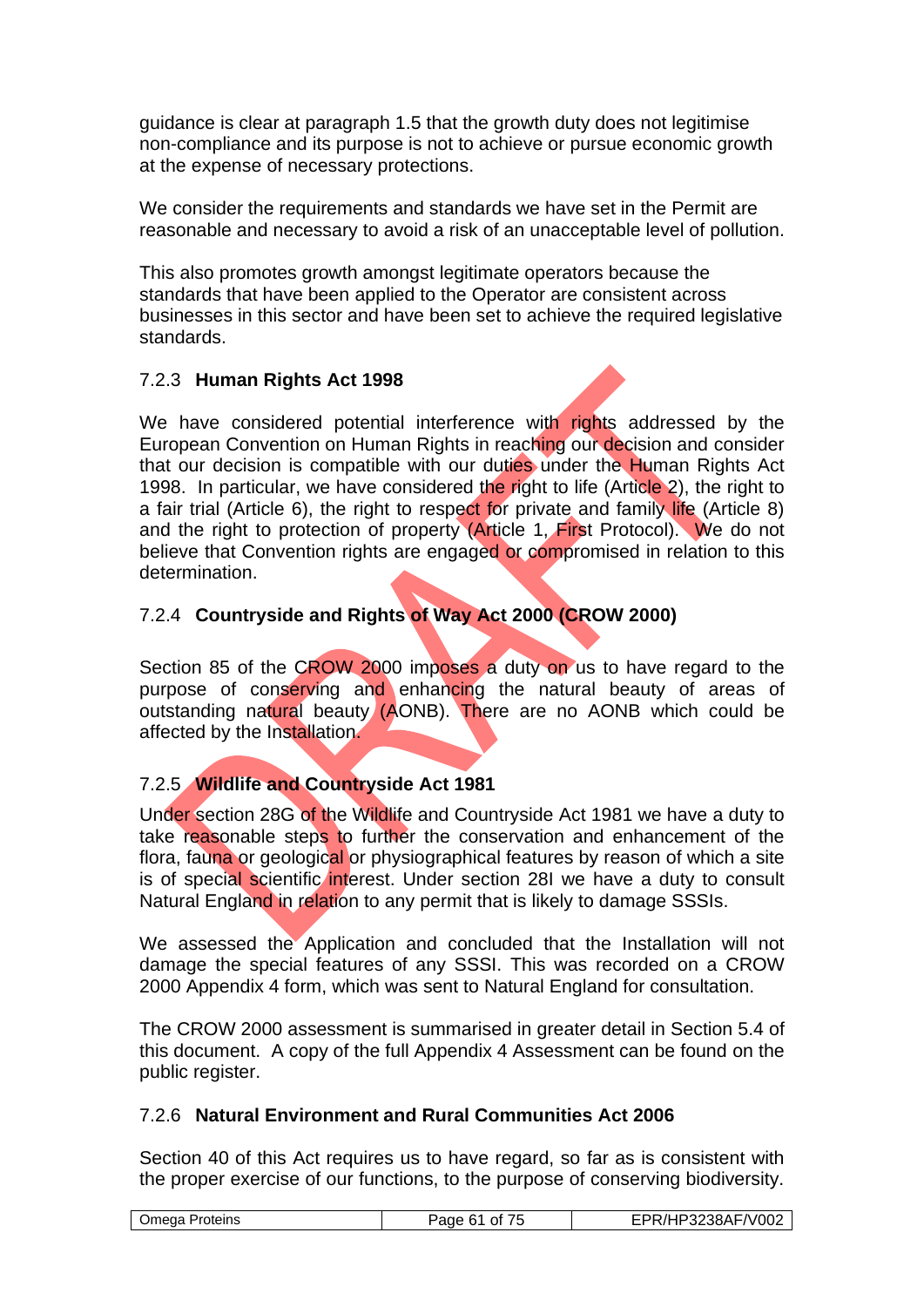guidance is clear at paragraph 1.5 that the growth duty does not legitimise non-compliance and its purpose is not to achieve or pursue economic growth at the expense of necessary protections.

We consider the requirements and standards we have set in the Permit are reasonable and necessary to avoid a risk of an unacceptable level of pollution.

This also promotes growth amongst legitimate operators because the standards that have been applied to the Operator are consistent across businesses in this sector and have been set to achieve the required legislative standards.

### 7.2.3 Human Rights Act 1998

We have considered potential interference with rights addressed by the European Convention on Human Rights in reaching our decision and consider that our decision is compatible with our duties under the Human Rights Act 1998. In particular, we have considered the right to life (Article 2), the right to a fair trial (Article 6), the right to respect for private and family life (Article 8) and the right to protection of property (Article 1, First Protocol). We do not believe that Convention rights are engaged or compromised in relation to this determination.

### 7.2.4 Countryside and Rights of Way Act 2000 (CROW 2000)

Section 85 of the CROW 2000 imposes a duty on us to have regard to the purpose of conserving and enhancing the natural beauty of areas of outstanding natural beauty (AONB). There are no AONB which could be affected by the Installation.

### 7.2.5 Wildlife and Countryside Act 1981

Under section 28G of the Wildlife and Countryside Act 1981 we have a duty to take reasonable steps to further the conservation and enhancement of the flora, fauna or geological or physiographical features by reason of which a site is of special scientific interest. Under section 28I we have a duty to consult Natural England in relation to any permit that is likely to damage SSSIs.

We assessed the Application and concluded that the Installation will not damage the special features of any SSSI. This was recorded on a CROW 2000 Appendix 4 form, which was sent to Natural England for consultation.

The CROW 2000 assessment is summarised in greater detail in Section 5.4 of this document. A copy of the full Appendix 4 Assessment can be found on the public register.

### 7.2.6 Natural Environment and Rural Communities Act 2006

Section 40 of this Act requires us to have regard, so far as is consistent with the proper exercise of our functions, to the purpose of conserving biodiversity.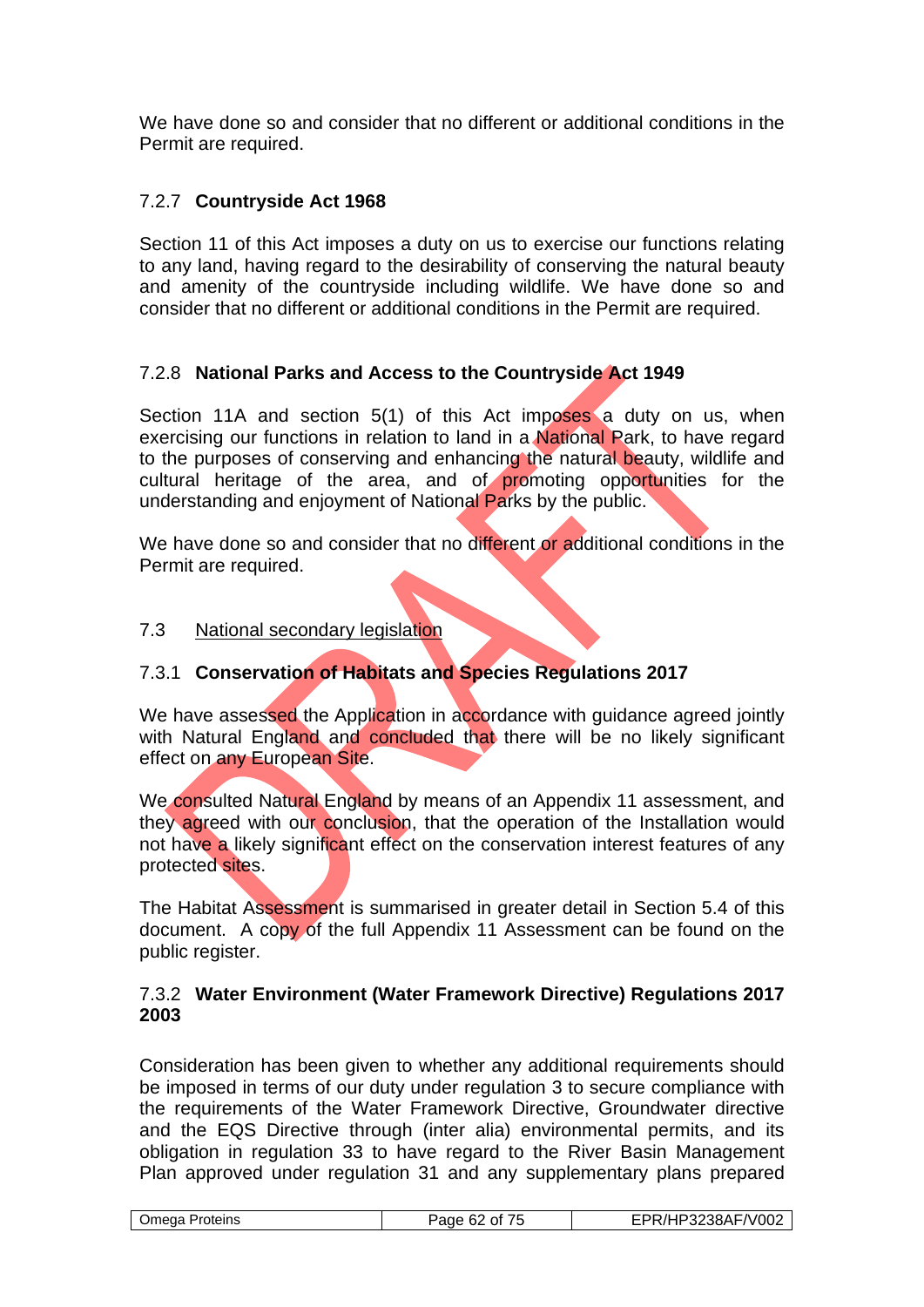We have done so and consider that no different or additional conditions in the Permit are required.

#### 7.2.7 **Countryside Act 1968**

Section 11 of this Act imposes a duty on us to exercise our functions relating to any land, having regard to the desirability of conserving the natural beauty and amenity of the countryside including wildlife. We have done so and consider that no different or additional conditions in the Permit are required.

#### 7.2.8 **National Parks and Access to the Countryside Act 1949**

Section 11A and section 5(1) of this Act imposes a duty on us, when exercising our functions in relation to land in a National Park, to have regard to the purposes of conserving and enhancing the natural beauty, wildlife and cultural heritage of the area, and of promoting opportunities for the understanding and enjoyment of National Parks by the public.

We have done so and consider that no different or additional conditions in the Permit are required.

### 7.3 National secondary legislation

#### 7.3.1 **Conservation of Habitats and Species Regulations 2017**

We have assessed the Application in accordance with guidance agreed jointly with Natural England and concluded that there will be no likely significant effect on any European Site.

We consulted Natural England by means of an Appendix 11 assessment, and they agreed with our conclusion, that the operation of the Installation would not have a likely significant effect on the conservation interest features of any protected sites.

The Habitat Assessment is summarised in greater detail in Section 5.4 of this document. A copy of the full Appendix 11 Assessment can be found on the public register.

#### 7.3.2 **Water Environment (Water Framework Directive) Regulations 2017 2003**

Consideration has been given to whether any additional requirements should be imposed in terms of our duty under regulation 3 to secure compliance with the requirements of the Water Framework Directive, Groundwater directive and the EQS Directive through (inter alia) environmental permits, and its obligation in regulation 33 to have regard to the River Basin Management Plan approved under regulation 31 and any supplementary plans prepared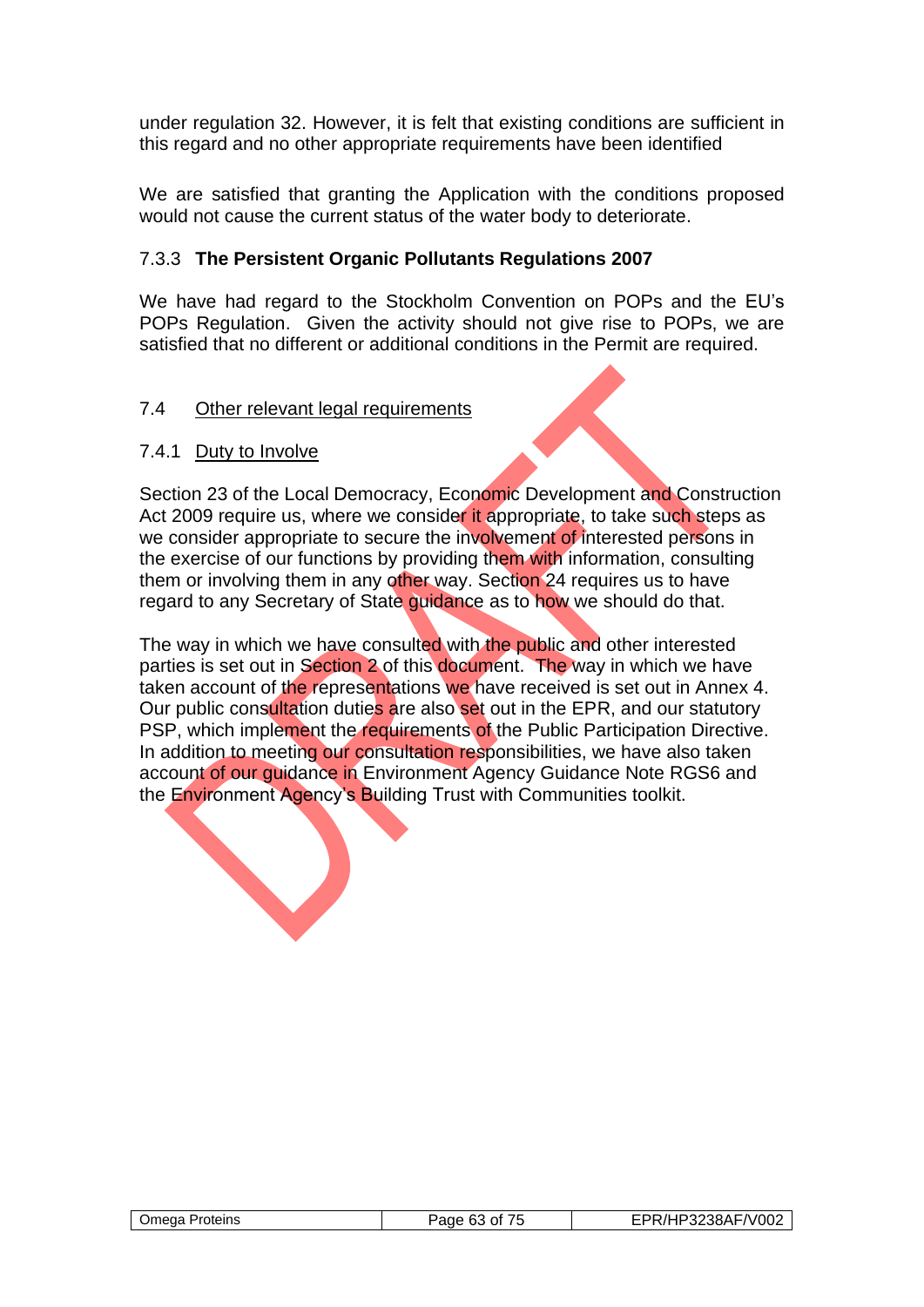under regulation 32. However, it is felt that existing conditions are sufficient in this regard and no other appropriate requirements have been identified

We are satisfied that granting the Application with the conditions proposed would not cause the current status of the water body to deteriorate.

### 7.3.3 The Persistent Organic Pollutants Regulations 2007

We have had regard to the Stockholm Convention on POPs and the EU's POPs Regulation. Given the activity should not give rise to POPs, we are satisfied that no different or additional conditions in the Permit are required.

## 7.4 Other relevant legal requirements

### 7.4.1 Duty to Involve

Section 23 of the Local Democracy, Economic Development and Construction Act 2009 require us, where we consider it appropriate, to take such steps as we consider appropriate to secure the involvement of interested persons in the exercise of our functions by providing them with information, consulting them or involving them in any other way. Section 24 requires us to have regard to any Secretary of State guidance as to how we should do that.

The way in which we have consulted with the public and other interested parties is set out in Section 2 of this document. The way in which we have taken account of the representations we have received is set out in Annex 4. Our public consultation duties are also set out in the EPR, and our statutory PSP, which implement the requirements of the Public Participation Directive. In addition to meeting our consultation responsibilities, we have also taken account of our guidance in Environment Agency Guidance Note RGS6 and the Environment Agency's Building Trust with Communities toolkit.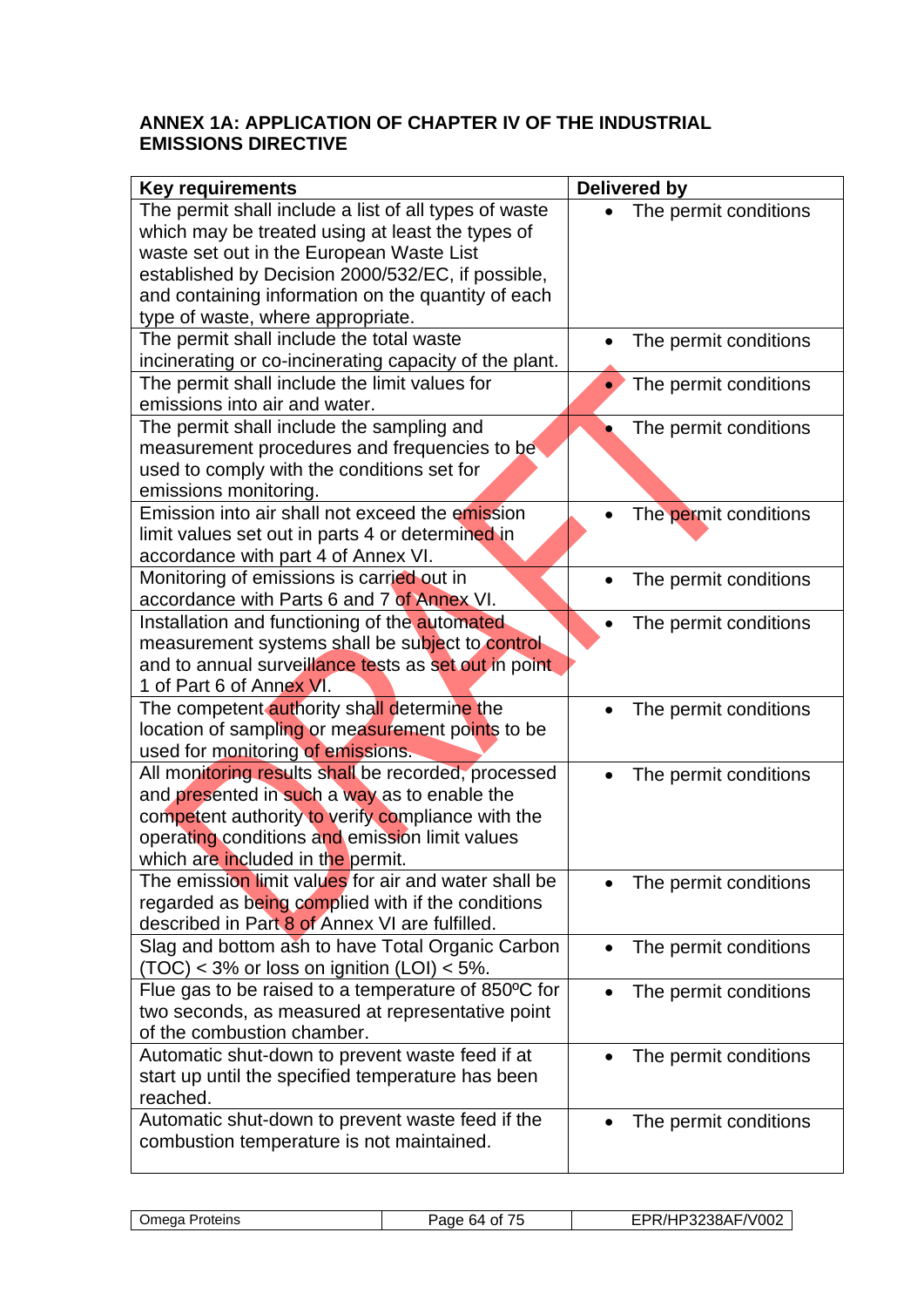## ANNEX 1A: APPLICATION OF CHAPTER IV OF THE INDUSTRIAL EMISSIONS DIRECTIVE

| Key requirements | Delivered by |
|---|---|
| The permit shall include a list of all types of waste which may be treated using at least the types of waste set out in the European Waste List established by Decision 2000/532/EC, if possible, and containing information on the quantity of each type of waste, where appropriate. | • The permit conditions |
| The permit shall include the total waste incinerating or co-incinerating capacity of the plant. | • The permit conditions |
| The permit shall include the limit values for emissions into air and water. | • The permit conditions |
| The permit shall include the sampling and measurement procedures and frequencies to be used to comply with the conditions set for emissions monitoring. | • The permit conditions |
| Emission into air shall not exceed the emission limit values set out in parts 4 or determined in accordance with part 4 of Annex VI. | • The permit conditions |
| Monitoring of emissions is carried out in accordance with Parts 6 and 7 of Annex VI. | • The permit conditions |
| Installation and functioning of the automated measurement systems shall be subject to control and to annual surveillance tests as set out in point 1 of Part 6 of Annex VI. | • The permit conditions |
| The competent authority shall determine the location of sampling or measurement points to be used for monitoring of emissions. | • The permit conditions |
| All monitoring results shall be recorded, processed and presented in such a way as to enable the competent authority to verify compliance with the operating conditions and emission limit values which are included in the permit. | • The permit conditions |
| The emission limit values for air and water shall be regarded as being complied with if the conditions described in Part 8 of Annex VI are fulfilled. | • The permit conditions |
| Slag and bottom ash to have Total Organic Carbon (TOC) < 3% or loss on ignition (LOI) < 5%. | • The permit conditions |
| Flue gas to be raised to a temperature of 850ºC for two seconds, as measured at representative point of the combustion chamber. | • The permit conditions |
| Automatic shut-down to prevent waste feed if at start up until the specified temperature has been reached. | • The permit conditions |
| Automatic shut-down to prevent waste feed if the combustion temperature is not maintained. | • The permit conditions |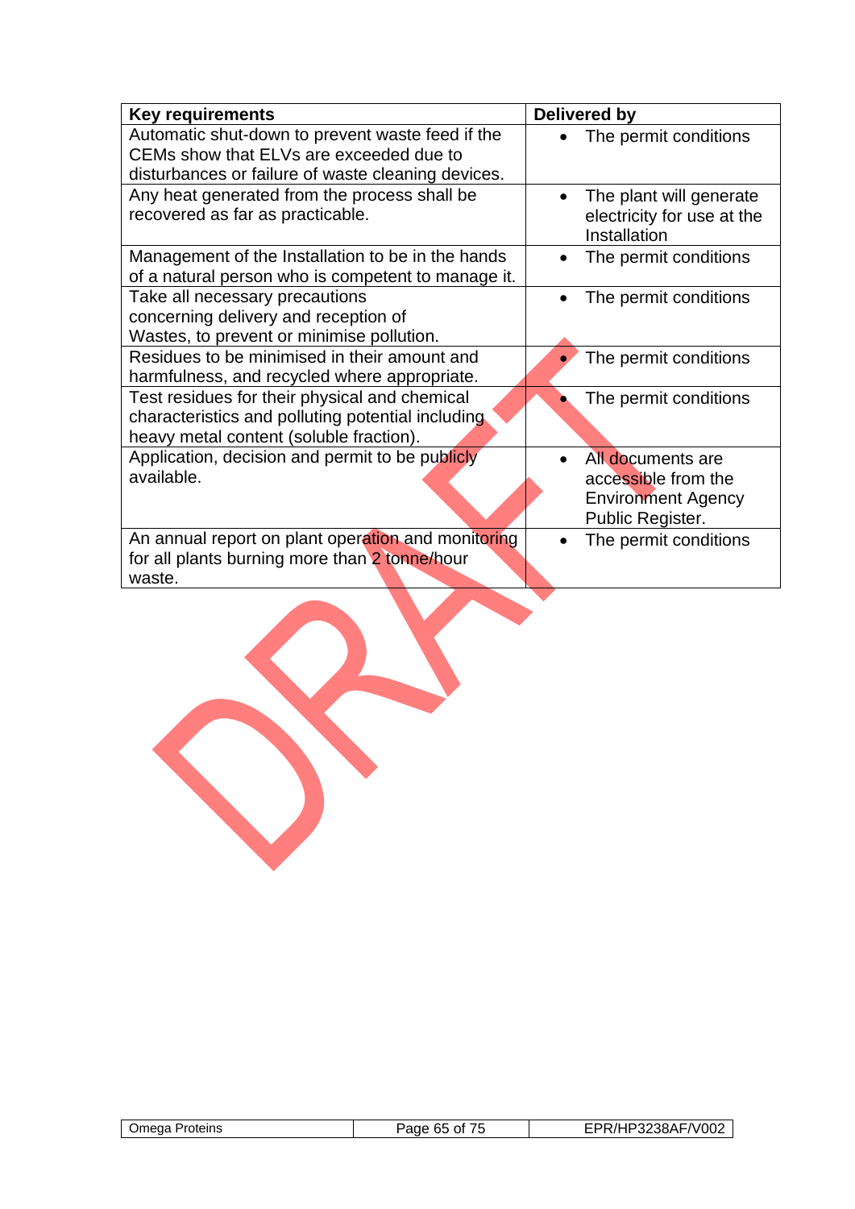| Key requirements | Delivered by |
|---|---|
| Automatic shut-down to prevent waste feed if the CEMs show that ELVs are exceeded due to disturbances or failure of waste cleaning devices. | • The permit conditions |
| Any heat generated from the process shall be recovered as far as practicable. | • The plant will generate electricity for use at the Installation |
| Management of the Installation to be in the hands of a natural person who is competent to manage it. | • The permit conditions |
| Take all necessary precautions concerning delivery and reception of Wastes, to prevent or minimise pollution. | • The permit conditions |
| Residues to be minimised in their amount and harmfulness, and recycled where appropriate. | • The permit conditions |
| Test residues for their physical and chemical characteristics and polluting potential including heavy metal content (soluble fraction). | • The permit conditions |
| Application, decision and permit to be publicly available. | • All documents are accessible from the Environment Agency Public Register. |
| An annual report on plant operation and monitoring for all plants burning more than 2 tonne/hour waste. | • The permit conditions |

DRAFT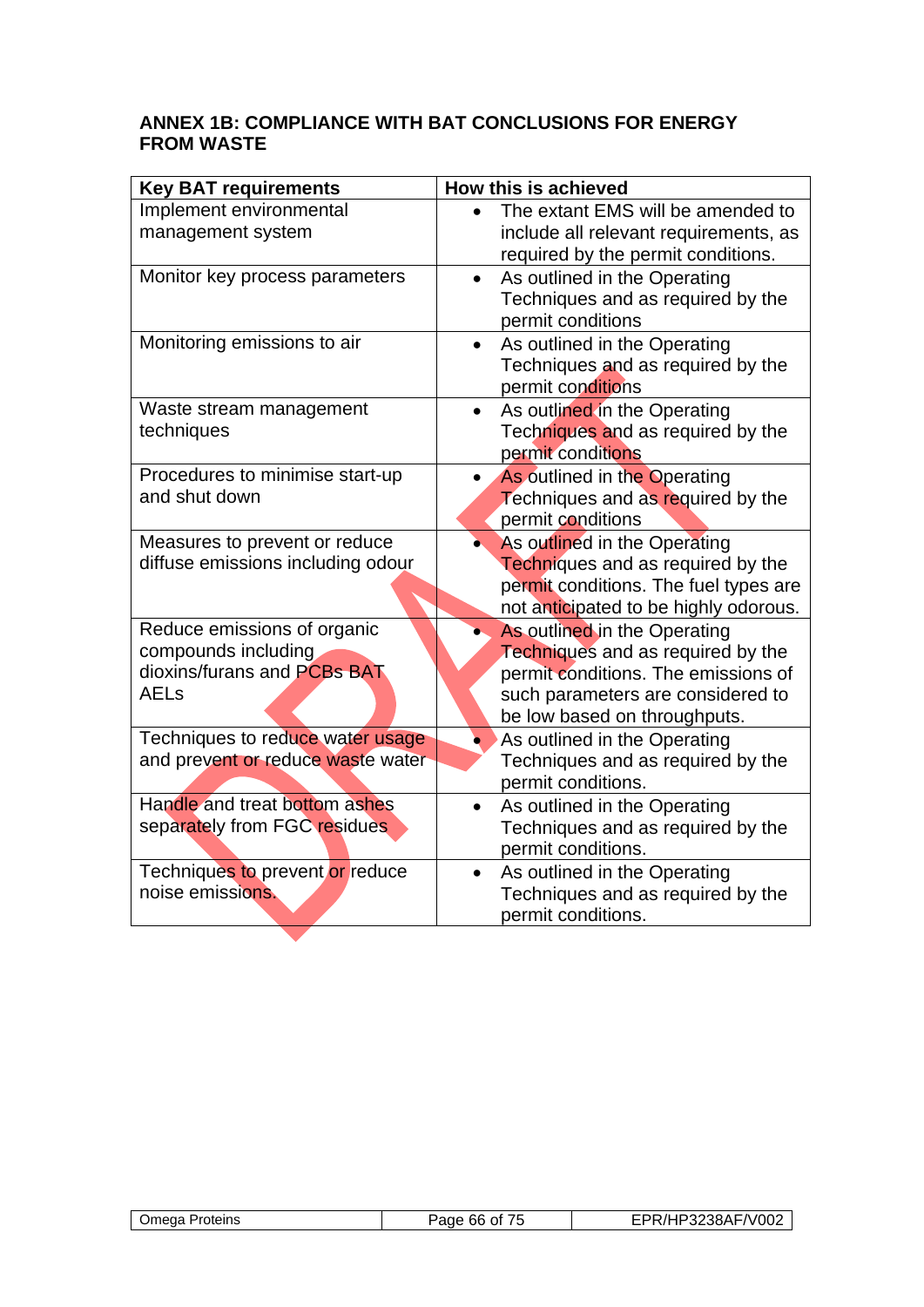**ANNEX 1B: COMPLIANCE WITH BAT CONCLUSIONS FOR ENERGY FROM WASTE**

| Key BAT requirements | How this is achieved |
|---|---|
| Implement environmental management system | • The extant EMS will be amended to include all relevant requirements, as required by the permit conditions. |
| Monitor key process parameters | • As outlined in the Operating Techniques and as required by the permit conditions |
| Monitoring emissions to air | • As outlined in the Operating Techniques and as required by the permit conditions |
| Waste stream management techniques | • As outlined in the Operating Techniques and as required by the permit conditions |
| Procedures to minimise start-up and shut down | • As outlined in the Operating Techniques and as required by the permit conditions |
| Measures to prevent or reduce diffuse emissions including odour | • As outlined in the Operating Techniques and as required by the permit conditions. The fuel types are not anticipated to be highly odorous. |
| Reduce emissions of organic compounds including dioxins/furans and PCBs BAT AELs | • As outlined in the Operating Techniques and as required by the permit conditions. The emissions of such parameters are considered to be low based on throughputs. |
| Techniques to reduce water usage and prevent or reduce waste water | • As outlined in the Operating Techniques and as required by the permit conditions. |
| Handle and treat bottom ashes separately from FGC residues | • As outlined in the Operating Techniques and as required by the permit conditions. |
| Techniques to prevent or reduce noise emissions. | • As outlined in the Operating Techniques and as required by the permit conditions. |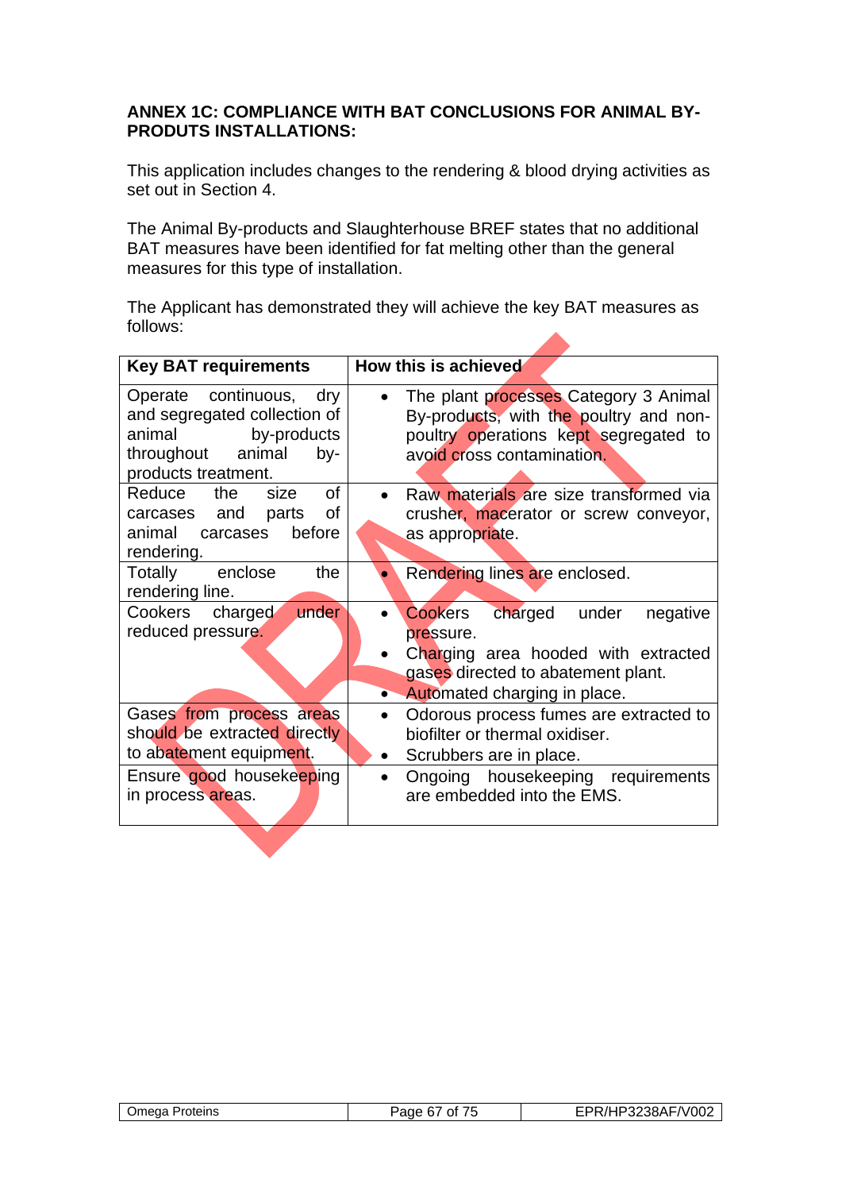**ANNEX 1C: COMPLIANCE WITH BAT CONCLUSIONS FOR ANIMAL BY-PRODUTS INSTALLATIONS:**

This application includes changes to the rendering & blood drying activities as set out in Section 4.

The Animal By-products and Slaughterhouse BREF states that no additional BAT measures have been identified for fat melting other than the general measures for this type of installation.

The Applicant has demonstrated they will achieve the key BAT measures as follows:

| Key BAT requirements | How this is achieved |
|---|---|
| Operate continuous, dry and segregated collection of animal by-products throughout animal by-products treatment. | • The plant processes Category 3 Animal By-products, with the poultry and non-poultry operations kept segregated to avoid cross contamination. |
| Reduce the size of carcases and parts of animal carcases before rendering. | • Raw materials are size transformed via crusher, macerator or screw conveyor, as appropriate. |
| Totally enclose the rendering line. | • Rendering lines are enclosed. |
| Cookers charged under reduced pressure. | • Cookers charged under negative pressure.<br>• Charging area hooded with extracted gases directed to abatement plant.<br>• Automated charging in place. |
| Gases from process areas should be extracted directly to abatement equipment. | • Odorous process fumes are extracted to biofilter or thermal oxidiser.<br>• Scrubbers are in place. |
| Ensure good housekeeping in process areas. | • Ongoing housekeeping requirements are embedded into the EMS. |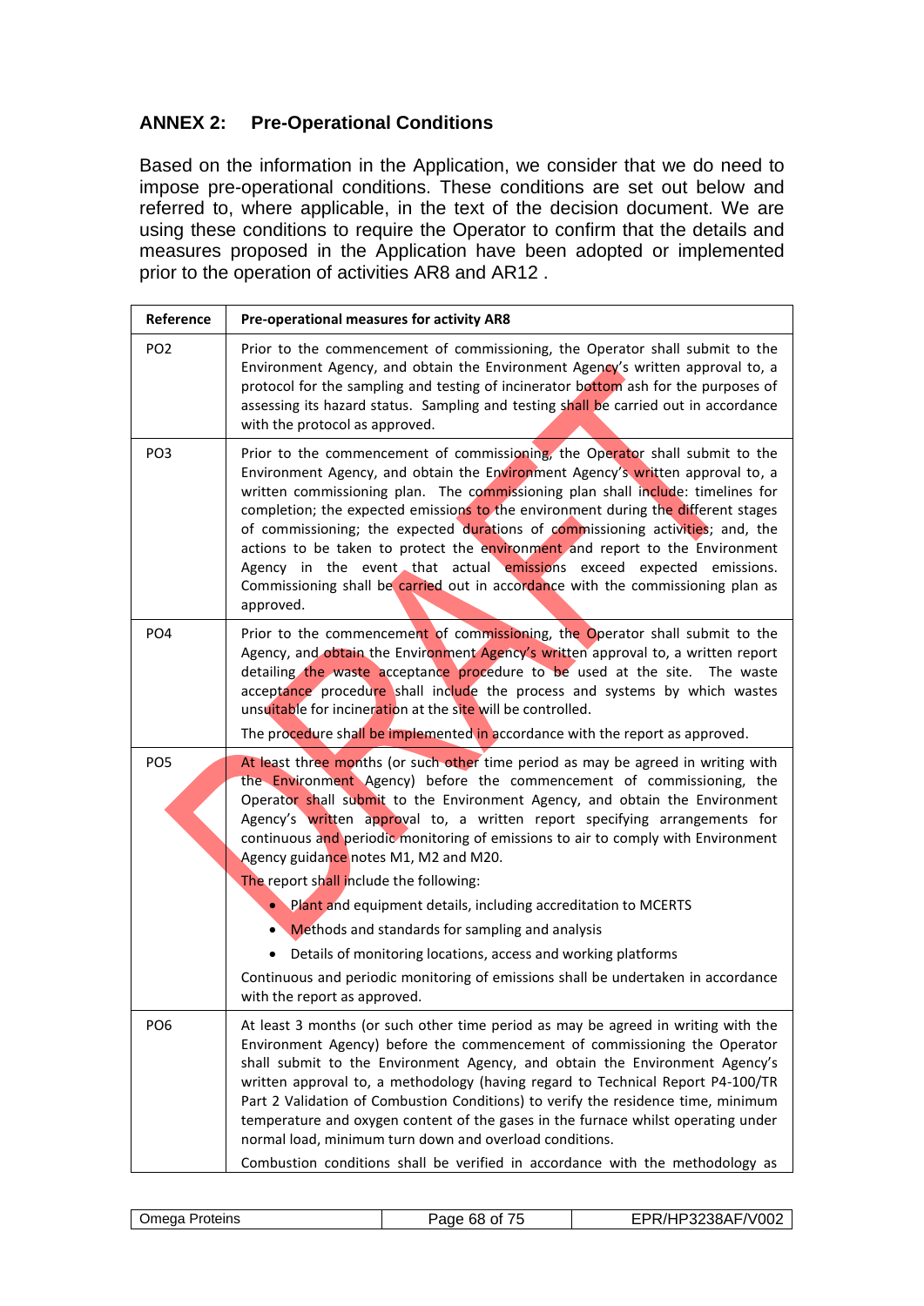## ANNEX 2: Pre-Operational Conditions

Based on the information in the Application, we consider that we do need to impose pre-operational conditions. These conditions are set out below and referred to, where applicable, in the text of the decision document. We are using these conditions to require the Operator to confirm that the details and measures proposed in the Application have been adopted or implemented prior to the operation of activities AR8 and AR12 .

| Reference | Pre-operational measures for activity AR8 |
|---|---|
| PO2 | Prior to the commencement of commissioning, the Operator shall submit to the Environment Agency, and obtain the Environment Agency's written approval to, a protocol for the sampling and testing of incinerator bottom ash for the purposes of assessing its hazard status. Sampling and testing shall be carried out in accordance with the protocol as approved. |
| PO3 | Prior to the commencement of commissioning, the Operator shall submit to the Environment Agency, and obtain the Environment Agency's written approval to, a written commissioning plan. The commissioning plan shall include: timelines for completion; the expected emissions to the environment during the different stages of commissioning; the expected durations of commissioning activities; and, the actions to be taken to protect the environment and report to the Environment Agency in the event that actual emissions exceed expected emissions. Commissioning shall be carried out in accordance with the commissioning plan as approved. |
| PO4 | Prior to the commencement of commissioning, the Operator shall submit to the Agency, and obtain the Environment Agency's written approval to, a written report detailing the waste acceptance procedure to be used at the site. The waste acceptance procedure shall include the process and systems by which wastes unsuitable for incineration at the site will be controlled.<br><br>The procedure shall be implemented in accordance with the report as approved. |
| PO5 | At least three months (or such other time period as may be agreed in writing with the Environment Agency) before the commencement of commissioning, the Operator shall submit to the Environment Agency, and obtain the Environment Agency's written approval to, a written report specifying arrangements for continuous and periodic monitoring of emissions to air to comply with Environment Agency guidance notes M1, M2 and M20.<br><br>The report shall include the following:<br>• Plant and equipment details, including accreditation to MCERTS<br>• Methods and standards for sampling and analysis<br>• Details of monitoring locations, access and working platforms<br><br>Continuous and periodic monitoring of emissions shall be undertaken in accordance with the report as approved. |
| PO6 | At least 3 months (or such other time period as may be agreed in writing with the Environment Agency) before the commencement of commissioning the Operator shall submit to the Environment Agency, and obtain the Environment Agency's written approval to, a methodology (having regard to Technical Report P4-100/TR Part 2 Validation of Combustion Conditions) to verify the residence time, minimum temperature and oxygen content of the gases in the furnace whilst operating under normal load, minimum turn down and overload conditions.<br><br>Combustion conditions shall be verified in accordance with the methodology as |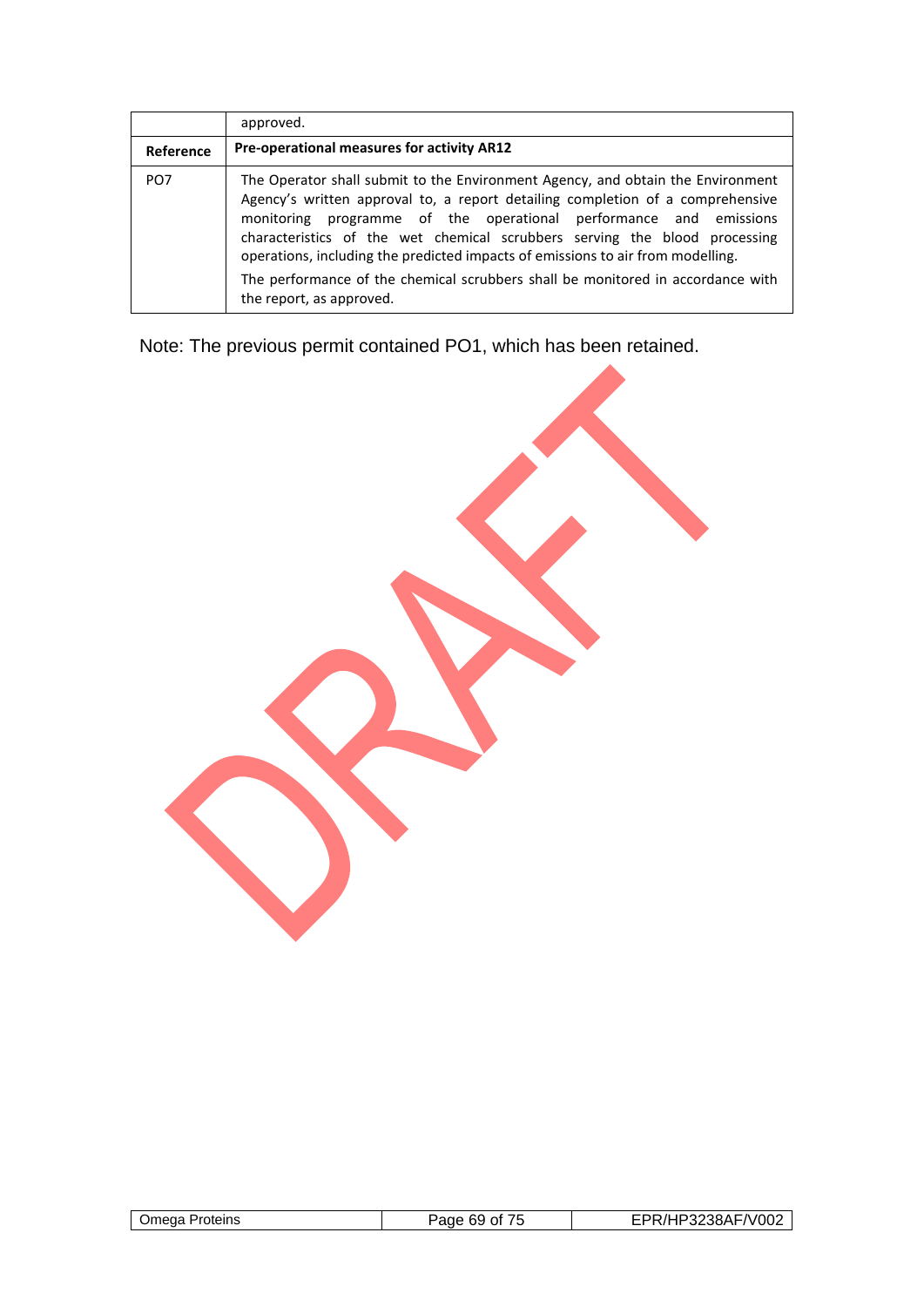|  | approved. |
|---|---|
| **Reference** | **Pre-operational measures for activity AR12** |
| PO7 | The Operator shall submit to the Environment Agency, and obtain the Environment Agency's written approval to, a report detailing completion of a comprehensive monitoring programme of the operational performance and emissions characteristics of the wet chemical scrubbers serving the blood processing operations, including the predicted impacts of emissions to air from modelling.<br><br>The performance of the chemical scrubbers shall be monitored in accordance with the report, as approved. |

Note: The previous permit contained PO1, which has been retained.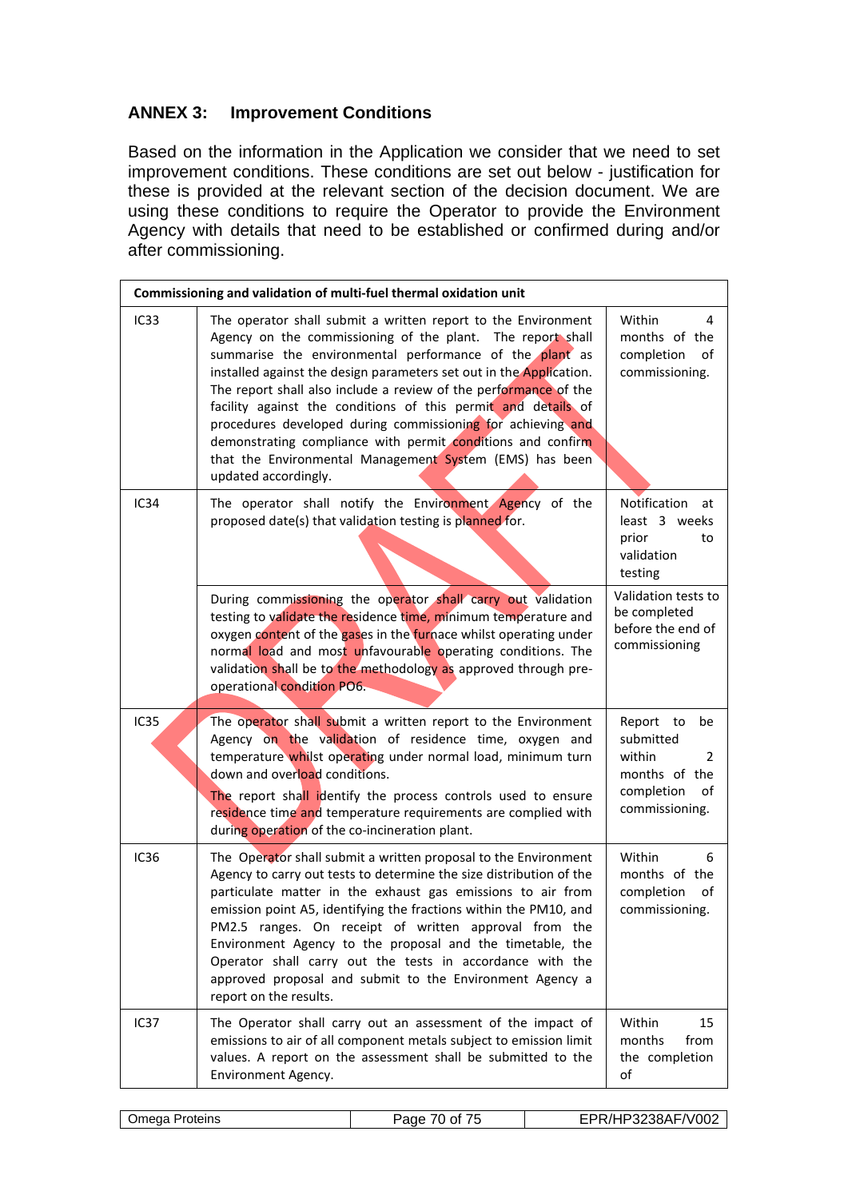## ANNEX 3: Improvement Conditions

Based on the information in the Application we consider that we need to set improvement conditions. These conditions are set out below - justification for these is provided at the relevant section of the decision document. We are using these conditions to require the Operator to provide the Environment Agency with details that need to be established or confirmed during and/or after commissioning.

| Commissioning and validation of multi-fuel thermal oxidation unit | | |
|---|---|---|
| IC33 | The operator shall submit a written report to the Environment Agency on the commissioning of the plant. The report shall summarise the environmental performance of the plant as installed against the design parameters set out in the Application. The report shall also include a review of the performance of the facility against the conditions of this permit and details of procedures developed during commissioning for achieving and demonstrating compliance with permit conditions and confirm that the Environmental Management System (EMS) has been updated accordingly. | Within 4 months of the completion of commissioning. |
| IC34 | The operator shall notify the Environment Agency of the proposed date(s) that validation testing is planned for. | Notification at least 3 weeks prior to validation testing |
| | During commissioning the operator shall carry out validation testing to validate the residence time, minimum temperature and oxygen content of the gases in the furnace whilst operating under normal load and most unfavourable operating conditions. The validation shall be to the methodology as approved through pre-operational condition PO6. | Validation tests to be completed before the end of commissioning |
| IC35 | The operator shall submit a written report to the Environment Agency on the validation of residence time, oxygen and temperature whilst operating under normal load, minimum turn down and overload conditions.<br>The report shall identify the process controls used to ensure residence time and temperature requirements are complied with during operation of the co-incineration plant. | Report to be submitted within 2 months of the completion of commissioning. |
| IC36 | The Operator shall submit a written proposal to the Environment Agency to carry out tests to determine the size distribution of the particulate matter in the exhaust gas emissions to air from emission point A5, identifying the fractions within the PM10, and PM2.5 ranges. On receipt of written approval from the Environment Agency to the proposal and the timetable, the Operator shall carry out the tests in accordance with the approved proposal and submit to the Environment Agency a report on the results. | Within 6 months of the completion of commissioning. |
| IC37 | The Operator shall carry out an assessment of the impact of emissions to air of all component metals subject to emission limit values. A report on the assessment shall be submitted to the Environment Agency. | Within 15 months from the completion of |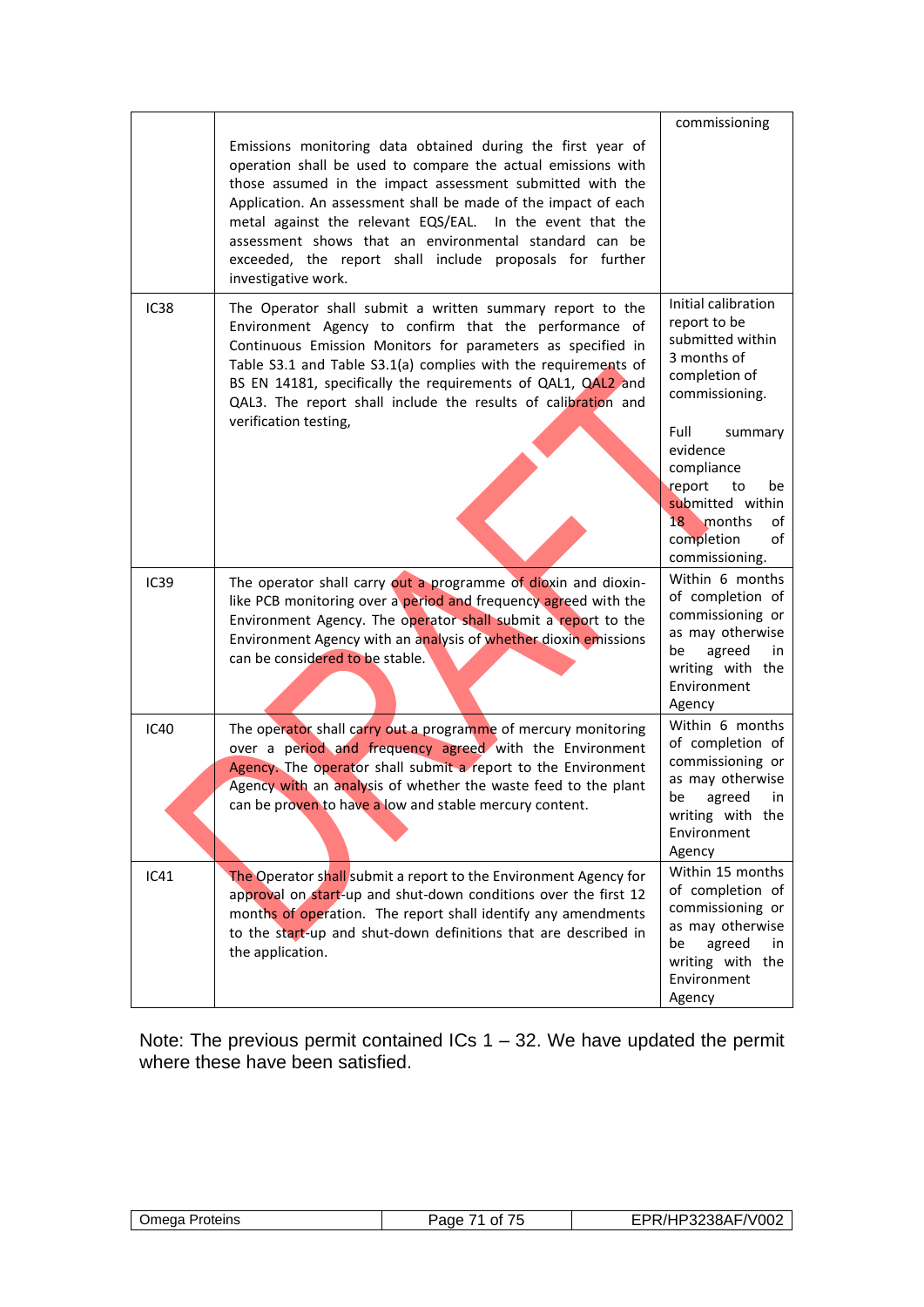| | | |
|---|---|---|
| | Emissions monitoring data obtained during the first year of operation shall be used to compare the actual emissions with those assumed in the impact assessment submitted with the Application. An assessment shall be made of the impact of each metal against the relevant EQS/EAL. In the event that the assessment shows that an environmental standard can be exceeded, the report shall include proposals for further investigative work. | commissioning |
| IC38 | The Operator shall submit a written summary report to the Environment Agency to confirm that the performance of Continuous Emission Monitors for parameters as specified in Table S3.1 and Table S3.1(a) complies with the requirements of BS EN 14181, specifically the requirements of QAL1, QAL2 and QAL3. The report shall include the results of calibration and verification testing, | Initial calibration report to be submitted within 3 months of completion of commissioning.<br><br>Full summary evidence compliance report to be submitted within 18 months of completion of commissioning. |
| IC39 | The operator shall carry out a programme of dioxin and dioxin-like PCB monitoring over a period and frequency agreed with the Environment Agency. The operator shall submit a report to the Environment Agency with an analysis of whether dioxin emissions can be considered to be stable. | Within 6 months of completion of commissioning or as may otherwise be agreed in writing with the Environment Agency |
| IC40 | The operator shall carry out a programme of mercury monitoring over a period and frequency agreed with the Environment Agency. The operator shall submit a report to the Environment Agency with an analysis of whether the waste feed to the plant can be proven to have a low and stable mercury content. | Within 6 months of completion of commissioning or as may otherwise be agreed in writing with the Environment Agency |
| IC41 | The Operator shall submit a report to the Environment Agency for approval on start-up and shut-down conditions over the first 12 months of operation. The report shall identify any amendments to the start-up and shut-down definitions that are described in the application. | Within 15 months of completion of commissioning or as may otherwise be agreed in writing with the Environment Agency |

Note: The previous permit contained ICs 1 – 32. We have updated the permit where these have been satisfied.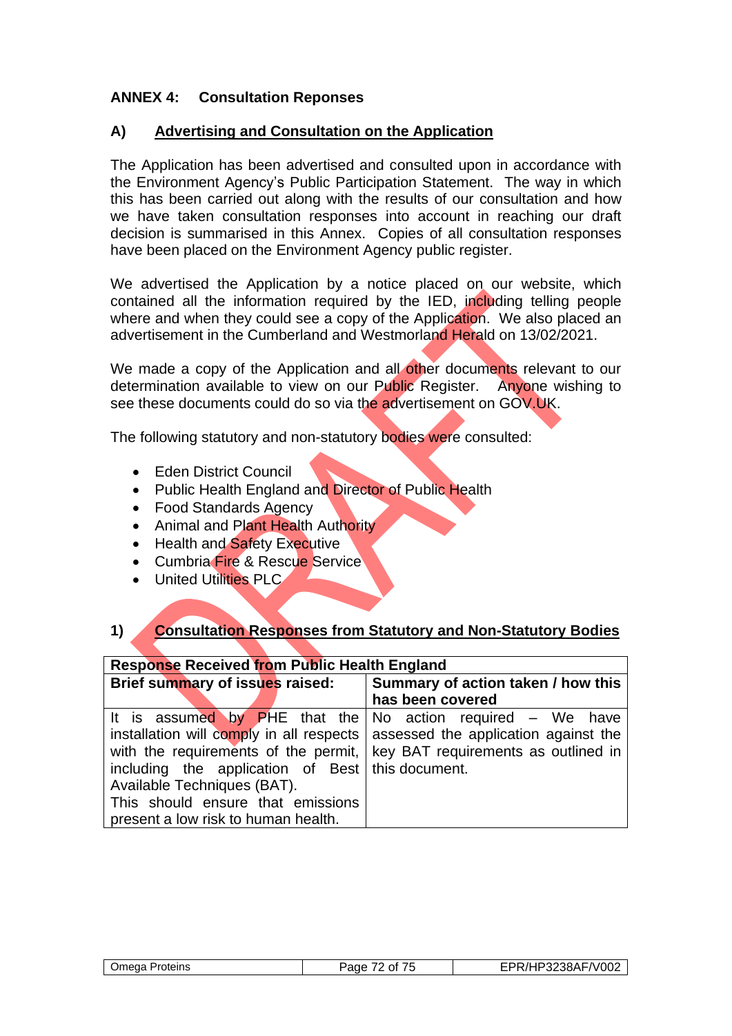## ANNEX 4: Consultation Reponses

### A) Advertising and Consultation on the Application

The Application has been advertised and consulted upon in accordance with the Environment Agency's Public Participation Statement. The way in which this has been carried out along with the results of our consultation and how we have taken consultation responses into account in reaching our draft decision is summarised in this Annex. Copies of all consultation responses have been placed on the Environment Agency public register.

We advertised the Application by a notice placed on our website, which contained all the information required by the IED, including telling people where and when they could see a copy of the Application. We also placed an advertisement in the Cumberland and Westmorland Herald on 13/02/2021.

We made a copy of the Application and all other documents relevant to our determination available to view on our Public Register. Anyone wishing to see these documents could do so via the advertisement on GOV.UK.

The following statutory and non-statutory bodies were consulted:

- Eden District Council
- Public Health England and Director of Public Health
- Food Standards Agency
- Animal and Plant Health Authority
- Health and Safety Executive
- Cumbria Fire & Rescue Service
- United Utilities PLC

### 1) Consultation Responses from Statutory and Non-Statutory Bodies

| Response Received from Public Health England | |
|---|---|
| **Brief summary of issues raised:** | **Summary of action taken / how this has been covered** |
| It is assumed by PHE that the installation will comply in all respects with the requirements of the permit, including the application of Best Available Techniques (BAT).<br>This should ensure that emissions present a low risk to human health. | No action required – We have assessed the application against the key BAT requirements as outlined in this document. |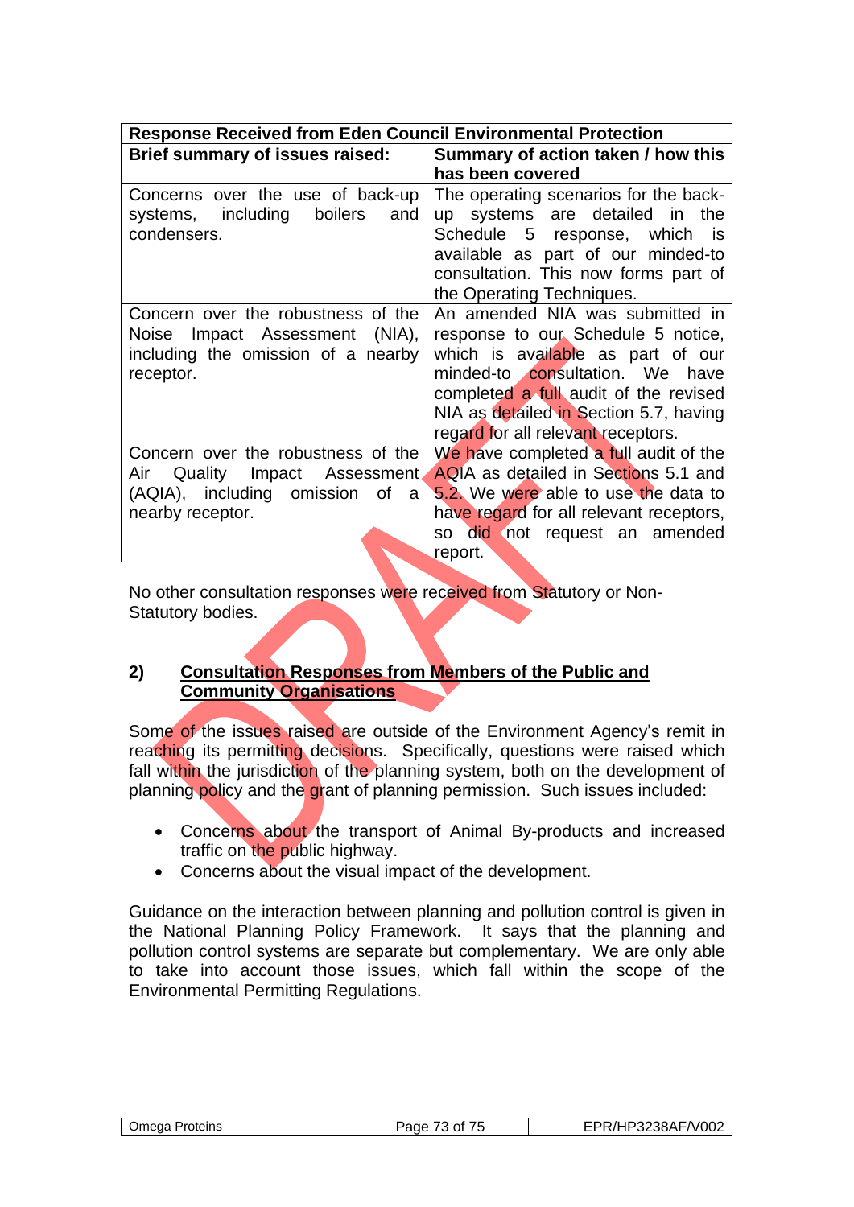| Response Received from Eden Council Environmental Protection | |
|---|---|
| **Brief summary of issues raised:** | **Summary of action taken / how this has been covered** |
| Concerns over the use of back-up systems, including boilers and condensers. | The operating scenarios for the back-up systems are detailed in the Schedule 5 response, which is available as part of our minded-to consultation. This now forms part of the Operating Techniques. |
| Concern over the robustness of the Noise Impact Assessment (NIA), including the omission of a nearby receptor. | An amended NIA was submitted in response to our Schedule 5 notice, which is available as part of our minded-to consultation. We have completed a full audit of the revised NIA as detailed in Section 5.7, having regard for all relevant receptors. |
| Concern over the robustness of the Air Quality Impact Assessment (AQIA), including omission of a nearby receptor. | We have completed a full audit of the AQIA as detailed in Sections 5.1 and 5.2. We were able to use the data to have regard for all relevant receptors, so did not request an amended report. |

No other consultation responses were received from Statutory or Non-Statutory bodies.

## 2) Consultation Responses from Members of the Public and Community Organisations

Some of the issues raised are outside of the Environment Agency's remit in reaching its permitting decisions. Specifically, questions were raised which fall within the jurisdiction of the planning system, both on the development of planning policy and the grant of planning permission. Such issues included:

- Concerns about the transport of Animal By-products and increased traffic on the public highway.
- Concerns about the visual impact of the development.

Guidance on the interaction between planning and pollution control is given in the National Planning Policy Framework. It says that the planning and pollution control systems are separate but complementary. We are only able to take into account those issues, which fall within the scope of the Environmental Permitting Regulations.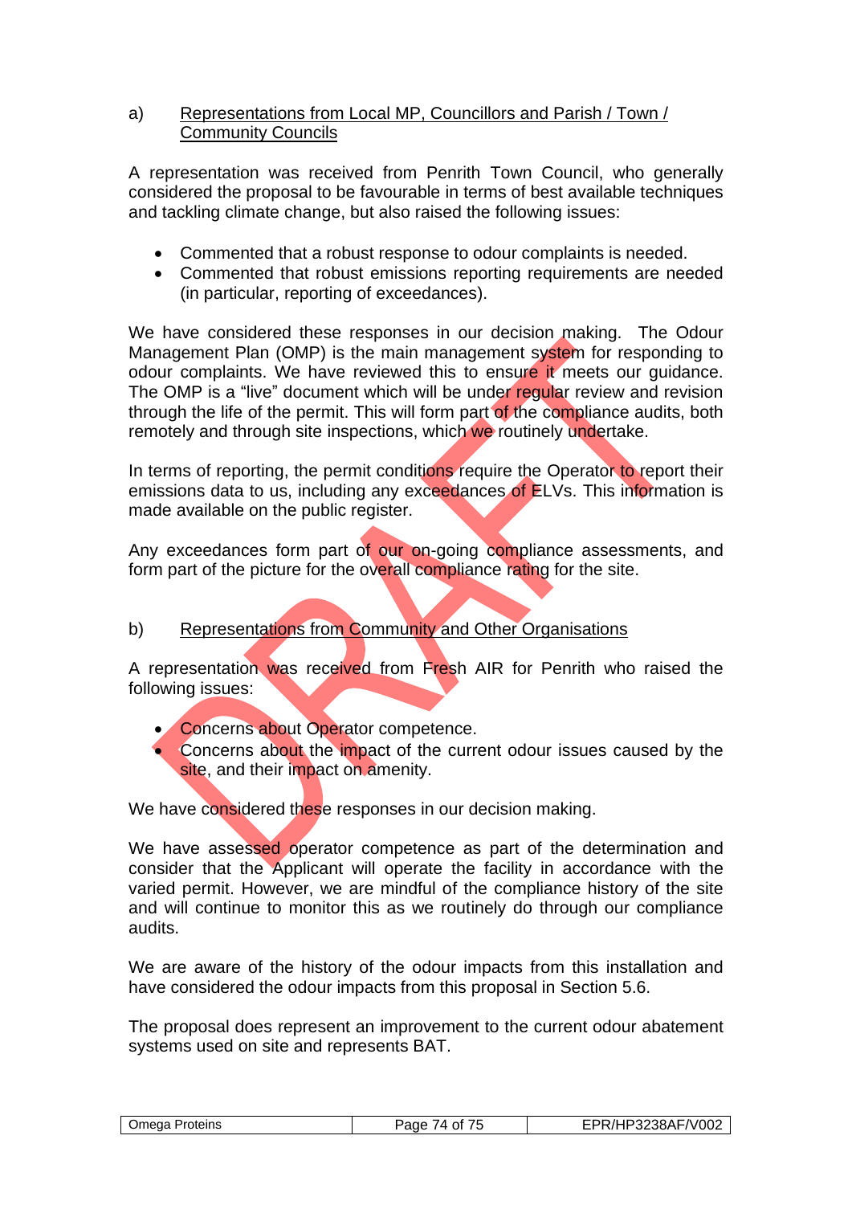a) <u>Representations from Local MP, Councillors and Parish / Town / Community Councils</u>

A representation was received from Penrith Town Council, who generally considered the proposal to be favourable in terms of best available techniques and tackling climate change, but also raised the following issues:

- Commented that a robust response to odour complaints is needed.
- Commented that robust emissions reporting requirements are needed (in particular, reporting of exceedances).

We have considered these responses in our decision making. The Odour Management Plan (OMP) is the main management system for responding to odour complaints. We have reviewed this to ensure it meets our guidance. The OMP is a "live" document which will be under regular review and revision through the life of the permit. This will form part of the compliance audits, both remotely and through site inspections, which we routinely undertake.

In terms of reporting, the permit conditions require the Operator to report their emissions data to us, including any exceedances of ELVs. This information is made available on the public register.

Any exceedances form part of our on-going compliance assessments, and form part of the picture for the overall compliance rating for the site.

b) <u>Representations from Community and Other Organisations</u>

A representation was received from Fresh AIR for Penrith who raised the following issues:

- Concerns about Operator competence.
- Concerns about the impact of the current odour issues caused by the site, and their impact on amenity.

We have considered these responses in our decision making.

We have assessed operator competence as part of the determination and consider that the Applicant will operate the facility in accordance with the varied permit. However, we are mindful of the compliance history of the site and will continue to monitor this as we routinely do through our compliance audits.

We are aware of the history of the odour impacts from this installation and have considered the odour impacts from this proposal in Section 5.6.

The proposal does represent an improvement to the current odour abatement systems used on site and represents BAT.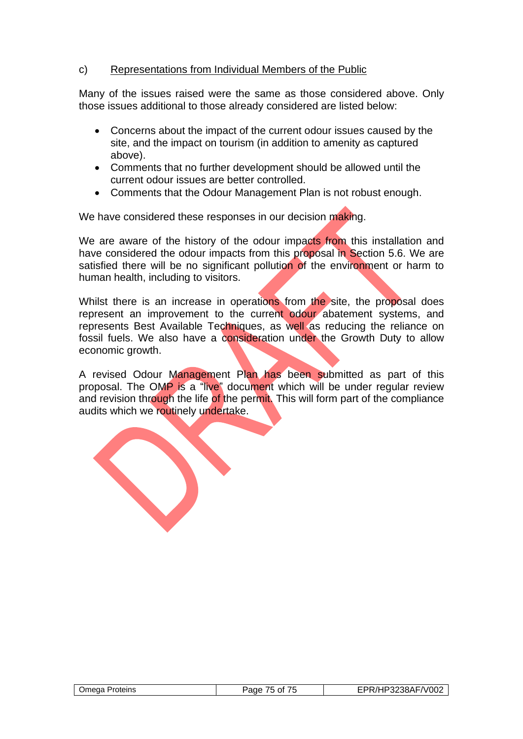c) Representations from Individual Members of the Public

Many of the issues raised were the same as those considered above. Only those issues additional to those already considered are listed below:

- Concerns about the impact of the current odour issues caused by the site, and the impact on tourism (in addition to amenity as captured above).
- Comments that no further development should be allowed until the current odour issues are better controlled.
- Comments that the Odour Management Plan is not robust enough.

We have considered these responses in our decision making.

We are aware of the history of the odour impacts from this installation and have considered the odour impacts from this proposal in Section 5.6. We are satisfied there will be no significant pollution of the environment or harm to human health, including to visitors.

Whilst there is an increase in operations from the site, the proposal does represent an improvement to the current odour abatement systems, and represents Best Available Techniques, as well as reducing the reliance on fossil fuels. We also have a consideration under the Growth Duty to allow economic growth.

A revised Odour Management Plan has been submitted as part of this proposal. The OMP is a “live” document which will be under regular review and revision through the life of the permit. This will form part of the compliance audits which we routinely undertake.